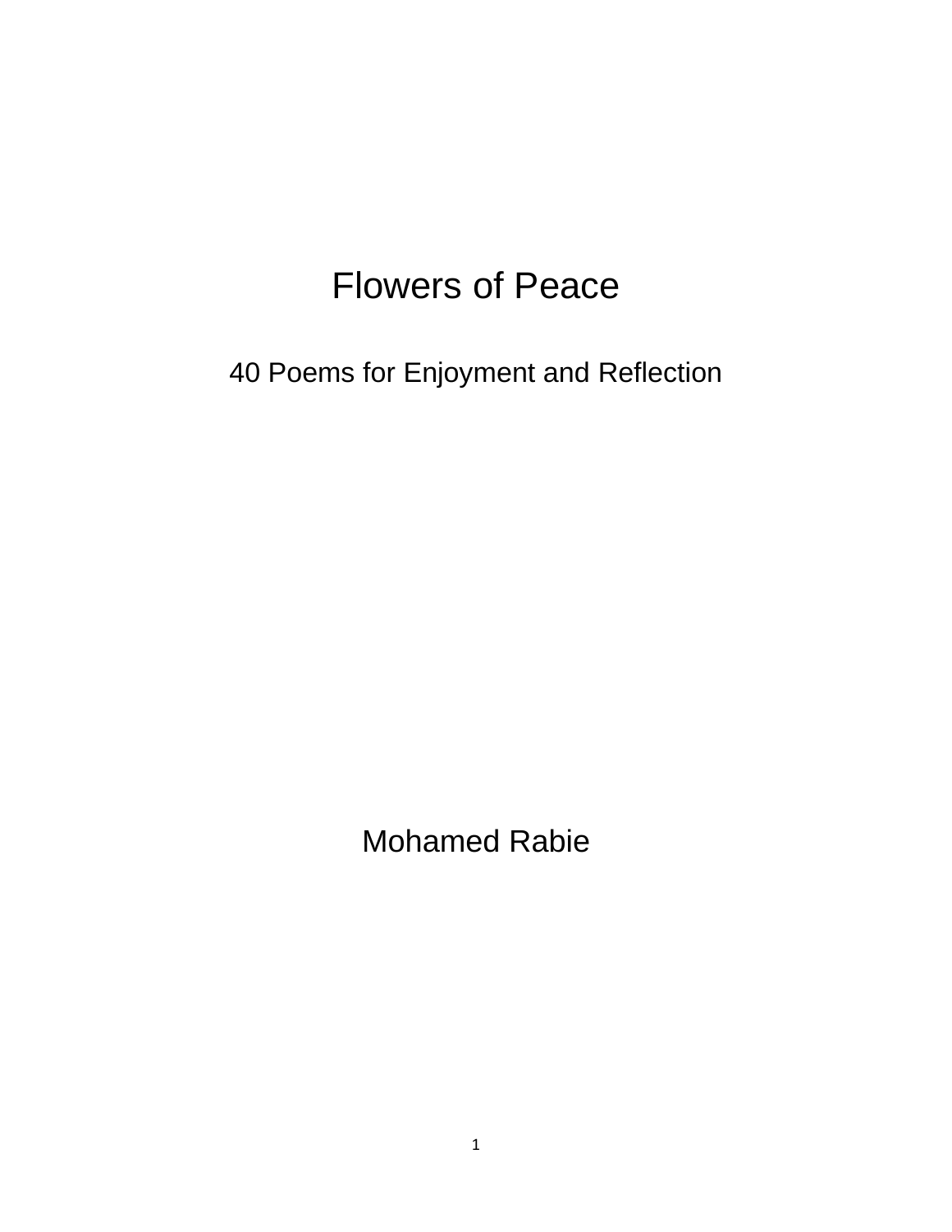# Flowers of Peace

## 40 Poems for Enjoyment and Reflection

Mohamed Rabie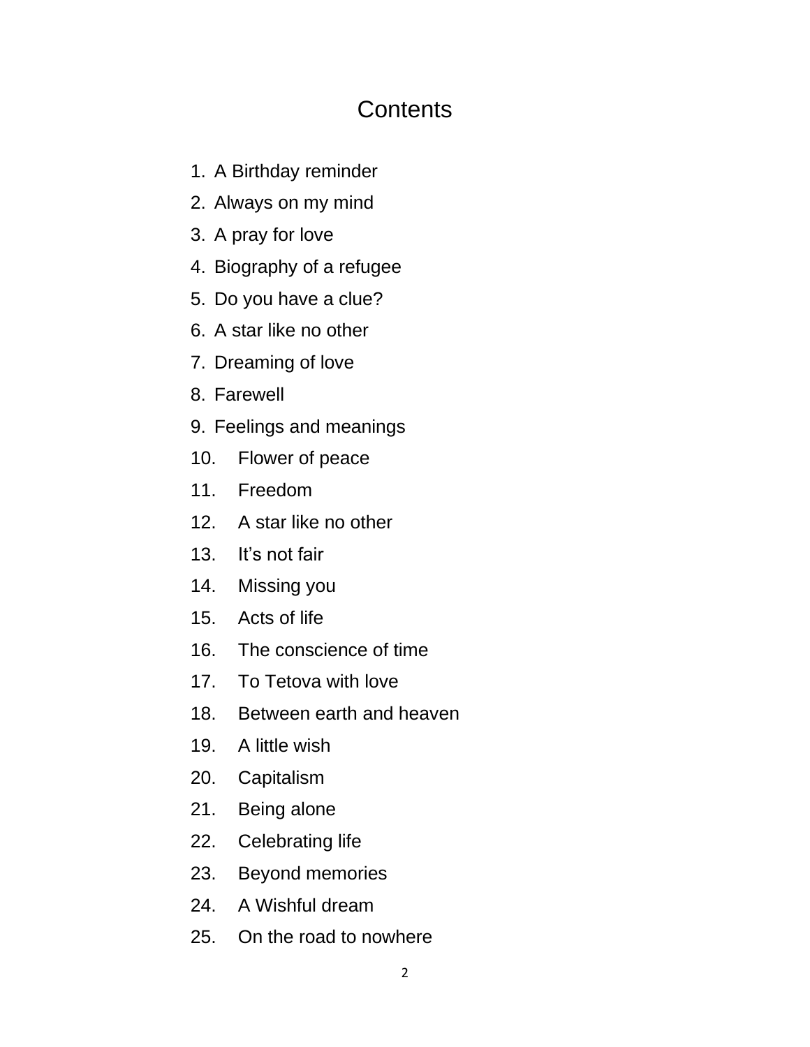# Contents

1. A Birthday reminder
2. Always on my mind
3. A pray for love
4. Biography of a refugee
5. Do you have a clue?
6. A star like no other
7. Dreaming of love
8. Farewell
9. Feelings and meanings
10. Flower of peace
11. Freedom
12. A star like no other
13. It's not fair
14. Missing you
15. Acts of life
16. The conscience of time
17. To Tetova with love
18. Between earth and heaven
19. A little wish
20. Capitalism
21. Being alone
22. Celebrating life
23. Beyond memories
24. A Wishful dream
25. On the road to nowhere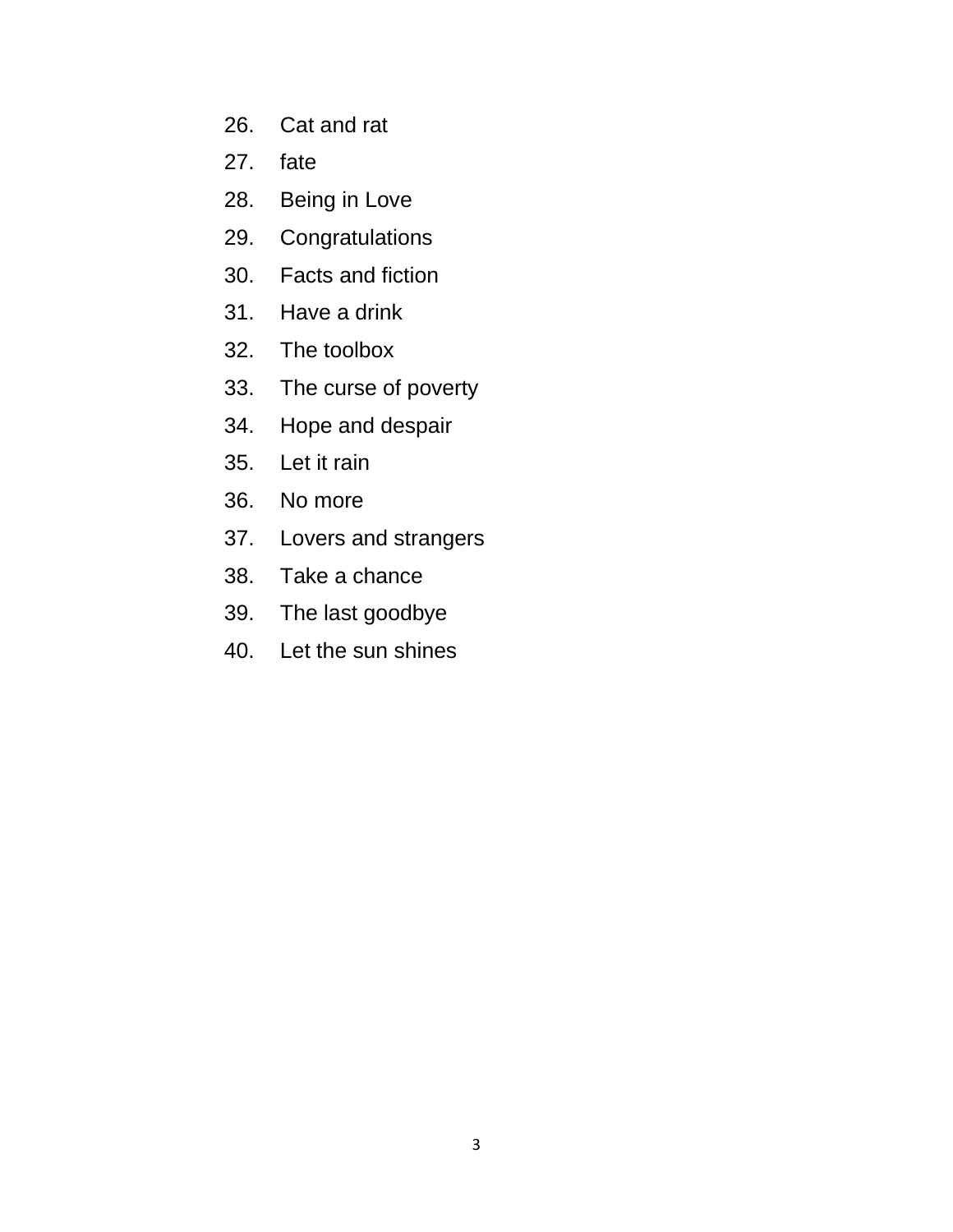26. Cat and rat
27. fate
28. Being in Love
29. Congratulations
30. Facts and fiction
31. Have a drink
32. The toolbox
33. The curse of poverty
34. Hope and despair
35. Let it rain
36. No more
37. Lovers and strangers
38. Take a chance
39. The last goodbye
40. Let the sun shines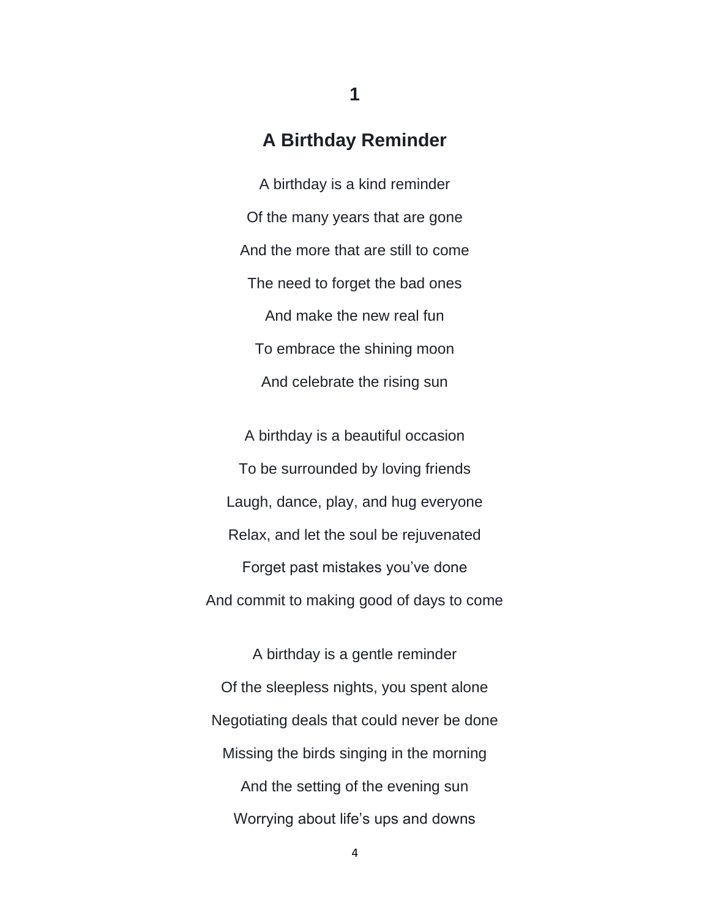# 1

## A Birthday Reminder

A birthday is a kind reminder

Of the many years that are gone

And the more that are still to come

The need to forget the bad ones

And make the new real fun

To embrace the shining moon

And celebrate the rising sun

A birthday is a beautiful occasion

To be surrounded by loving friends

Laugh, dance, play, and hug everyone

Relax, and let the soul be rejuvenated

Forget past mistakes you've done

And commit to making good of days to come

A birthday is a gentle reminder

Of the sleepless nights, you spent alone

Negotiating deals that could never be done

Missing the birds singing in the morning

And the setting of the evening sun

Worrying about life's ups and downs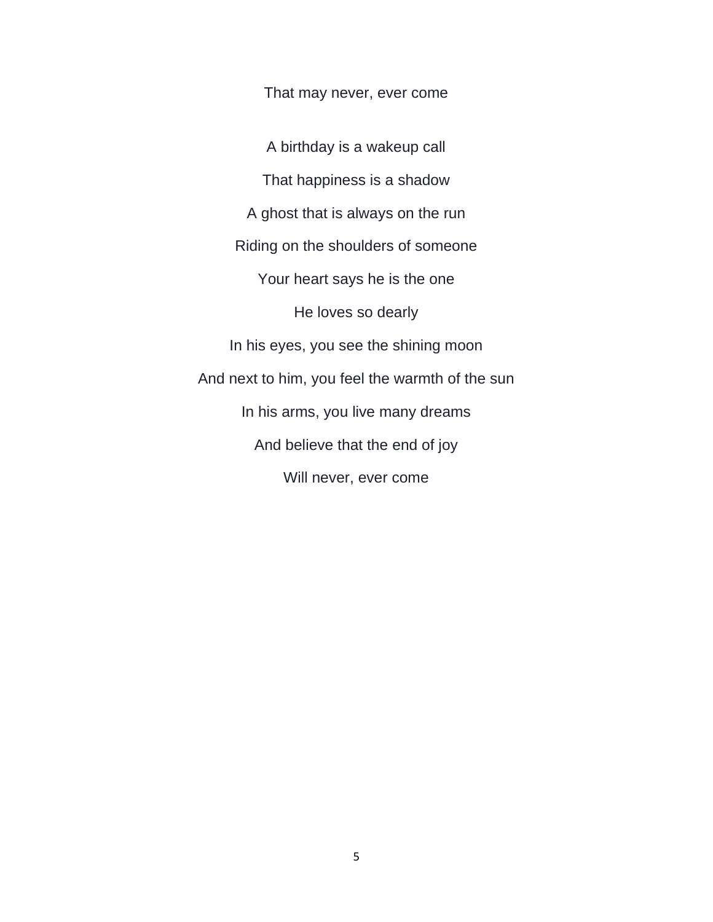That may never, ever come

A birthday is a wakeup call

That happiness is a shadow

A ghost that is always on the run

Riding on the shoulders of someone

Your heart says he is the one

He loves so dearly

In his eyes, you see the shining moon

And next to him, you feel the warmth of the sun

In his arms, you live many dreams

And believe that the end of joy

Will never, ever come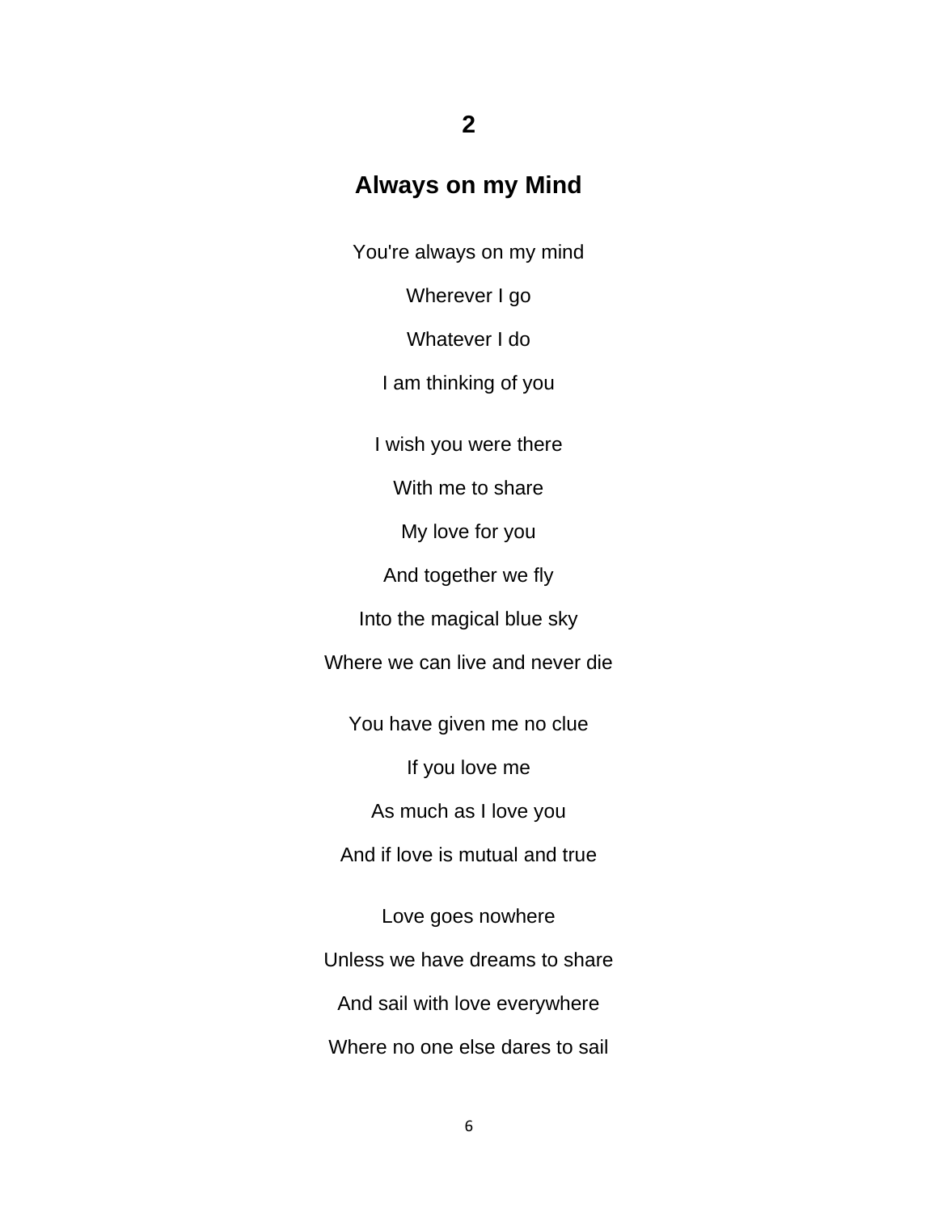## 2

## Always on my Mind

You're always on my mind

Wherever I go

Whatever I do

I am thinking of you

I wish you were there

With me to share

My love for you

And together we fly

Into the magical blue sky

Where we can live and never die

You have given me no clue

If you love me

As much as I love you

And if love is mutual and true

Love goes nowhere

Unless we have dreams to share

And sail with love everywhere

Where no one else dares to sail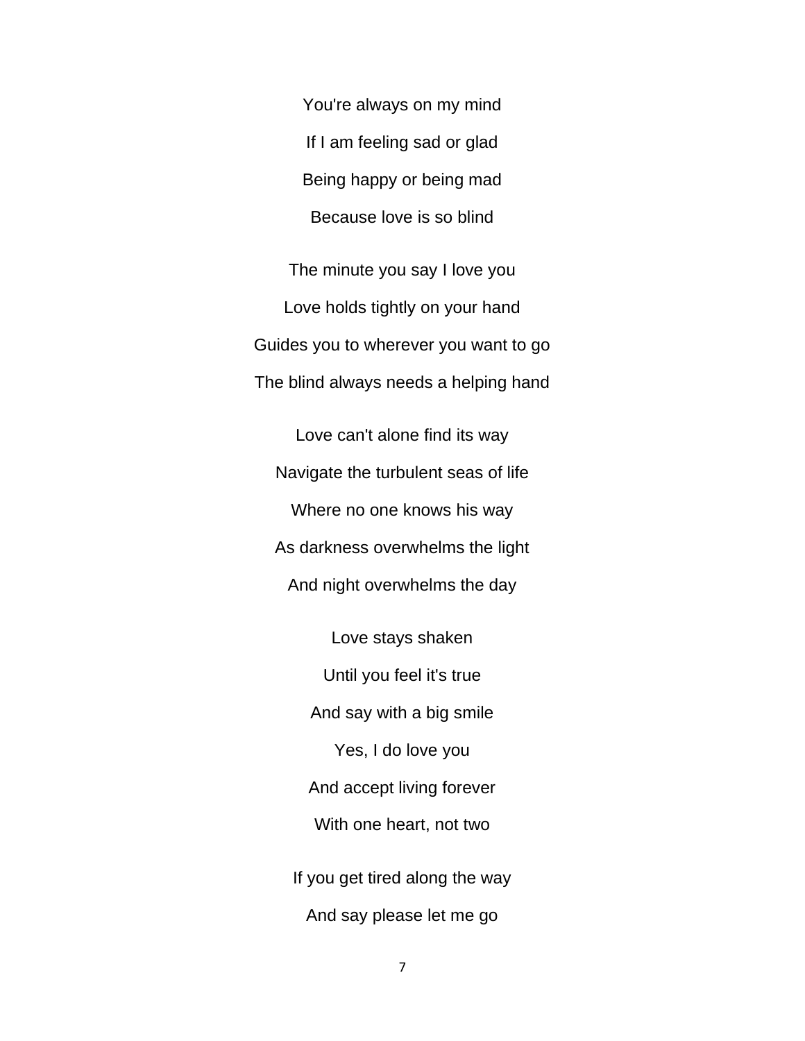You're always on my mind

If I am feeling sad or glad

Being happy or being mad

Because love is so blind

The minute you say I love you

Love holds tightly on your hand

Guides you to wherever you want to go

The blind always needs a helping hand

Love can't alone find its way

Navigate the turbulent seas of life

Where no one knows his way

As darkness overwhelms the light

And night overwhelms the day

Love stays shaken

Until you feel it's true

And say with a big smile

Yes, I do love you

And accept living forever

With one heart, not two

If you get tired along the way

And say please let me go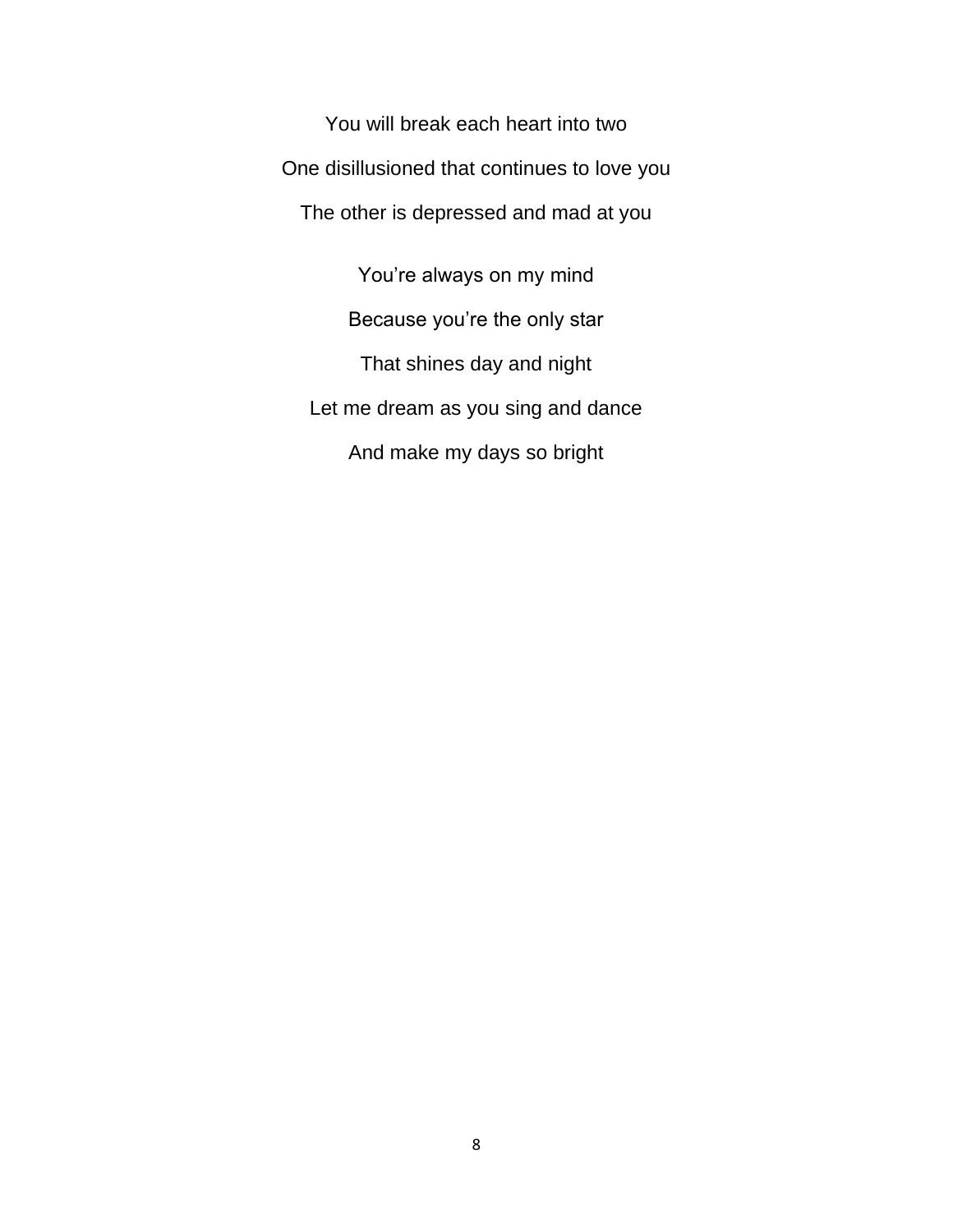You will break each heart into two

One disillusioned that continues to love you

The other is depressed and mad at you

You're always on my mind

Because you're the only star

That shines day and night

Let me dream as you sing and dance

And make my days so bright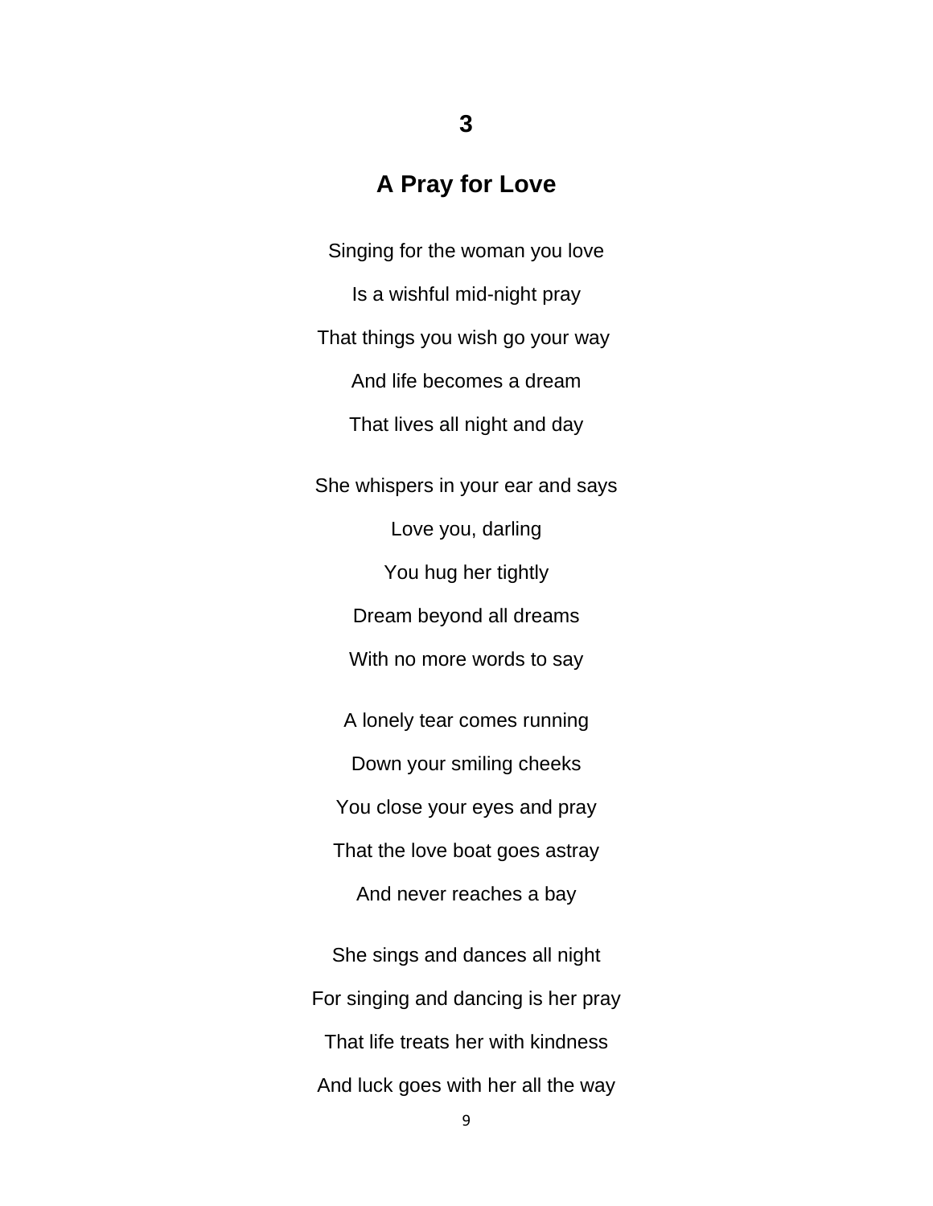## 3

## A Pray for Love

Singing for the woman you love

Is a wishful mid-night pray

That things you wish go your way

And life becomes a dream

That lives all night and day

She whispers in your ear and says

Love you, darling

You hug her tightly

Dream beyond all dreams

With no more words to say

A lonely tear comes running

Down your smiling cheeks

You close your eyes and pray

That the love boat goes astray

And never reaches a bay

She sings and dances all night

For singing and dancing is her pray

That life treats her with kindness

And luck goes with her all the way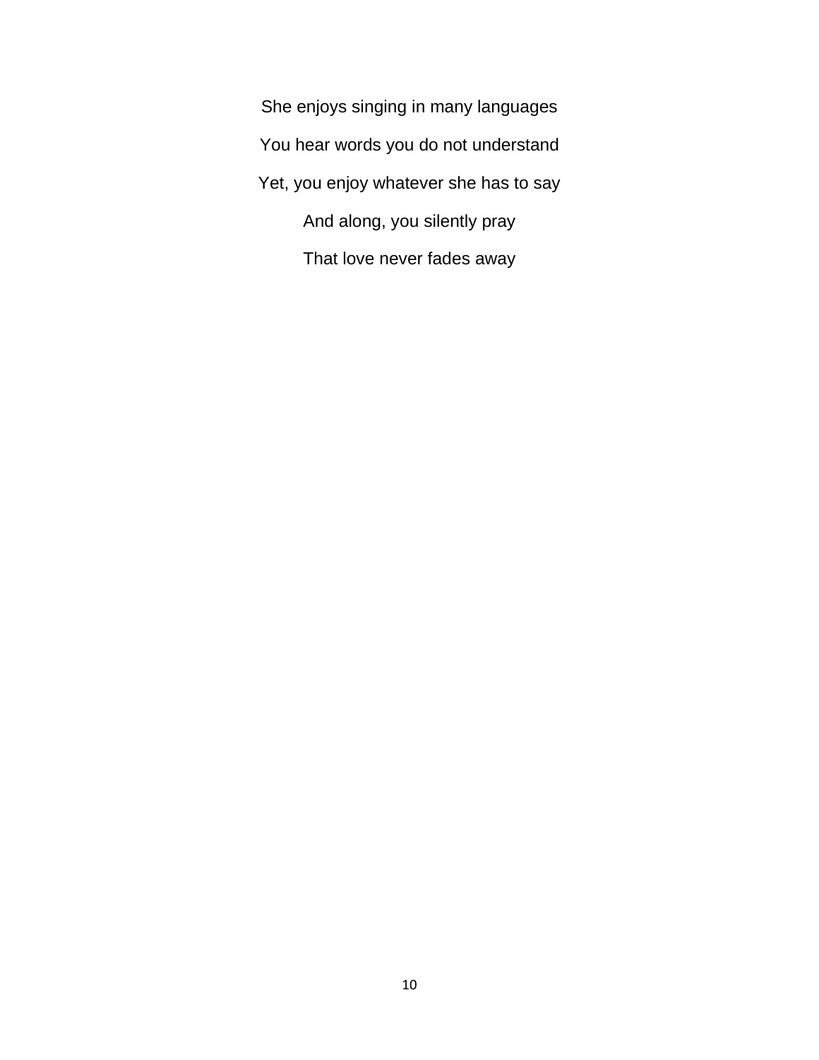She enjoys singing in many languages

You hear words you do not understand

Yet, you enjoy whatever she has to say

And along, you silently pray

That love never fades away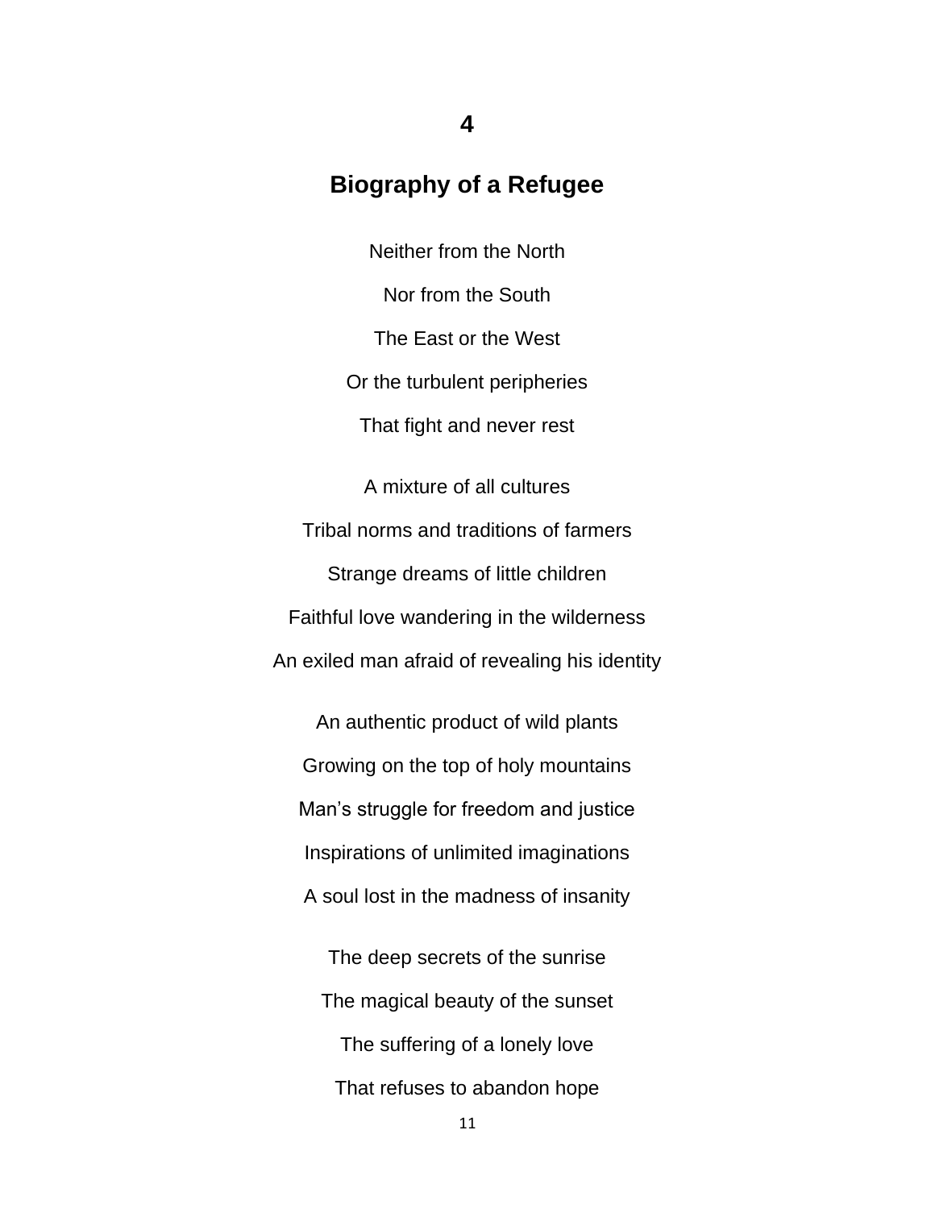## 4

## Biography of a Refugee

Neither from the North

Nor from the South

The East or the West

Or the turbulent peripheries

That fight and never rest

A mixture of all cultures

Tribal norms and traditions of farmers

Strange dreams of little children

Faithful love wandering in the wilderness

An exiled man afraid of revealing his identity

An authentic product of wild plants

Growing on the top of holy mountains

Man's struggle for freedom and justice

Inspirations of unlimited imaginations

A soul lost in the madness of insanity

The deep secrets of the sunrise

The magical beauty of the sunset

The suffering of a lonely love

That refuses to abandon hope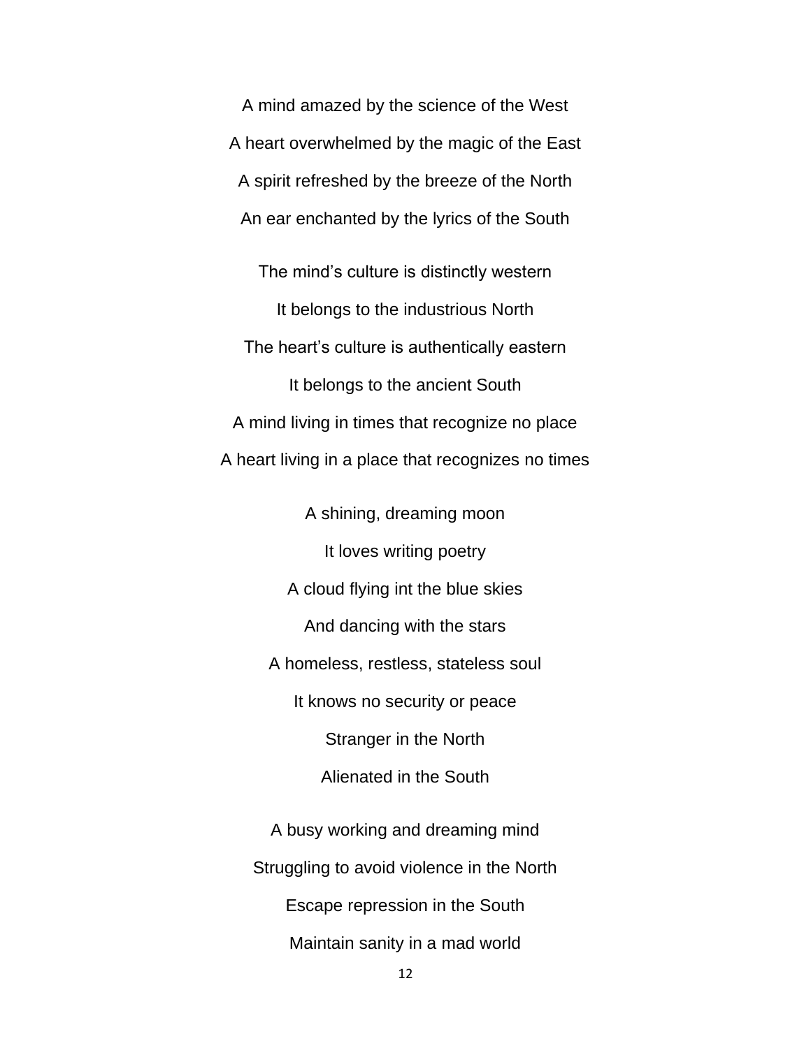A mind amazed by the science of the West

A heart overwhelmed by the magic of the East

A spirit refreshed by the breeze of the North

An ear enchanted by the lyrics of the South

The mind’s culture is distinctly western

It belongs to the industrious North

The heart’s culture is authentically eastern

It belongs to the ancient South

A mind living in times that recognize no place

A heart living in a place that recognizes no times

A shining, dreaming moon

It loves writing poetry

A cloud flying int the blue skies

And dancing with the stars

A homeless, restless, stateless soul

It knows no security or peace

Stranger in the North

Alienated in the South

A busy working and dreaming mind

Struggling to avoid violence in the North

Escape repression in the South

Maintain sanity in a mad world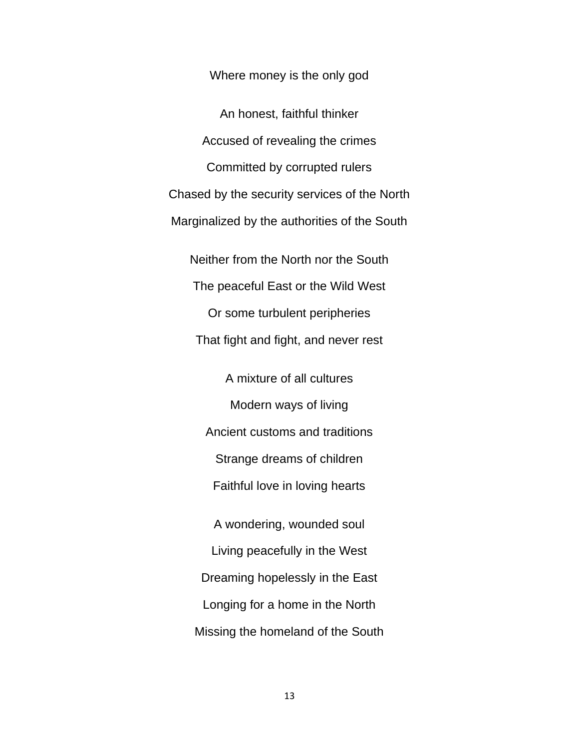Where money is the only god

An honest, faithful thinker  
Accused of revealing the crimes  
Committed by corrupted rulers  
Chased by the security services of the North  
Marginalized by the authorities of the South

Neither from the North nor the South  
The peaceful East or the Wild West  
Or some turbulent peripheries  
That fight and fight, and never rest

A mixture of all cultures  
Modern ways of living  
Ancient customs and traditions  
Strange dreams of children  
Faithful love in loving hearts

A wondering, wounded soul  
Living peacefully in the West  
Dreaming hopelessly in the East  
Longing for a home in the North  
Missing the homeland of the South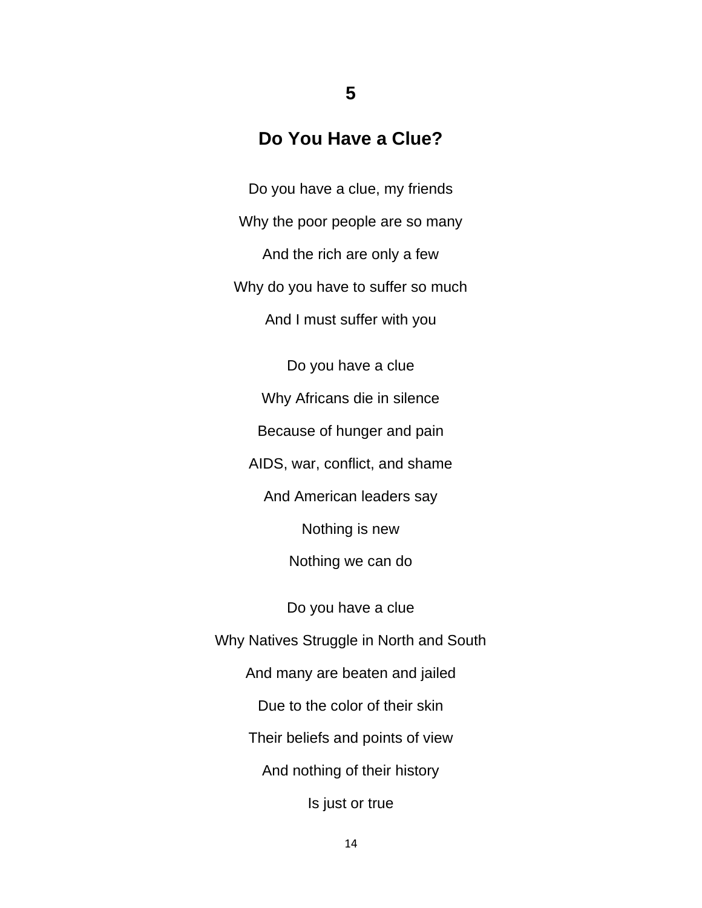## 5

## Do You Have a Clue?

Do you have a clue, my friends

Why the poor people are so many

And the rich are only a few

Why do you have to suffer so much

And I must suffer with you

Do you have a clue

Why Africans die in silence

Because of hunger and pain

AIDS, war, conflict, and shame

And American leaders say

Nothing is new

Nothing we can do

Do you have a clue

Why Natives Struggle in North and South

And many are beaten and jailed

Due to the color of their skin

Their beliefs and points of view

And nothing of their history

Is just or true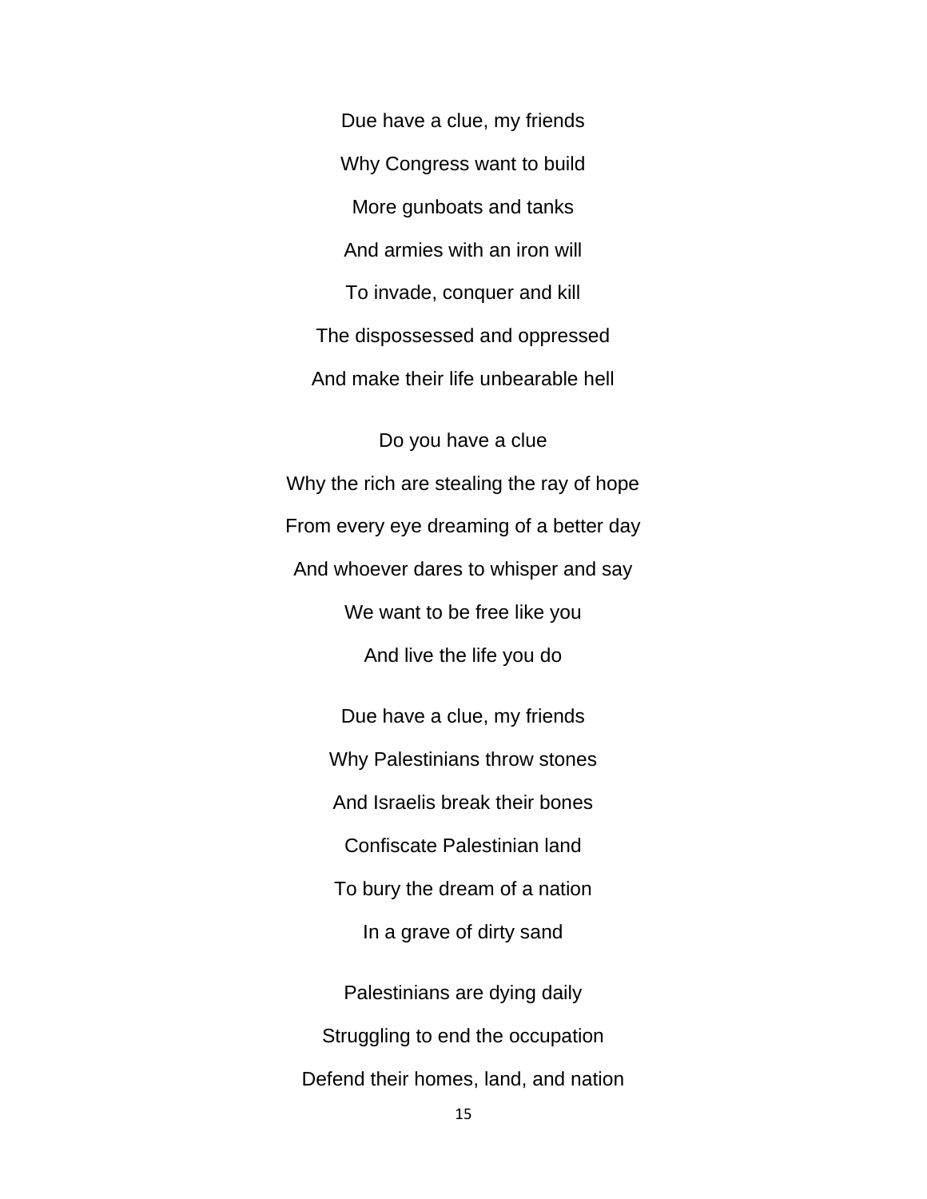Due have a clue, my friends

Why Congress want to build

More gunboats and tanks

And armies with an iron will

To invade, conquer and kill

The dispossessed and oppressed

And make their life unbearable hell

Do you have a clue

Why the rich are stealing the ray of hope

From every eye dreaming of a better day

And whoever dares to whisper and say

We want to be free like you

And live the life you do

Due have a clue, my friends

Why Palestinians throw stones

And Israelis break their bones

Confiscate Palestinian land

To bury the dream of a nation

In a grave of dirty sand

Palestinians are dying daily

Struggling to end the occupation

Defend their homes, land, and nation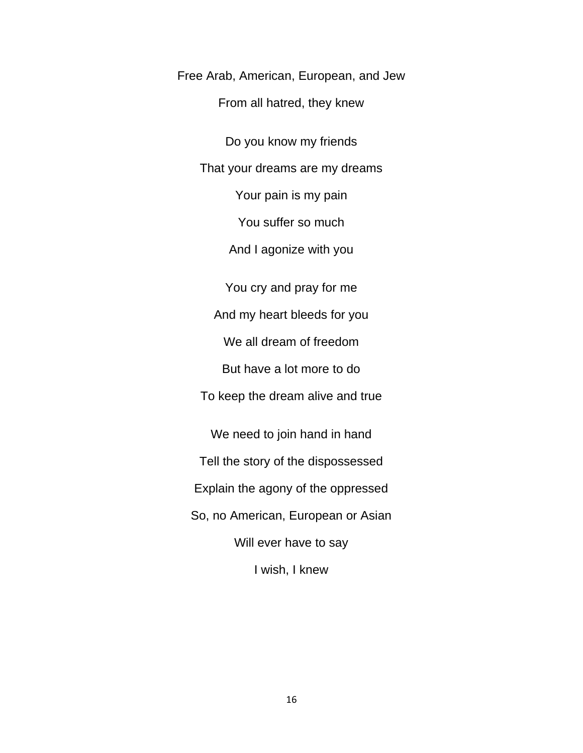Free Arab, American, European, and Jew

From all hatred, they knew

Do you know my friends

That your dreams are my dreams

Your pain is my pain

You suffer so much

And I agonize with you

You cry and pray for me

And my heart bleeds for you

We all dream of freedom

But have a lot more to do

To keep the dream alive and true

We need to join hand in hand

Tell the story of the dispossessed

Explain the agony of the oppressed

So, no American, European or Asian

Will ever have to say

I wish, I knew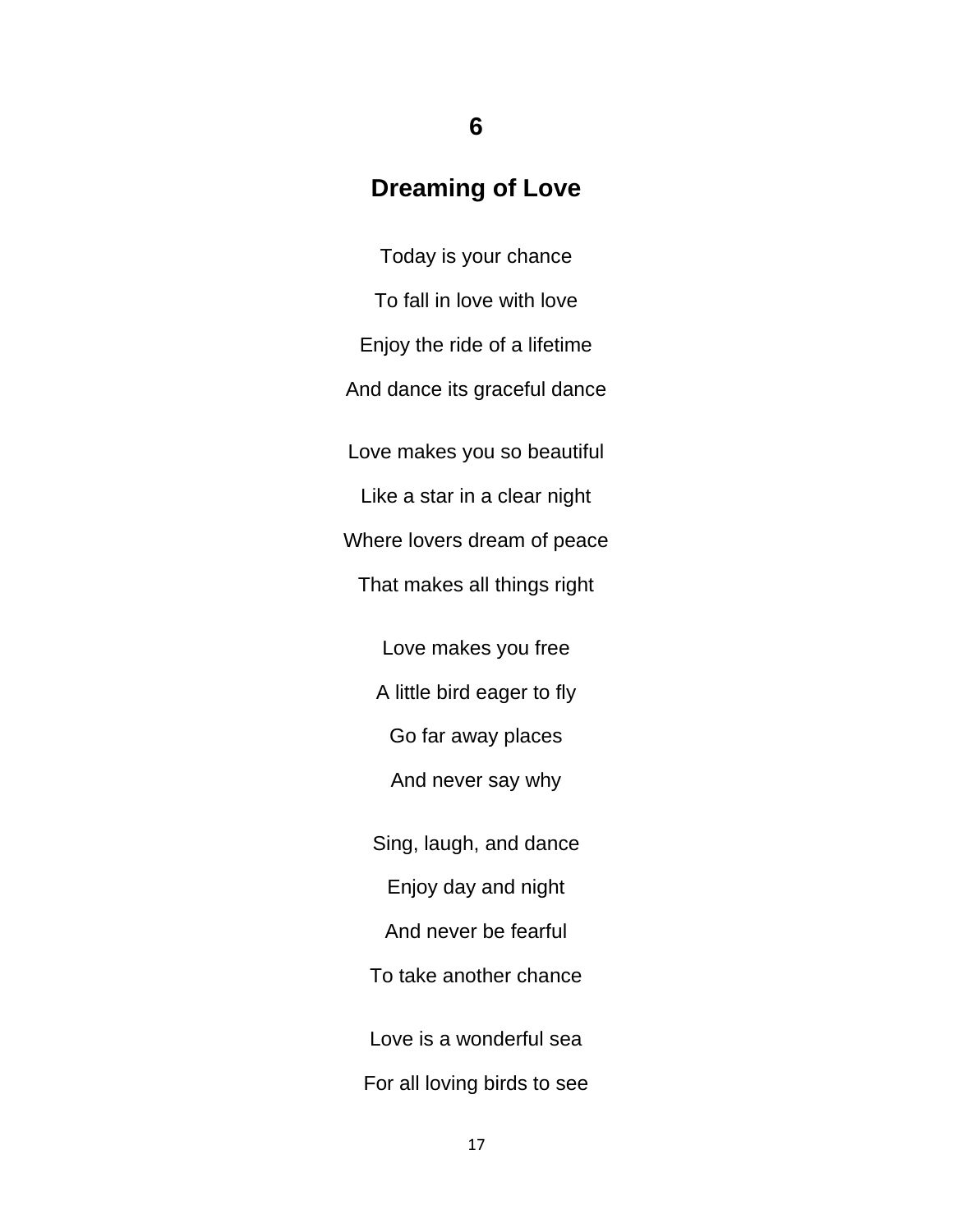## 6

## Dreaming of Love

Today is your chance

To fall in love with love

Enjoy the ride of a lifetime

And dance its graceful dance

Love makes you so beautiful

Like a star in a clear night

Where lovers dream of peace

That makes all things right

Love makes you free

A little bird eager to fly

Go far away places

And never say why

Sing, laugh, and dance

Enjoy day and night

And never be fearful

To take another chance

Love is a wonderful sea

For all loving birds to see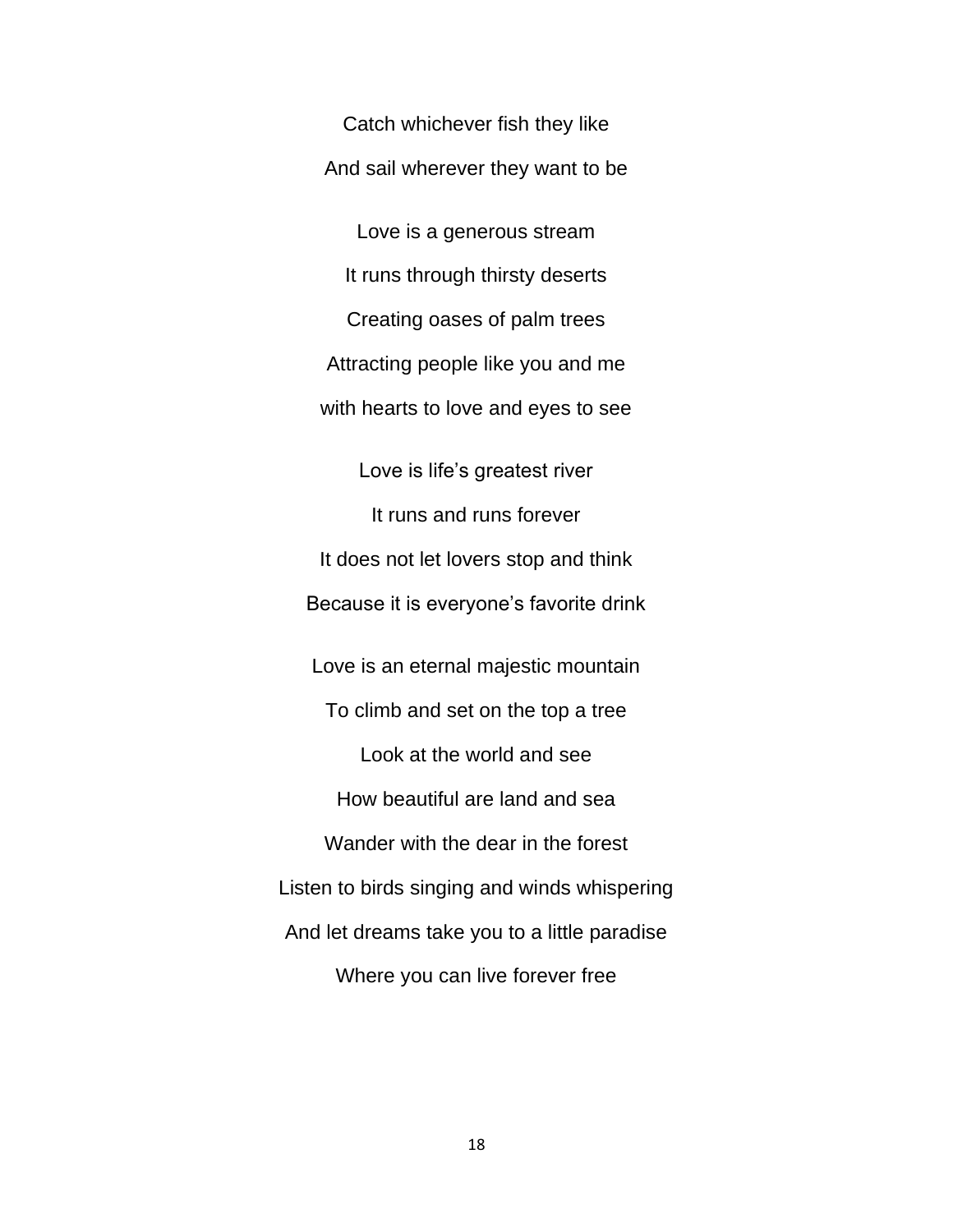Catch whichever fish they like

And sail wherever they want to be

Love is a generous stream

It runs through thirsty deserts

Creating oases of palm trees

Attracting people like you and me

with hearts to love and eyes to see

Love is life's greatest river

It runs and runs forever

It does not let lovers stop and think

Because it is everyone's favorite drink

Love is an eternal majestic mountain

To climb and set on the top a tree

Look at the world and see

How beautiful are land and sea

Wander with the dear in the forest

Listen to birds singing and winds whispering

And let dreams take you to a little paradise

Where you can live forever free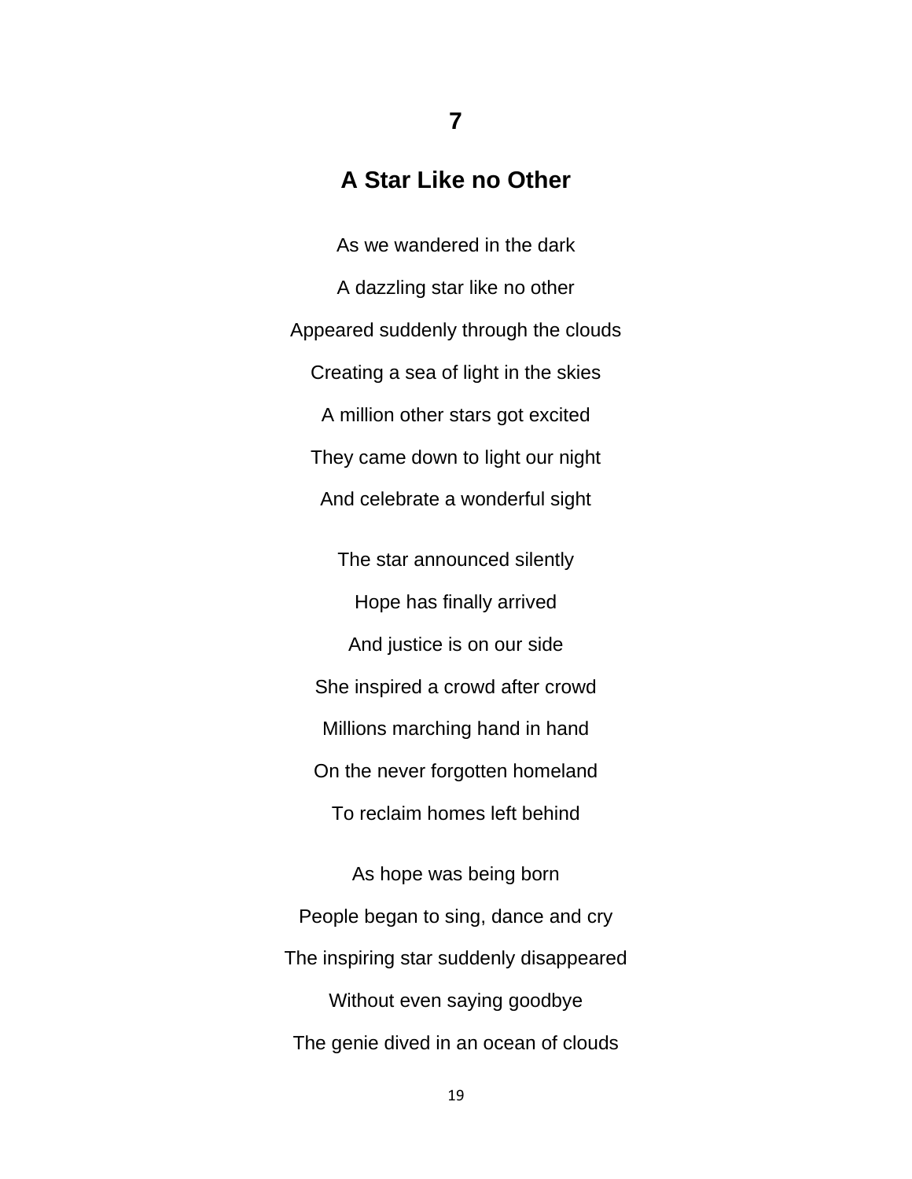## 7

## A Star Like no Other

As we wandered in the dark

A dazzling star like no other

Appeared suddenly through the clouds

Creating a sea of light in the skies

A million other stars got excited

They came down to light our night

And celebrate a wonderful sight

The star announced silently

Hope has finally arrived

And justice is on our side

She inspired a crowd after crowd

Millions marching hand in hand

On the never forgotten homeland

To reclaim homes left behind

As hope was being born

People began to sing, dance and cry

The inspiring star suddenly disappeared

Without even saying goodbye

The genie dived in an ocean of clouds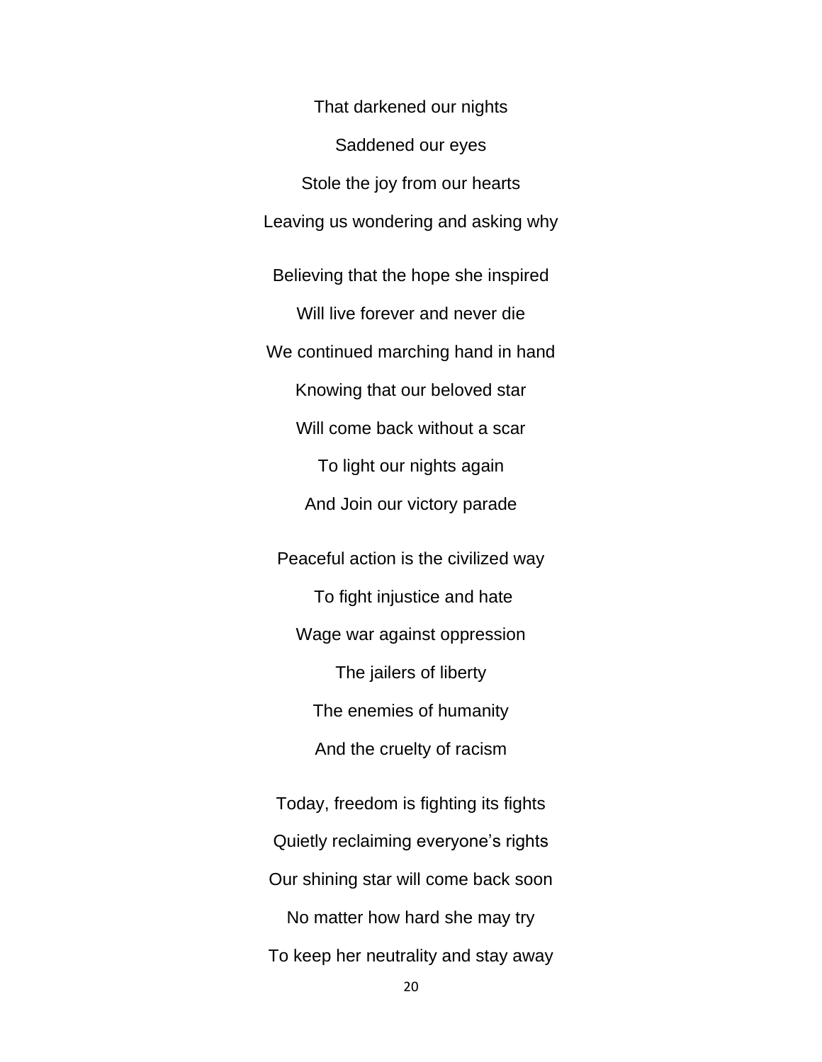That darkened our nights

Saddened our eyes

Stole the joy from our hearts

Leaving us wondering and asking why

Believing that the hope she inspired

Will live forever and never die

We continued marching hand in hand

Knowing that our beloved star

Will come back without a scar

To light our nights again

And Join our victory parade

Peaceful action is the civilized way

To fight injustice and hate

Wage war against oppression

The jailers of liberty

The enemies of humanity

And the cruelty of racism

Today, freedom is fighting its fights

Quietly reclaiming everyone's rights

Our shining star will come back soon

No matter how hard she may try

To keep her neutrality and stay away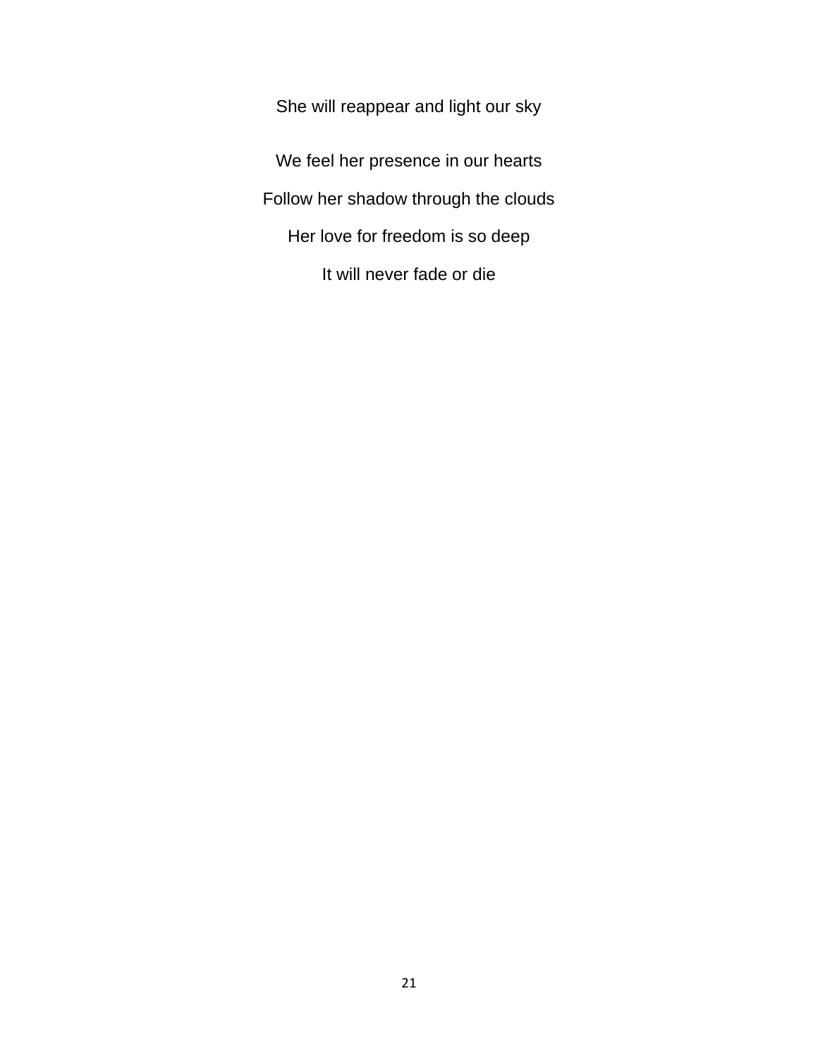She will reappear and light our sky

We feel her presence in our hearts

Follow her shadow through the clouds

Her love for freedom is so deep

It will never fade or die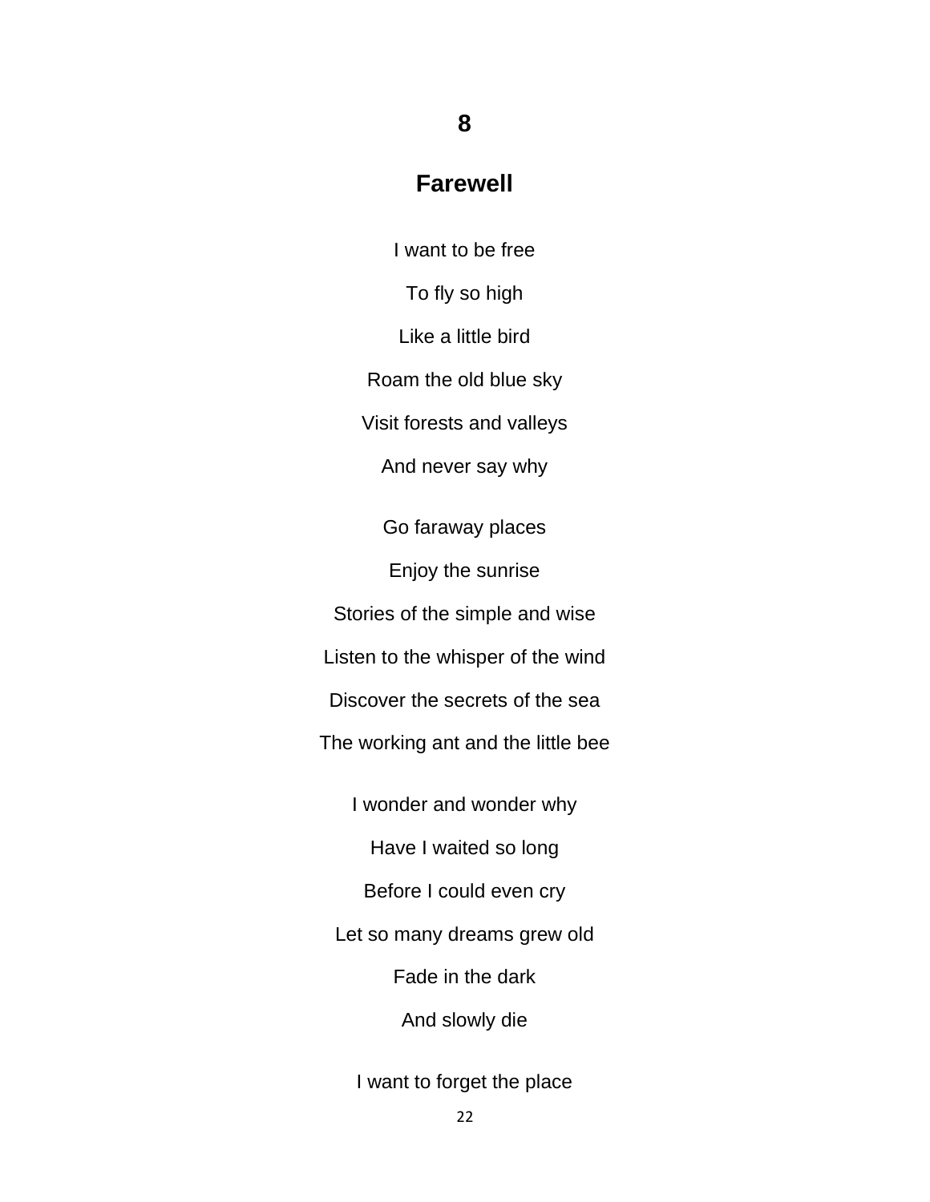## 8

## Farewell

I want to be free

To fly so high

Like a little bird

Roam the old blue sky

Visit forests and valleys

And never say why

Go faraway places

Enjoy the sunrise

Stories of the simple and wise

Listen to the whisper of the wind

Discover the secrets of the sea

The working ant and the little bee

I wonder and wonder why

Have I waited so long

Before I could even cry

Let so many dreams grew old

Fade in the dark

And slowly die

I want to forget the place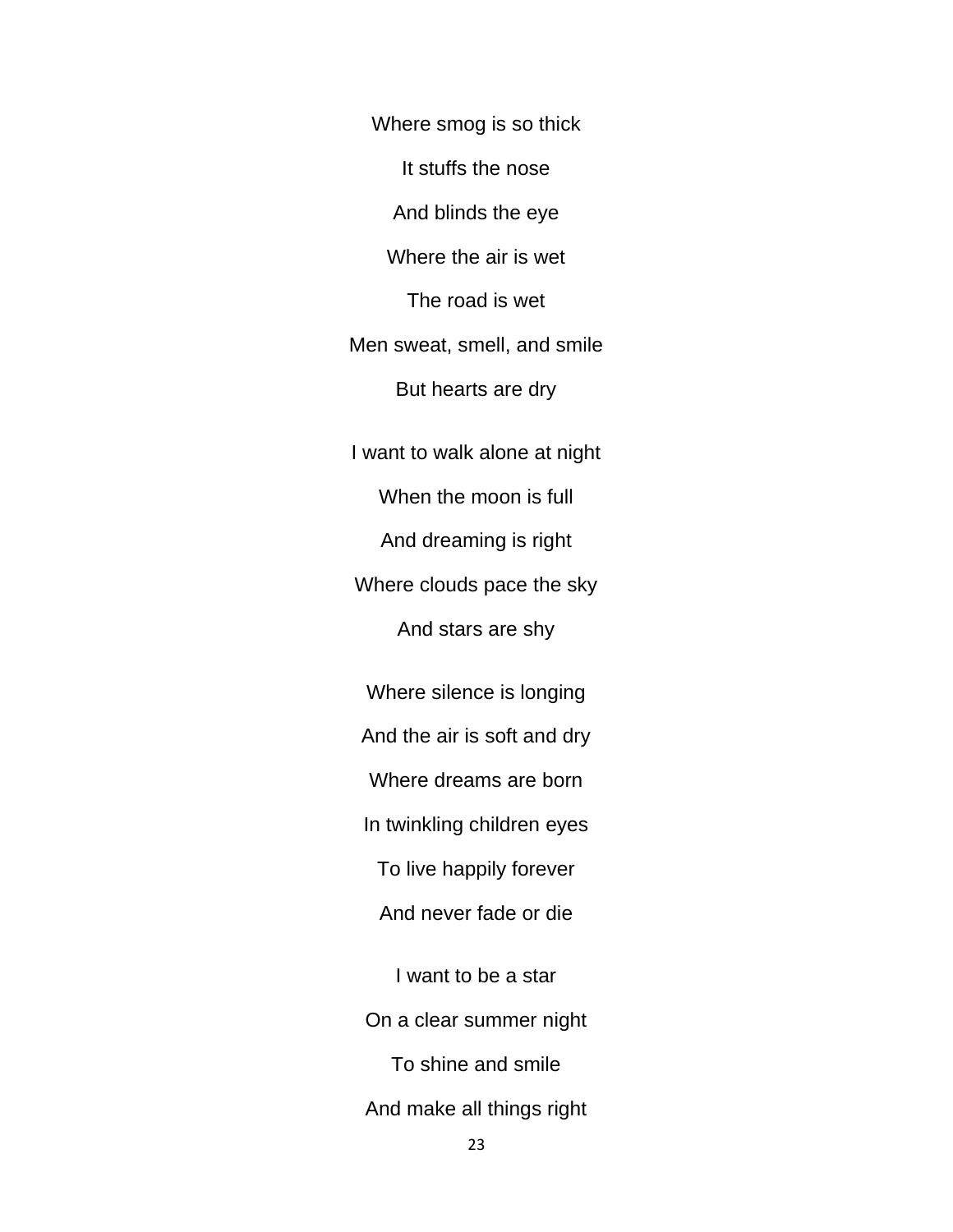Where smog is so thick

It stuffs the nose

And blinds the eye

Where the air is wet

The road is wet

Men sweat, smell, and smile

But hearts are dry

I want to walk alone at night

When the moon is full

And dreaming is right

Where clouds pace the sky

And stars are shy

Where silence is longing

And the air is soft and dry

Where dreams are born

In twinkling children eyes

To live happily forever

And never fade or die

I want to be a star

On a clear summer night

To shine and smile

And make all things right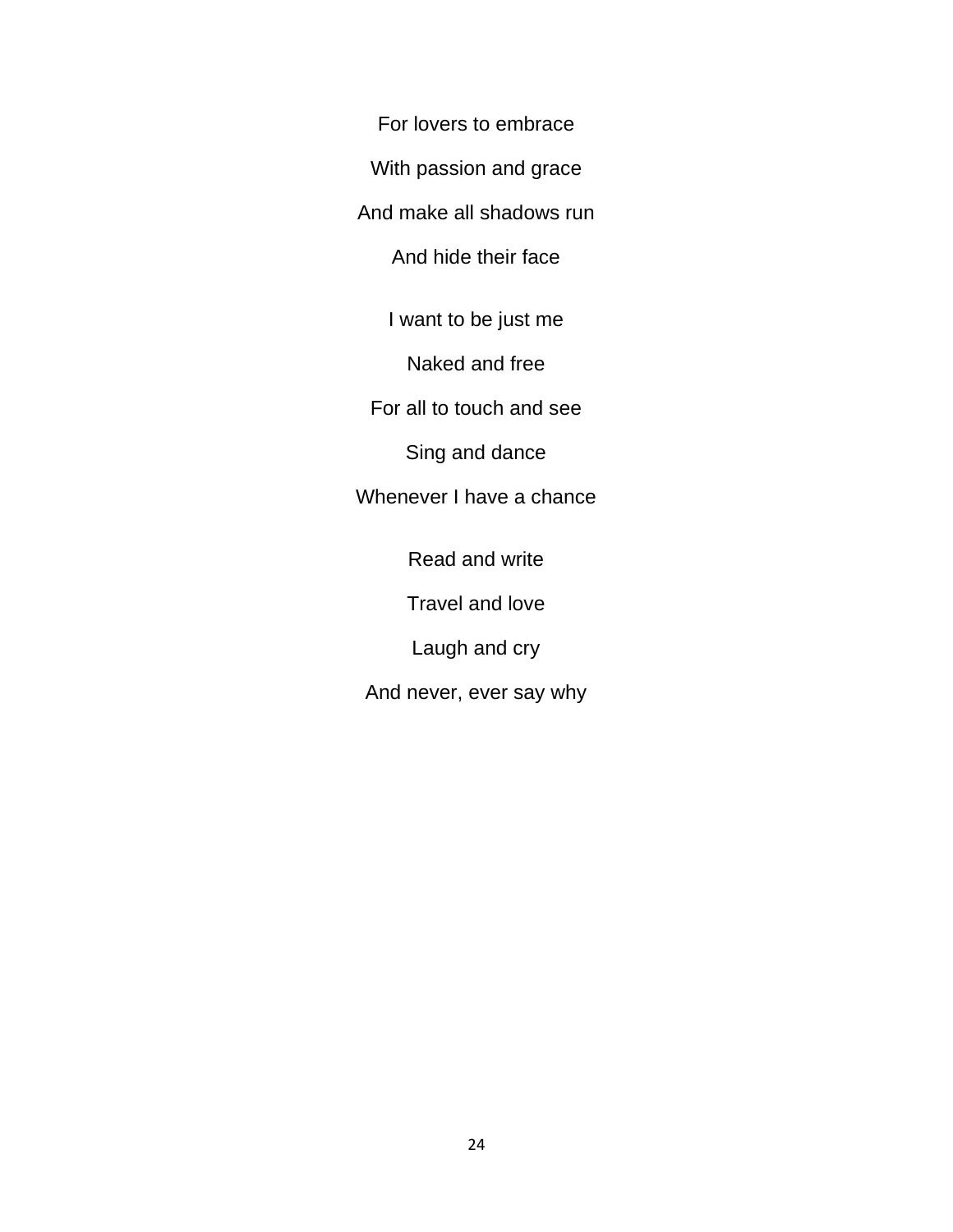For lovers to embrace

With passion and grace

And make all shadows run

And hide their face

I want to be just me

Naked and free

For all to touch and see

Sing and dance

Whenever I have a chance

Read and write

Travel and love

Laugh and cry

And never, ever say why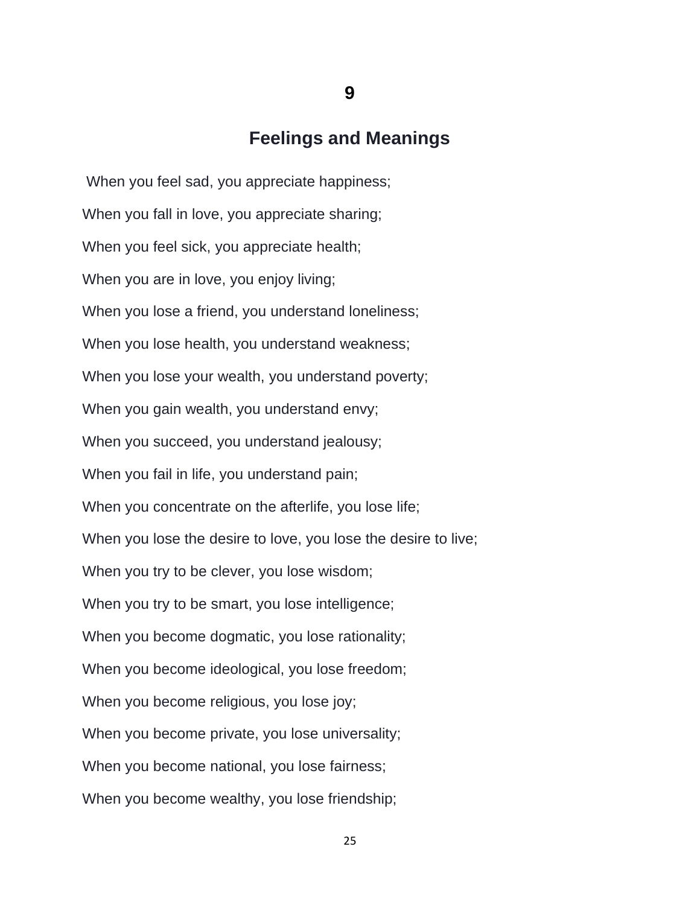# 9

## Feelings and Meanings

When you feel sad, you appreciate happiness;

When you fall in love, you appreciate sharing;

When you feel sick, you appreciate health;

When you are in love, you enjoy living;

When you lose a friend, you understand loneliness;

When you lose health, you understand weakness;

When you lose your wealth, you understand poverty;

When you gain wealth, you understand envy;

When you succeed, you understand jealousy;

When you fail in life, you understand pain;

When you concentrate on the afterlife, you lose life;

When you lose the desire to love, you lose the desire to live;

When you try to be clever, you lose wisdom;

When you try to be smart, you lose intelligence;

When you become dogmatic, you lose rationality;

When you become ideological, you lose freedom;

When you become religious, you lose joy;

When you become private, you lose universality;

When you become national, you lose fairness;

When you become wealthy, you lose friendship;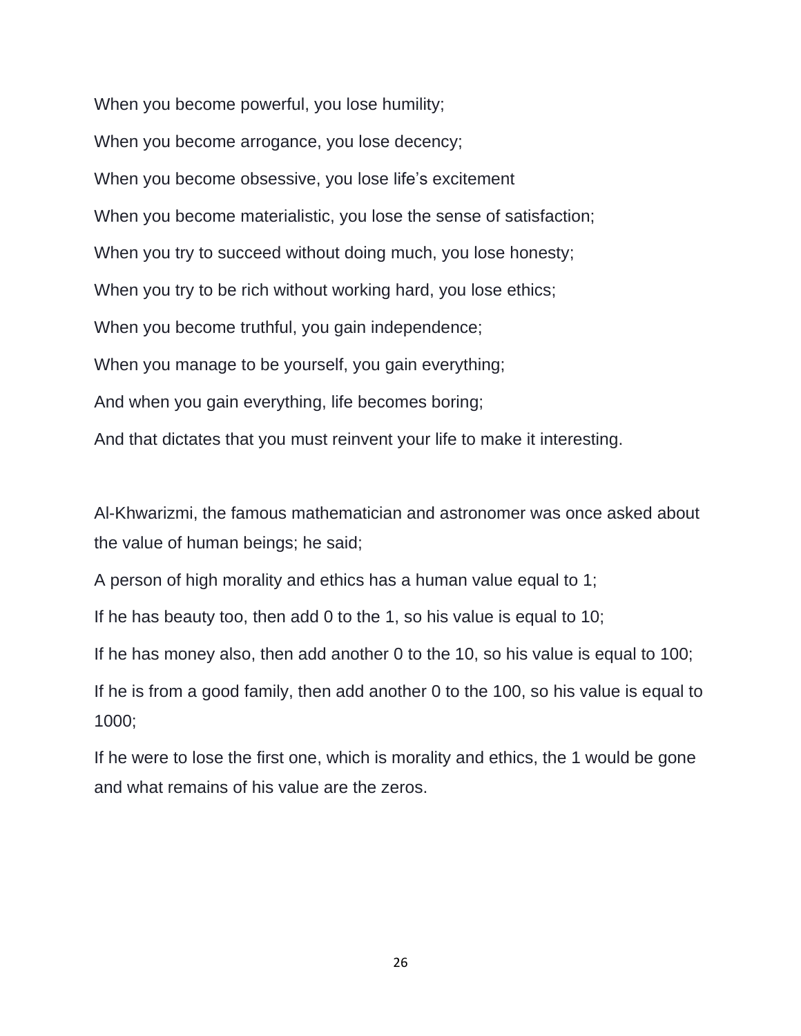When you become powerful, you lose humility;

When you become arrogance, you lose decency;

When you become obsessive, you lose life's excitement

When you become materialistic, you lose the sense of satisfaction;

When you try to succeed without doing much, you lose honesty;

When you try to be rich without working hard, you lose ethics;

When you become truthful, you gain independence;

When you manage to be yourself, you gain everything;

And when you gain everything, life becomes boring;

And that dictates that you must reinvent your life to make it interesting.

Al-Khwarizmi, the famous mathematician and astronomer was once asked about the value of human beings; he said;

A person of high morality and ethics has a human value equal to 1;

If he has beauty too, then add 0 to the 1, so his value is equal to 10;

If he has money also, then add another 0 to the 10, so his value is equal to 100;

If he is from a good family, then add another 0 to the 100, so his value is equal to 1000;

If he were to lose the first one, which is morality and ethics, the 1 would be gone and what remains of his value are the zeros.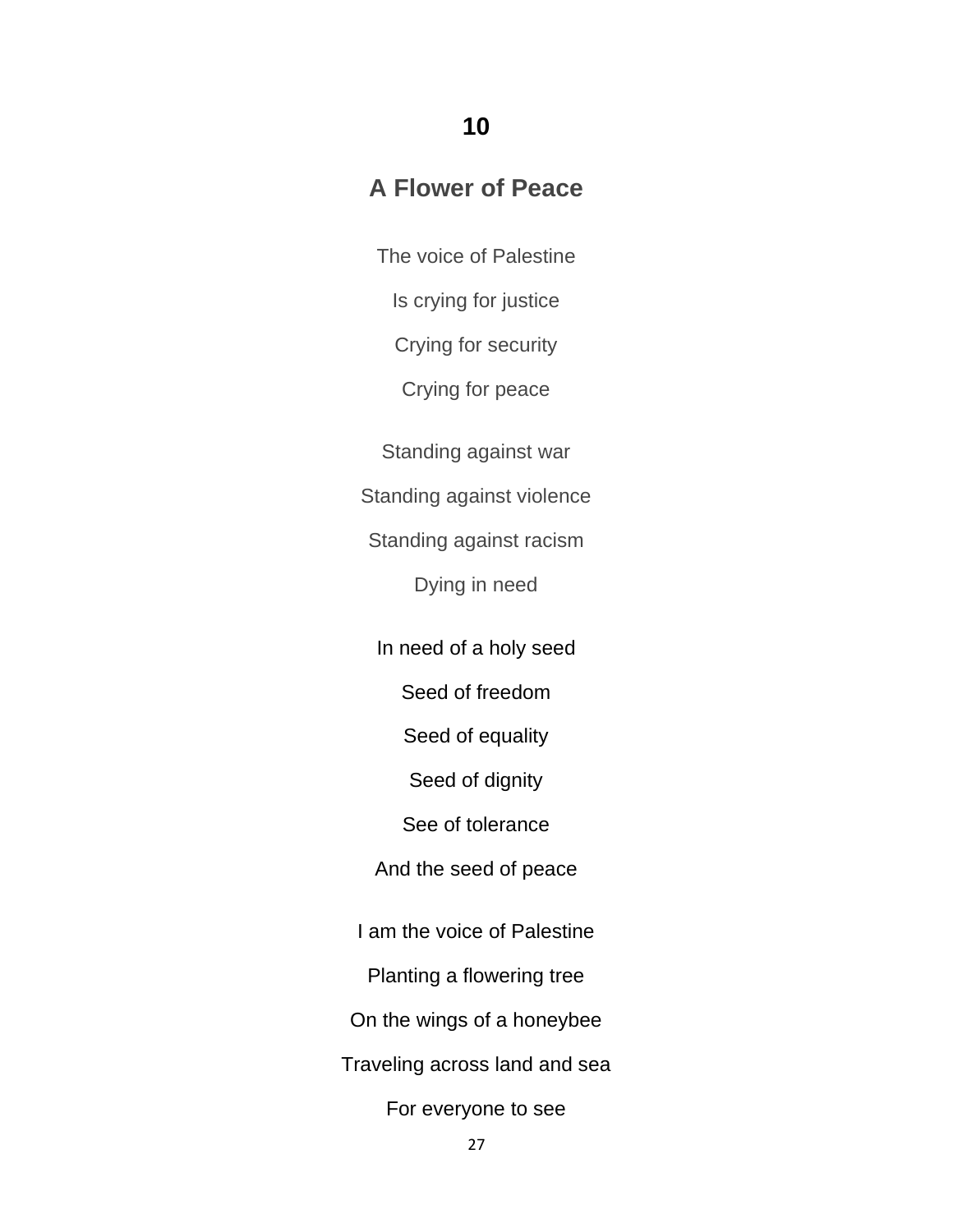## 10

## A Flower of Peace

The voice of Palestine

Is crying for justice

Crying for security

Crying for peace

Standing against war

Standing against violence

Standing against racism

Dying in need

In need of a holy seed

Seed of freedom

Seed of equality

Seed of dignity

See of tolerance

And the seed of peace

I am the voice of Palestine

Planting a flowering tree

On the wings of a honeybee

Traveling across land and sea

For everyone to see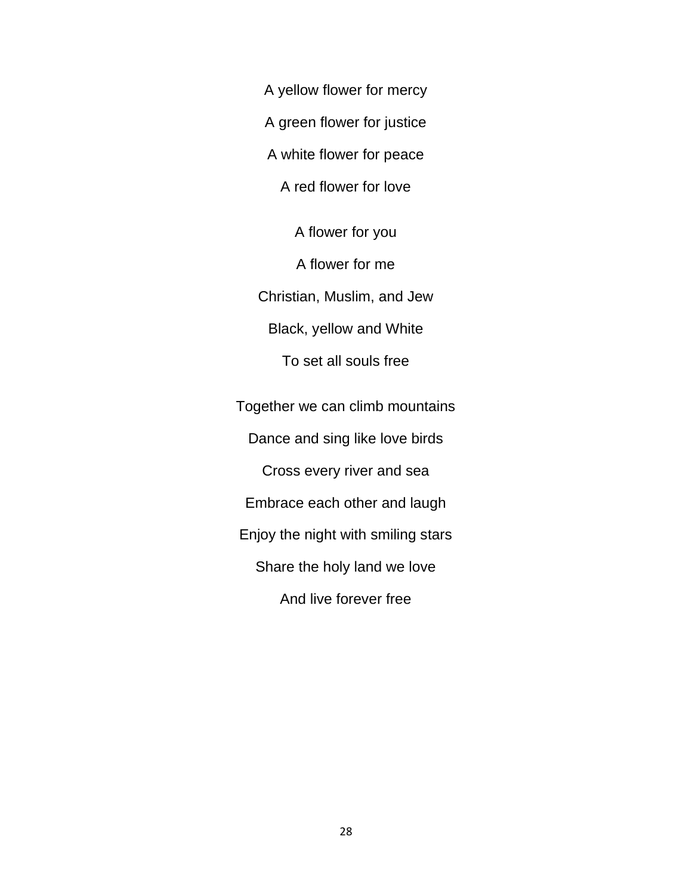A yellow flower for mercy

A green flower for justice

A white flower for peace

A red flower for love

A flower for you

A flower for me

Christian, Muslim, and Jew

Black, yellow and White

To set all souls free

Together we can climb mountains

Dance and sing like love birds

Cross every river and sea

Embrace each other and laugh

Enjoy the night with smiling stars

Share the holy land we love

And live forever free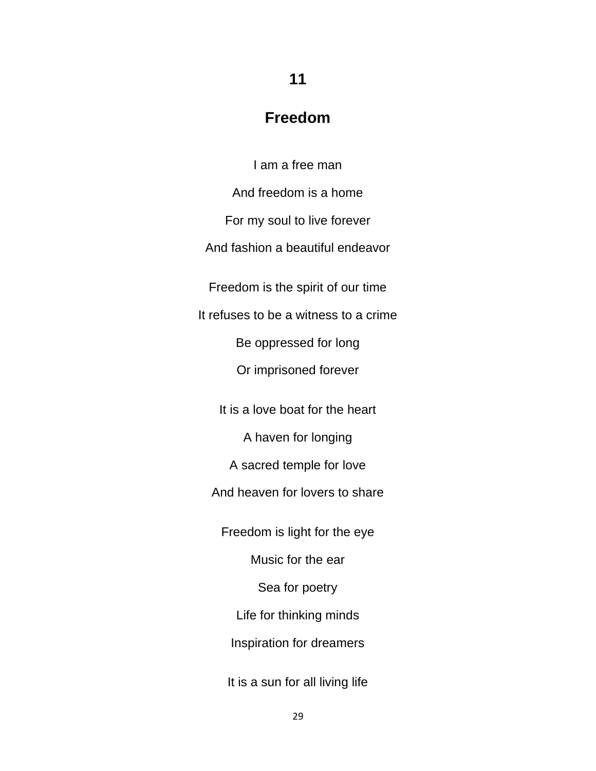## 11

## Freedom

I am a free man

And freedom is a home

For my soul to live forever

And fashion a beautiful endeavor

Freedom is the spirit of our time

It refuses to be a witness to a crime

Be oppressed for long

Or imprisoned forever

It is a love boat for the heart

A haven for longing

A sacred temple for love

And heaven for lovers to share

Freedom is light for the eye

Music for the ear

Sea for poetry

Life for thinking minds

Inspiration for dreamers

It is a sun for all living life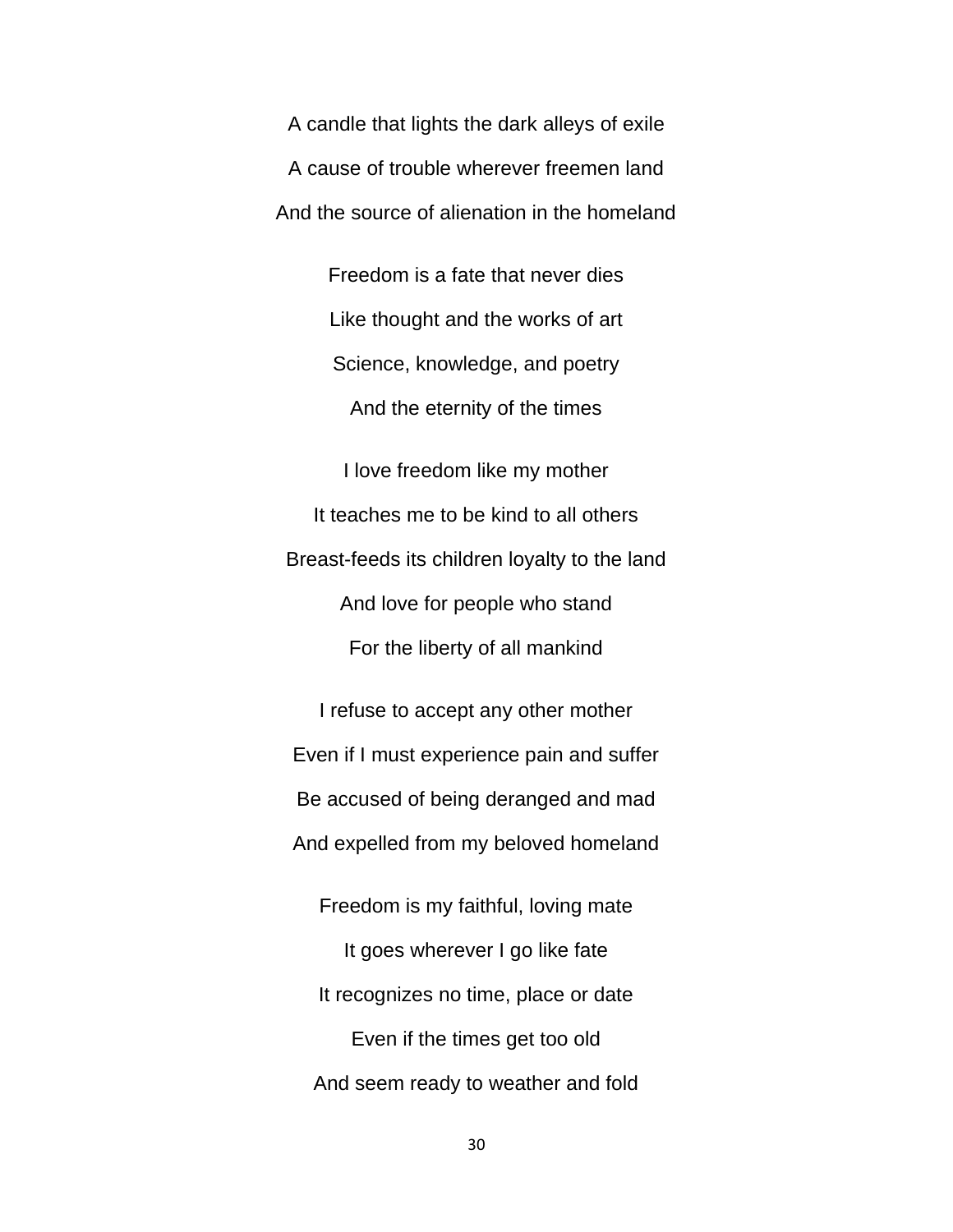A candle that lights the dark alleys of exile

A cause of trouble wherever freemen land

And the source of alienation in the homeland

Freedom is a fate that never dies

Like thought and the works of art

Science, knowledge, and poetry

And the eternity of the times

I love freedom like my mother

It teaches me to be kind to all others

Breast-feeds its children loyalty to the land

And love for people who stand

For the liberty of all mankind

I refuse to accept any other mother

Even if I must experience pain and suffer

Be accused of being deranged and mad

And expelled from my beloved homeland

Freedom is my faithful, loving mate

It goes wherever I go like fate

It recognizes no time, place or date

Even if the times get too old

And seem ready to weather and fold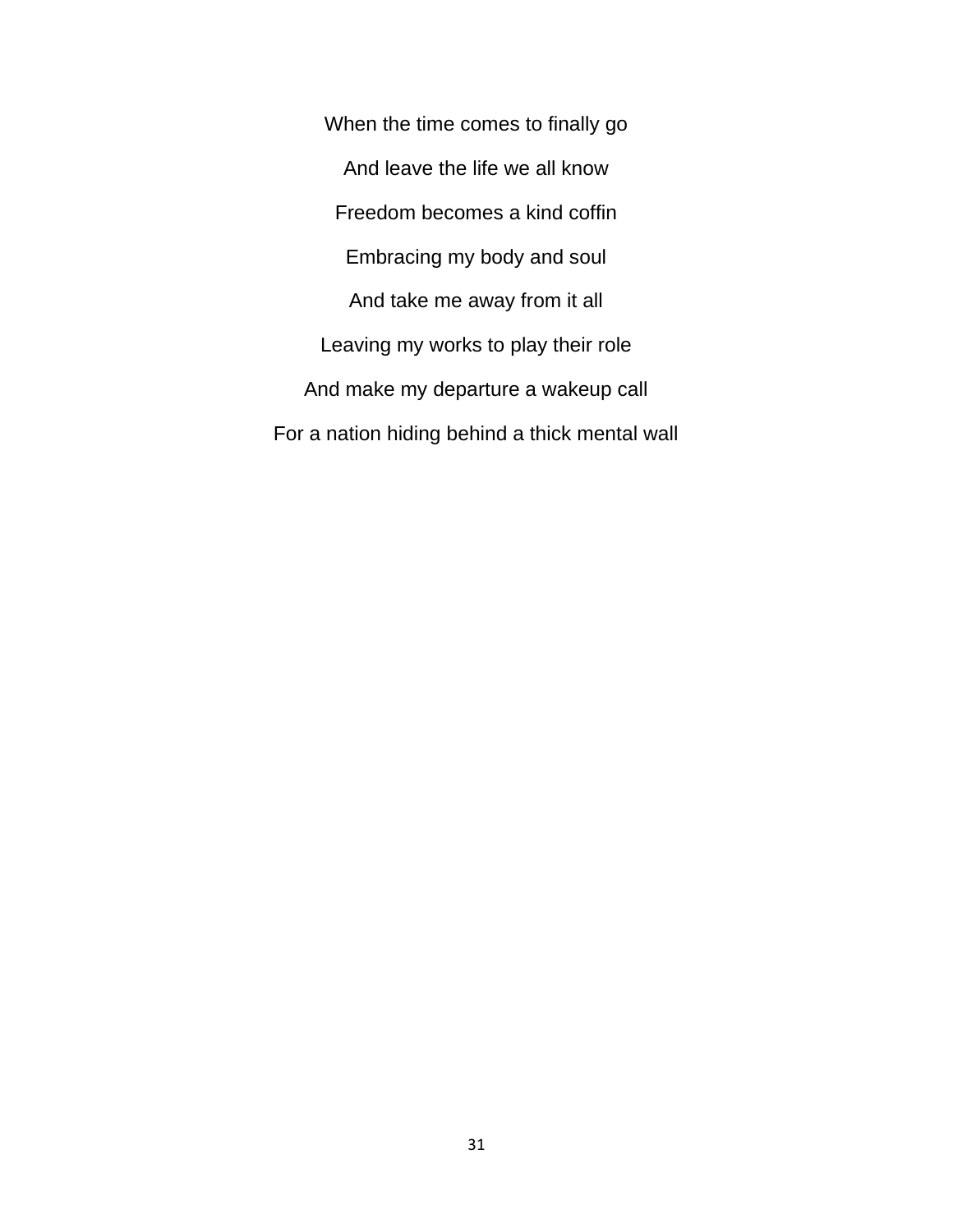When the time comes to finally go

And leave the life we all know

Freedom becomes a kind coffin

Embracing my body and soul

And take me away from it all

Leaving my works to play their role

And make my departure a wakeup call

For a nation hiding behind a thick mental wall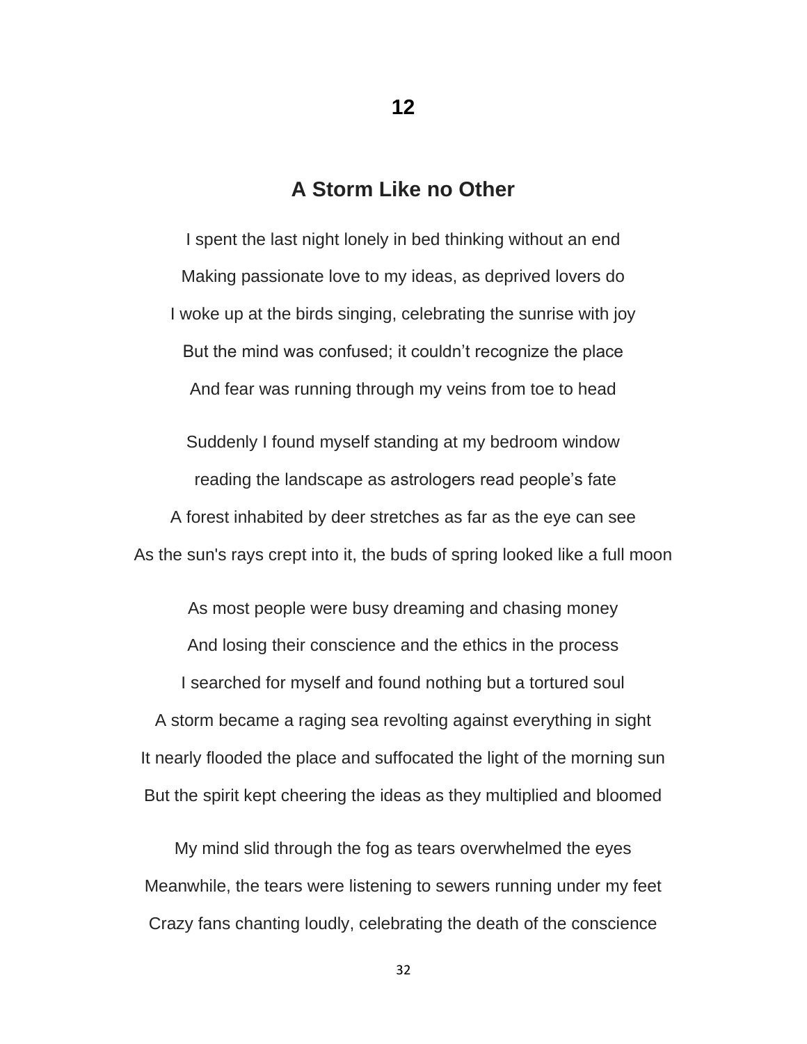## 12

## A Storm Like no Other

I spent the last night lonely in bed thinking without an end
Making passionate love to my ideas, as deprived lovers do
I woke up at the birds singing, celebrating the sunrise with joy
But the mind was confused; it couldn't recognize the place
And fear was running through my veins from toe to head

Suddenly I found myself standing at my bedroom window
reading the landscape as astrologers read people's fate
A forest inhabited by deer stretches as far as the eye can see
As the sun's rays crept into it, the buds of spring looked like a full moon

As most people were busy dreaming and chasing money
And losing their conscience and the ethics in the process
I searched for myself and found nothing but a tortured soul
A storm became a raging sea revolting against everything in sight
It nearly flooded the place and suffocated the light of the morning sun
But the spirit kept cheering the ideas as they multiplied and bloomed

My mind slid through the fog as tears overwhelmed the eyes
Meanwhile, the tears were listening to sewers running under my feet
Crazy fans chanting loudly, celebrating the death of the conscience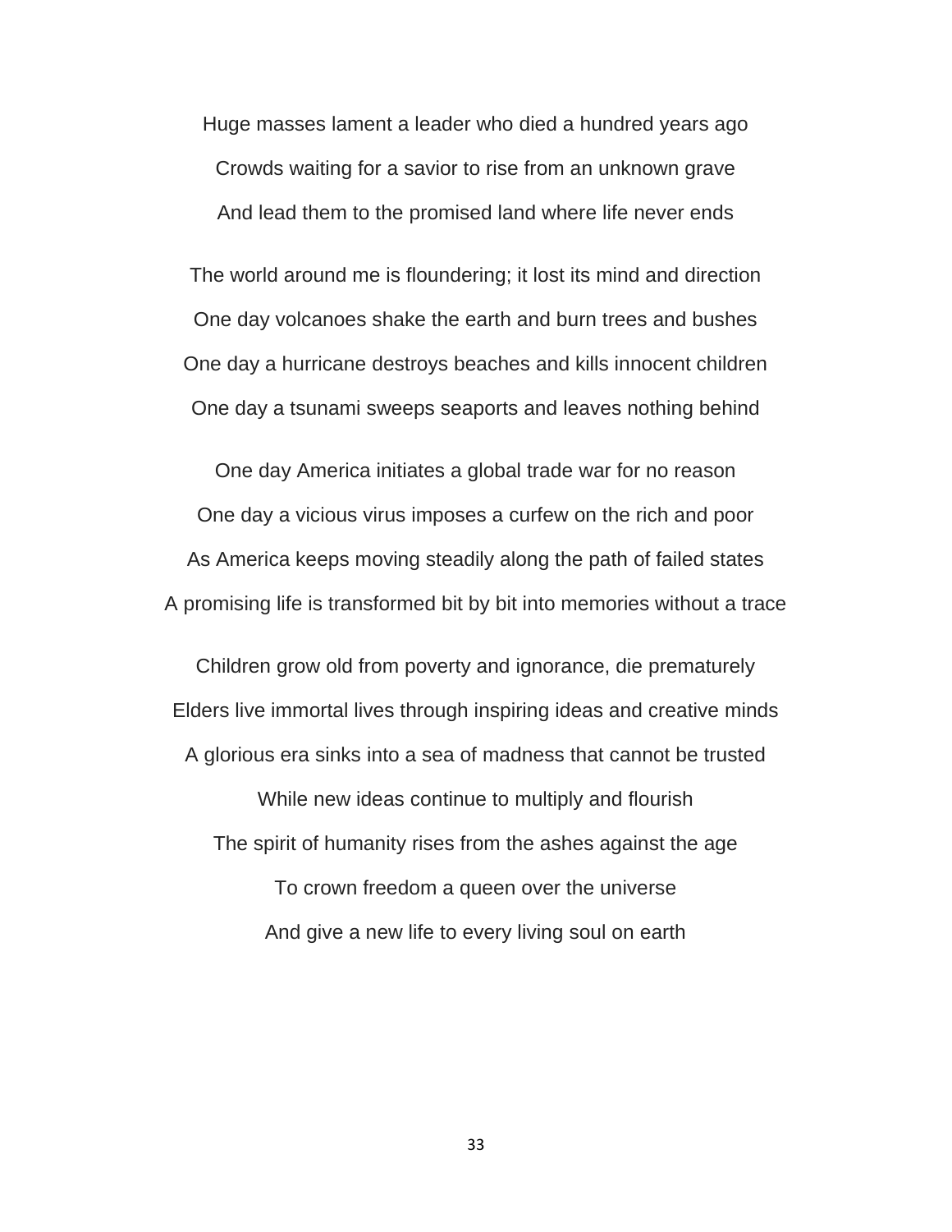Huge masses lament a leader who died a hundred years ago  
Crowds waiting for a savior to rise from an unknown grave  
And lead them to the promised land where life never ends

The world around me is floundering; it lost its mind and direction  
One day volcanoes shake the earth and burn trees and bushes  
One day a hurricane destroys beaches and kills innocent children  
One day a tsunami sweeps seaports and leaves nothing behind

One day America initiates a global trade war for no reason  
One day a vicious virus imposes a curfew on the rich and poor  
As America keeps moving steadily along the path of failed states  
A promising life is transformed bit by bit into memories without a trace

Children grow old from poverty and ignorance, die prematurely  
Elders live immortal lives through inspiring ideas and creative minds  
A glorious era sinks into a sea of madness that cannot be trusted  
While new ideas continue to multiply and flourish  
The spirit of humanity rises from the ashes against the age  
To crown freedom a queen over the universe  
And give a new life to every living soul on earth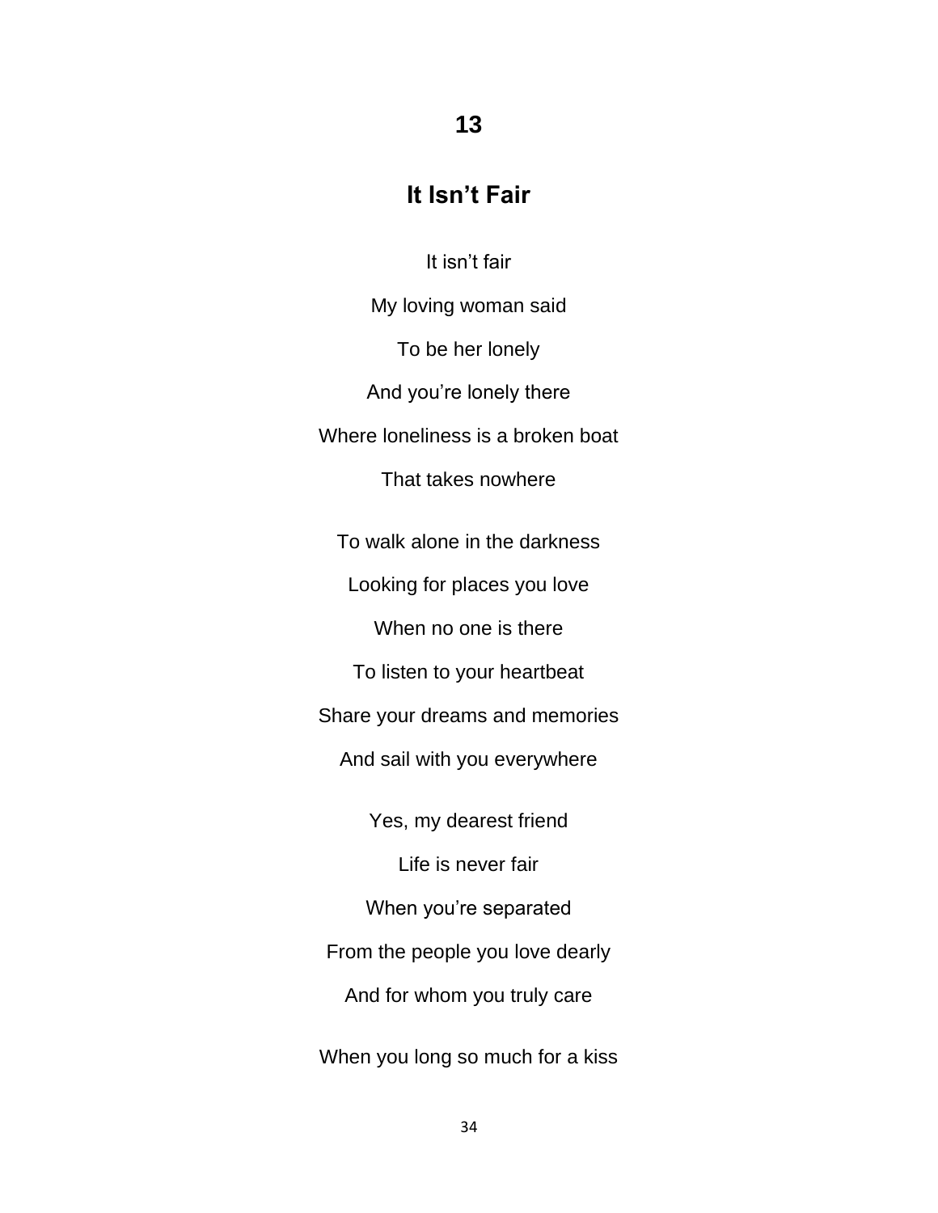## 13

## It Isn't Fair

It isn't fair

My loving woman said

To be her lonely

And you're lonely there

Where loneliness is a broken boat

That takes nowhere

To walk alone in the darkness

Looking for places you love

When no one is there

To listen to your heartbeat

Share your dreams and memories

And sail with you everywhere

Yes, my dearest friend

Life is never fair

When you're separated

From the people you love dearly

And for whom you truly care

When you long so much for a kiss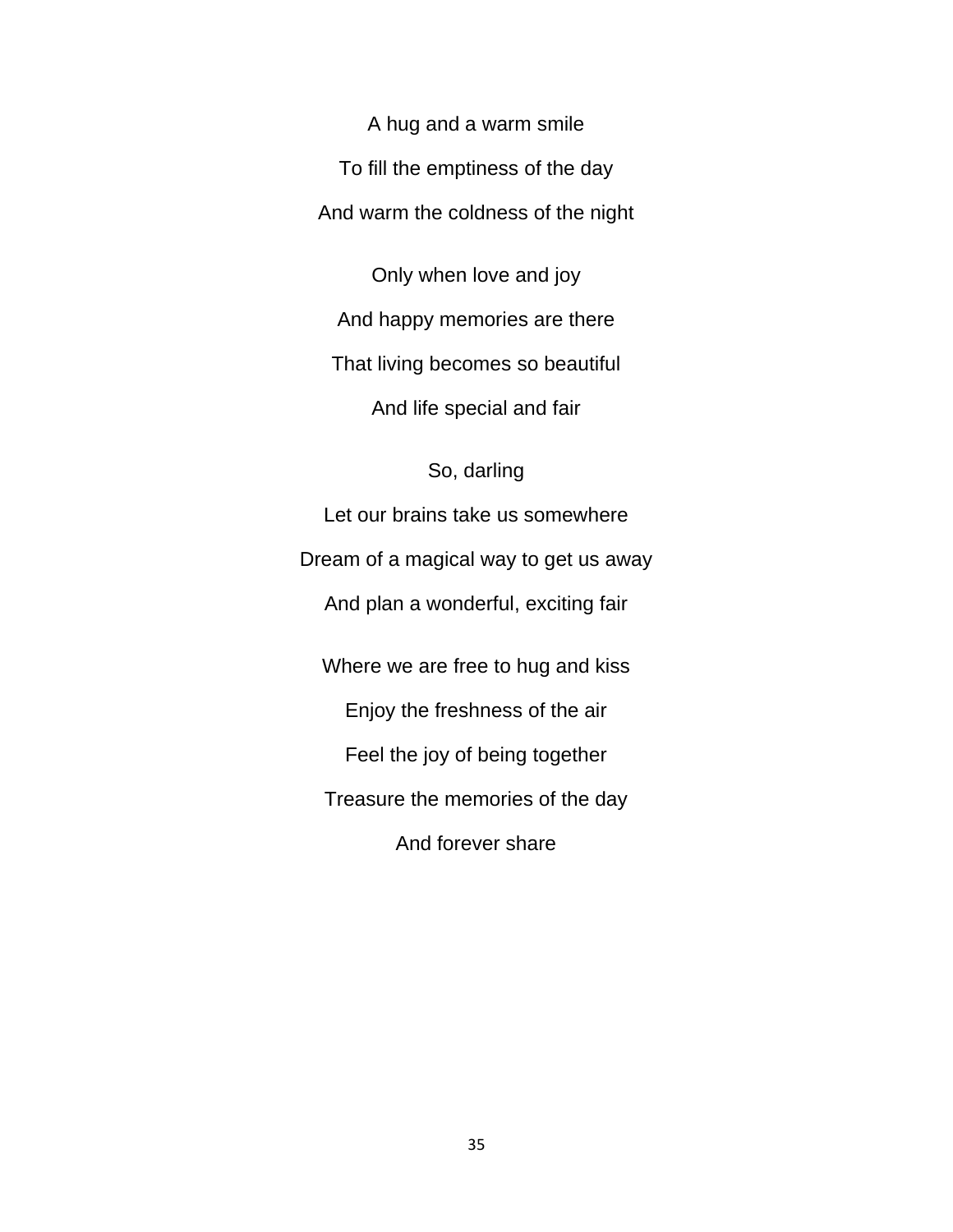A hug and a warm smile

To fill the emptiness of the day

And warm the coldness of the night

Only when love and joy

And happy memories are there

That living becomes so beautiful

And life special and fair

So, darling

Let our brains take us somewhere

Dream of a magical way to get us away

And plan a wonderful, exciting fair

Where we are free to hug and kiss

Enjoy the freshness of the air

Feel the joy of being together

Treasure the memories of the day

And forever share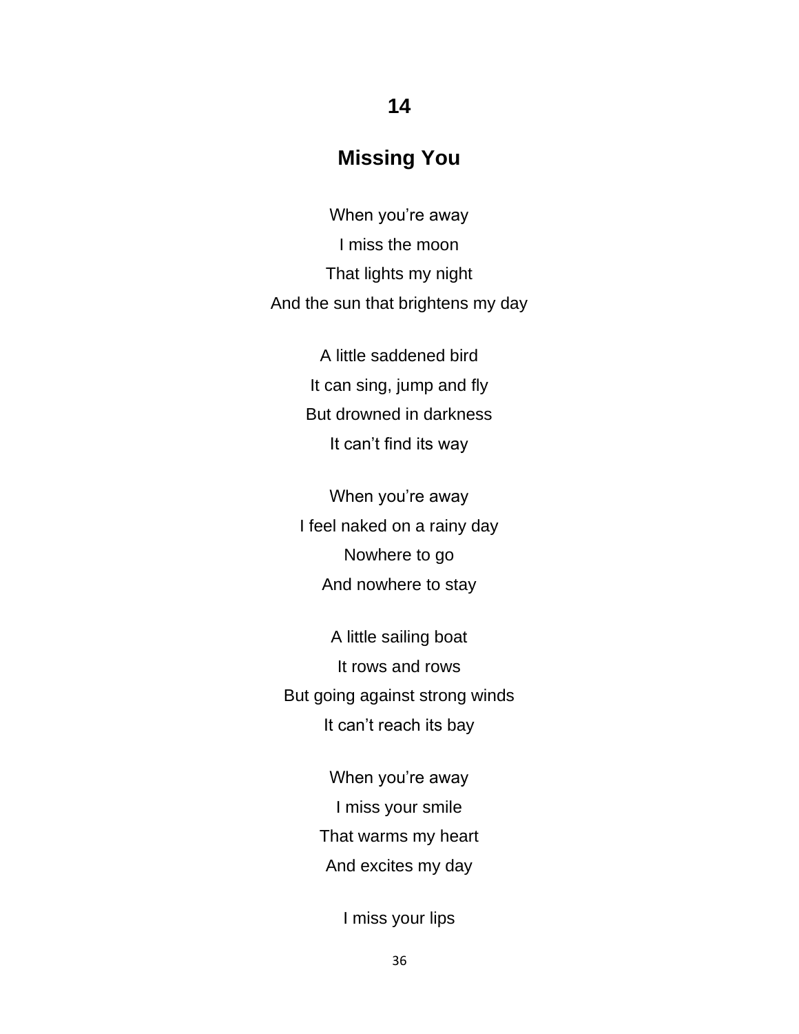## 14

## Missing You

When you're away  
I miss the moon  
That lights my night  
And the sun that brightens my day

A little saddened bird  
It can sing, jump and fly  
But drowned in darkness  
It can't find its way

When you're away  
I feel naked on a rainy day  
Nowhere to go  
And nowhere to stay

A little sailing boat  
It rows and rows  
But going against strong winds  
It can't reach its bay

When you're away  
I miss your smile  
That warms my heart  
And excites my day

I miss your lips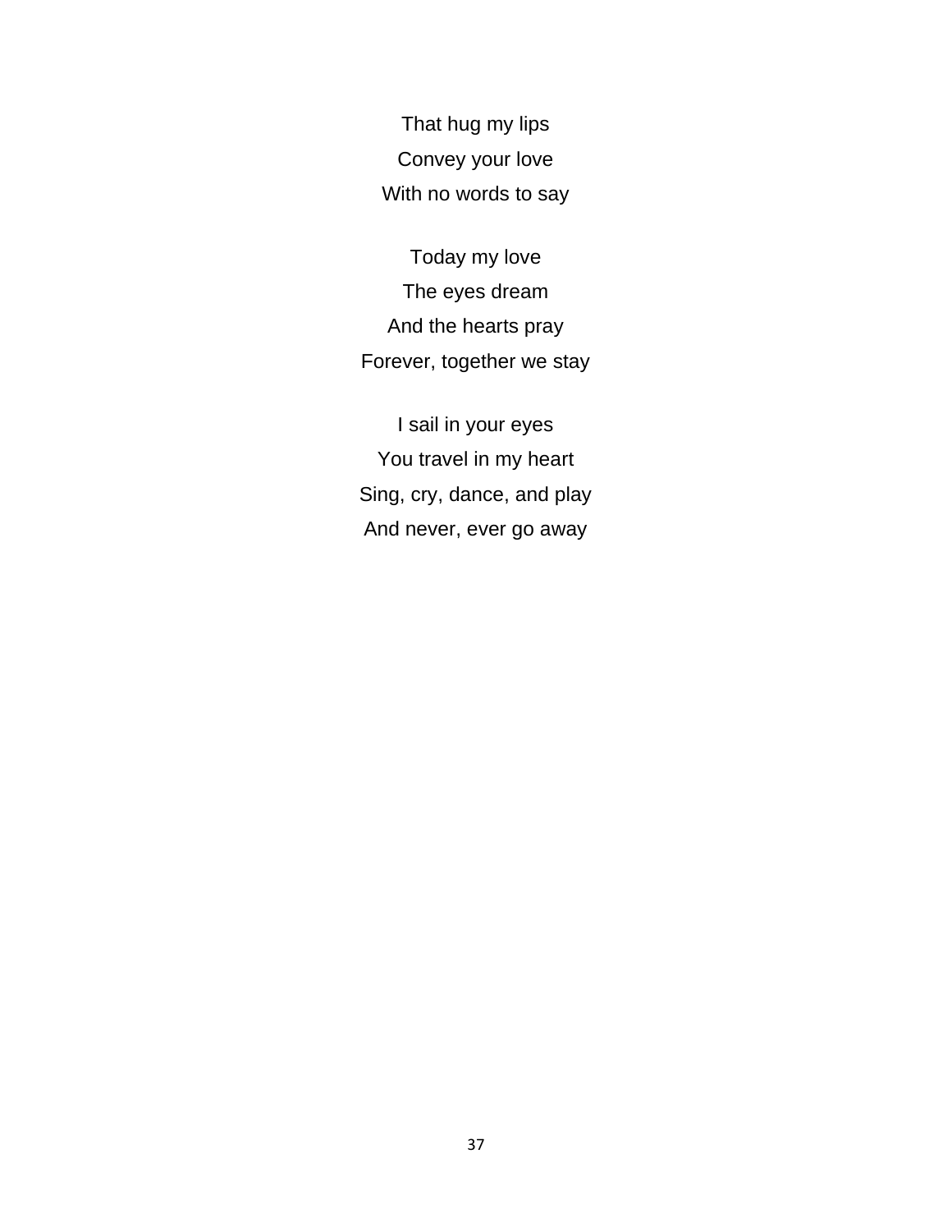That hug my lips  
Convey your love  
With no words to say

Today my love  
The eyes dream  
And the hearts pray  
Forever, together we stay

I sail in your eyes  
You travel in my heart  
Sing, cry, dance, and play  
And never, ever go away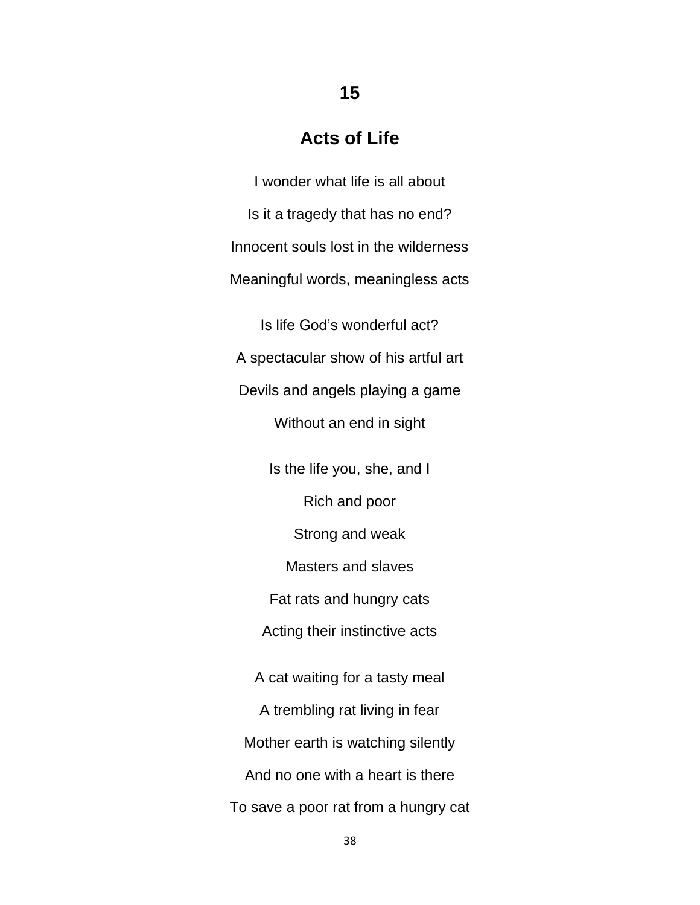## 15

## Acts of Life

I wonder what life is all about

Is it a tragedy that has no end?

Innocent souls lost in the wilderness

Meaningful words, meaningless acts

Is life God's wonderful act?

A spectacular show of his artful art

Devils and angels playing a game

Without an end in sight

Is the life you, she, and I

Rich and poor

Strong and weak

Masters and slaves

Fat rats and hungry cats

Acting their instinctive acts

A cat waiting for a tasty meal

A trembling rat living in fear

Mother earth is watching silently

And no one with a heart is there

To save a poor rat from a hungry cat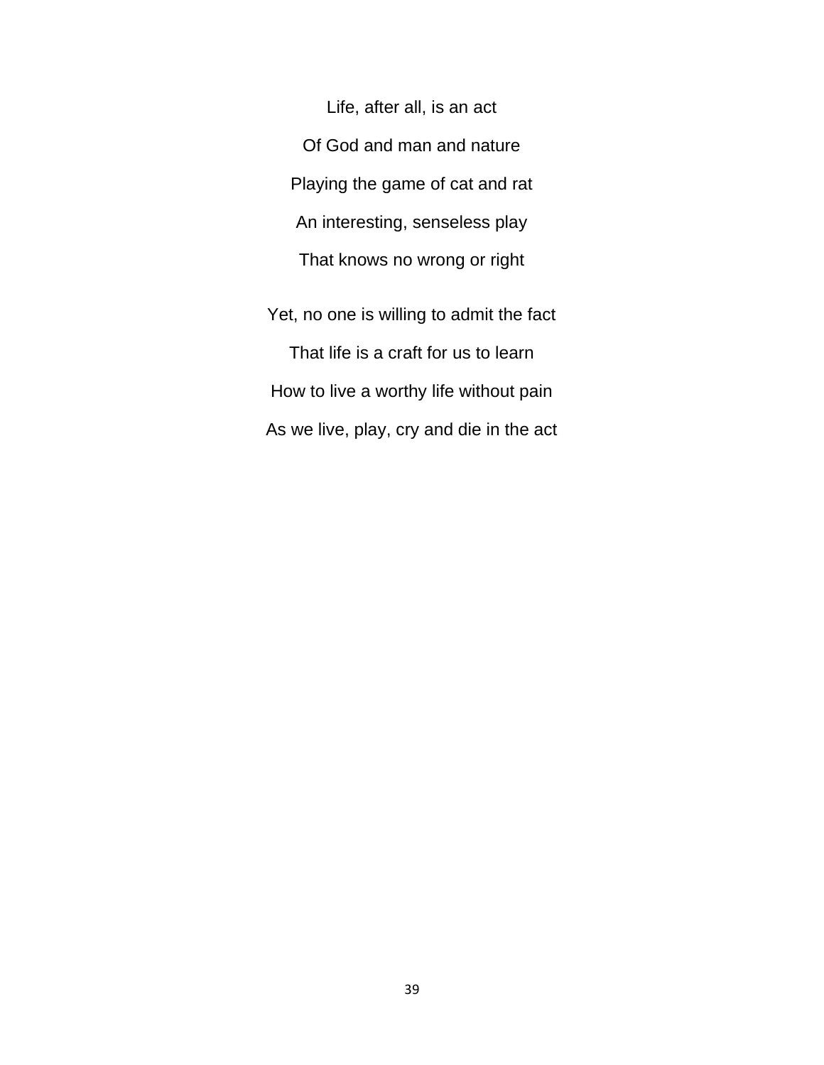Life, after all, is an act

Of God and man and nature

Playing the game of cat and rat

An interesting, senseless play

That knows no wrong or right

Yet, no one is willing to admit the fact

That life is a craft for us to learn

How to live a worthy life without pain

As we live, play, cry and die in the act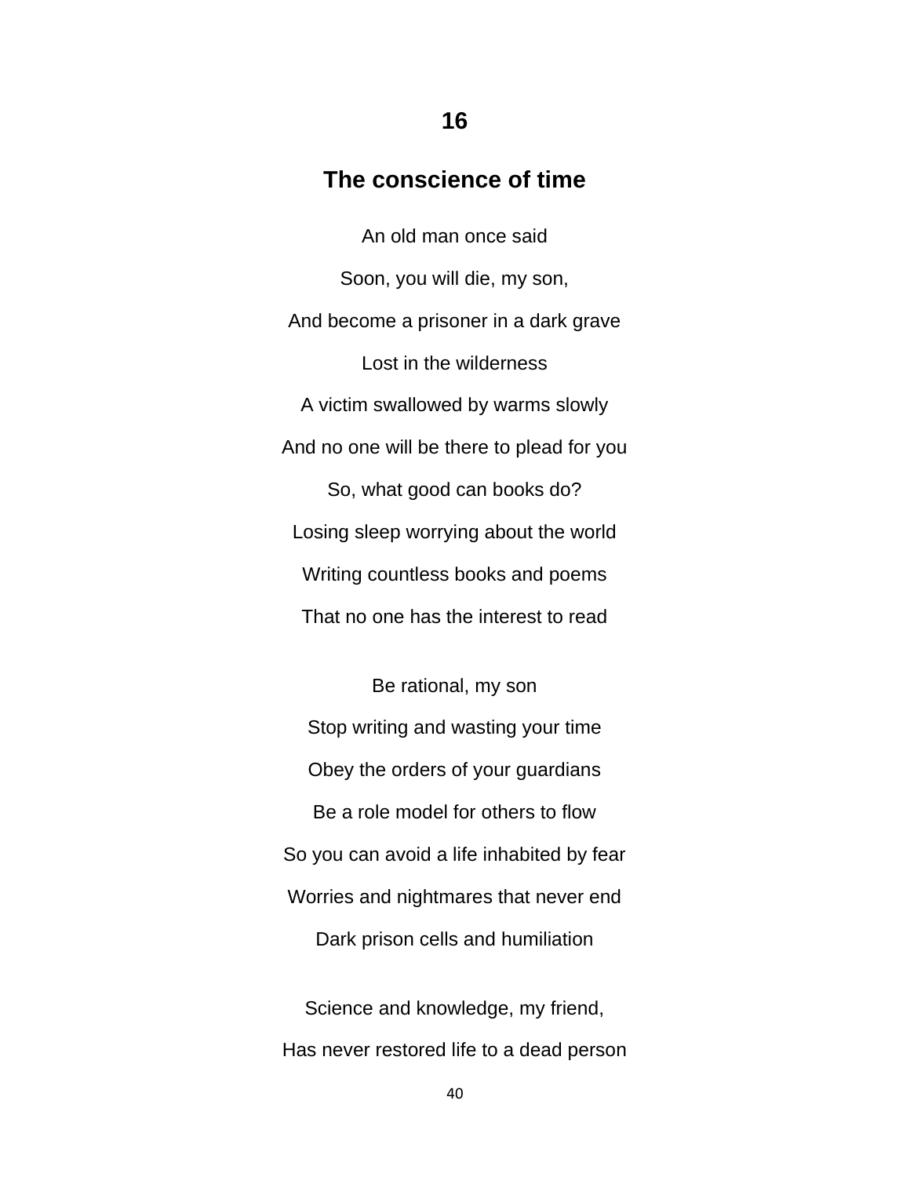## 16

## The conscience of time

An old man once said

Soon, you will die, my son,

And become a prisoner in a dark grave

Lost in the wilderness

A victim swallowed by warms slowly

And no one will be there to plead for you

So, what good can books do?

Losing sleep worrying about the world

Writing countless books and poems

That no one has the interest to read

Be rational, my son

Stop writing and wasting your time

Obey the orders of your guardians

Be a role model for others to flow

So you can avoid a life inhabited by fear

Worries and nightmares that never end

Dark prison cells and humiliation

Science and knowledge, my friend,

Has never restored life to a dead person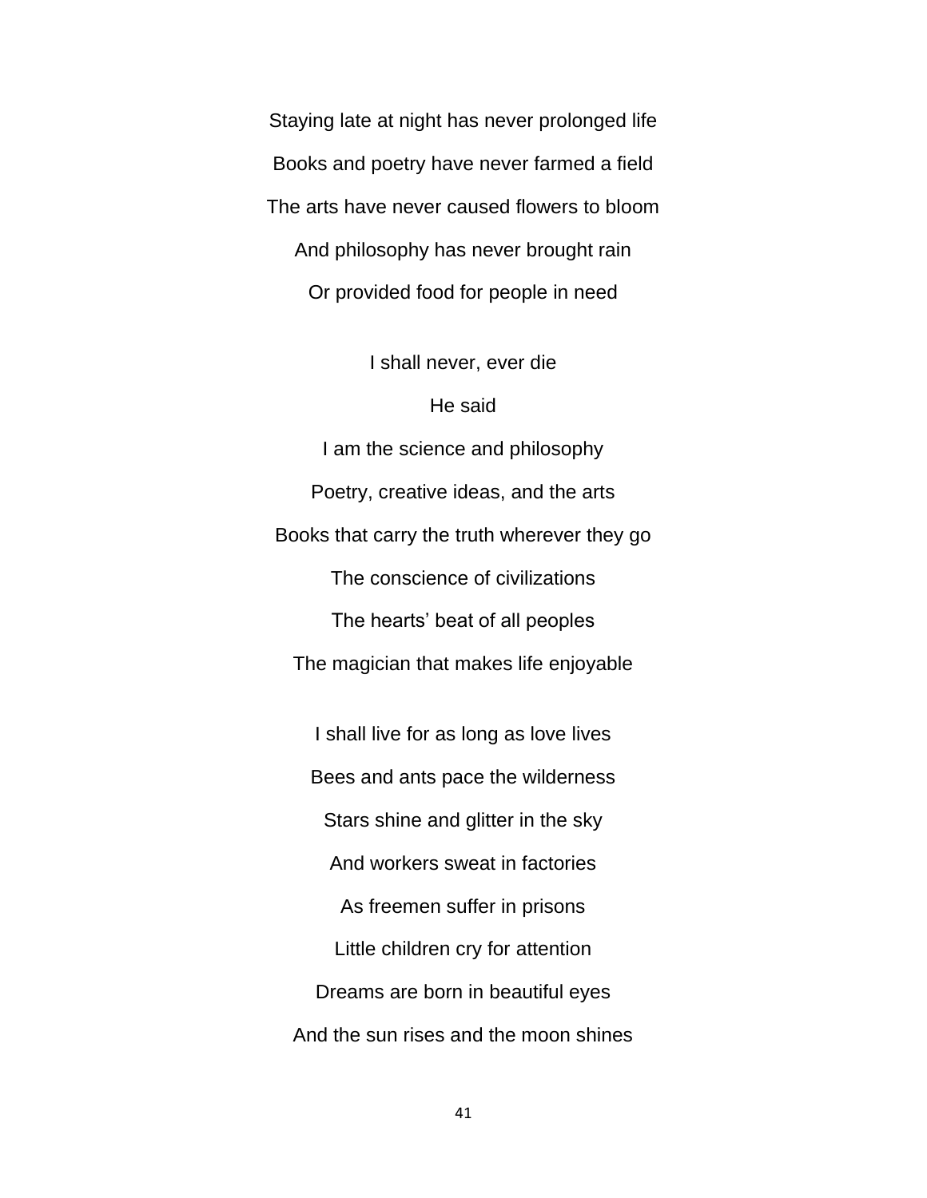Staying late at night has never prolonged life

Books and poetry have never farmed a field

The arts have never caused flowers to bloom

And philosophy has never brought rain

Or provided food for people in need

I shall never, ever die

He said

I am the science and philosophy

Poetry, creative ideas, and the arts

Books that carry the truth wherever they go

The conscience of civilizations

The hearts' beat of all peoples

The magician that makes life enjoyable

I shall live for as long as love lives

Bees and ants pace the wilderness

Stars shine and glitter in the sky

And workers sweat in factories

As freemen suffer in prisons

Little children cry for attention

Dreams are born in beautiful eyes

And the sun rises and the moon shines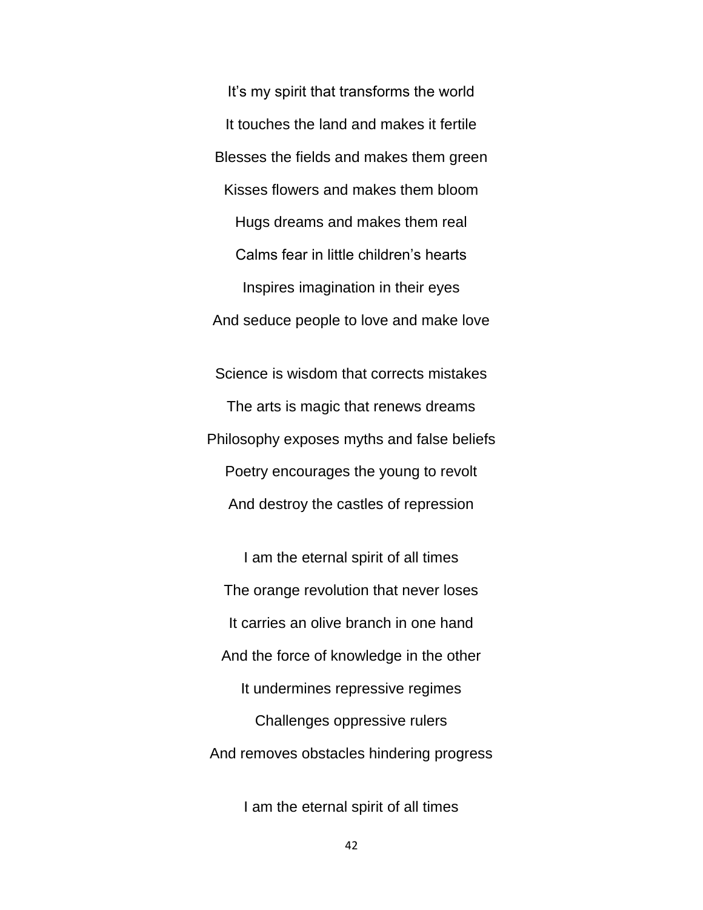It's my spirit that transforms the world  
It touches the land and makes it fertile  
Blesses the fields and makes them green  
Kisses flowers and makes them bloom  
Hugs dreams and makes them real  
Calms fear in little children's hearts  
Inspires imagination in their eyes  
And seduce people to love and make love

Science is wisdom that corrects mistakes  
The arts is magic that renews dreams  
Philosophy exposes myths and false beliefs  
Poetry encourages the young to revolt  
And destroy the castles of repression

I am the eternal spirit of all times  
The orange revolution that never loses  
It carries an olive branch in one hand  
And the force of knowledge in the other  
It undermines repressive regimes  
Challenges oppressive rulers  
And removes obstacles hindering progress

I am the eternal spirit of all times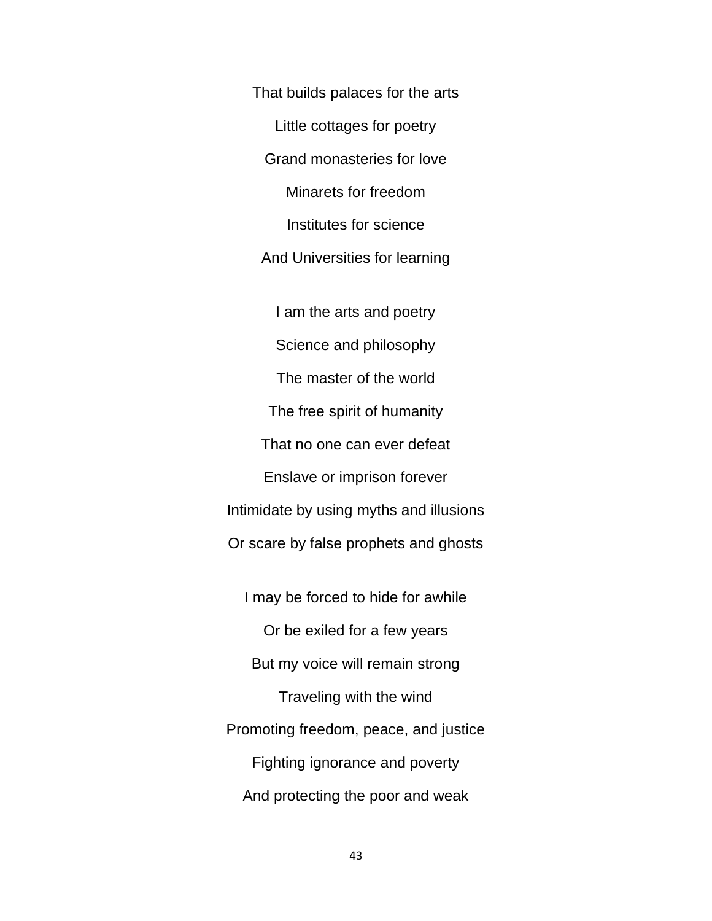That builds palaces for the arts

Little cottages for poetry

Grand monasteries for love

Minarets for freedom

Institutes for science

And Universities for learning

I am the arts and poetry

Science and philosophy

The master of the world

The free spirit of humanity

That no one can ever defeat

Enslave or imprison forever

Intimidate by using myths and illusions

Or scare by false prophets and ghosts

I may be forced to hide for awhile

Or be exiled for a few years

But my voice will remain strong

Traveling with the wind

Promoting freedom, peace, and justice

Fighting ignorance and poverty

And protecting the poor and weak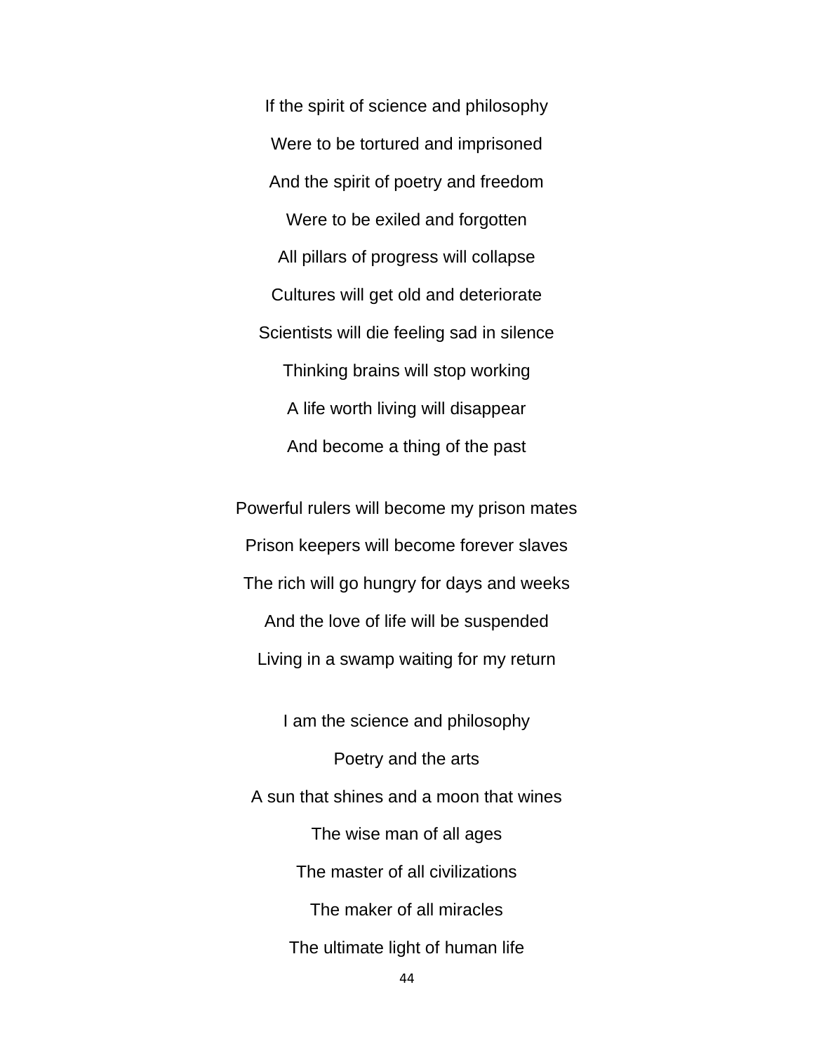If the spirit of science and philosophy  
Were to be tortured and imprisoned  
And the spirit of poetry and freedom  
Were to be exiled and forgotten  
All pillars of progress will collapse  
Cultures will get old and deteriorate  
Scientists will die feeling sad in silence  
Thinking brains will stop working  
A life worth living will disappear  
And become a thing of the past

Powerful rulers will become my prison mates  
Prison keepers will become forever slaves  
The rich will go hungry for days and weeks  
And the love of life will be suspended  
Living in a swamp waiting for my return

I am the science and philosophy  
Poetry and the arts  
A sun that shines and a moon that wines  
The wise man of all ages  
The master of all civilizations  
The maker of all miracles  
The ultimate light of human life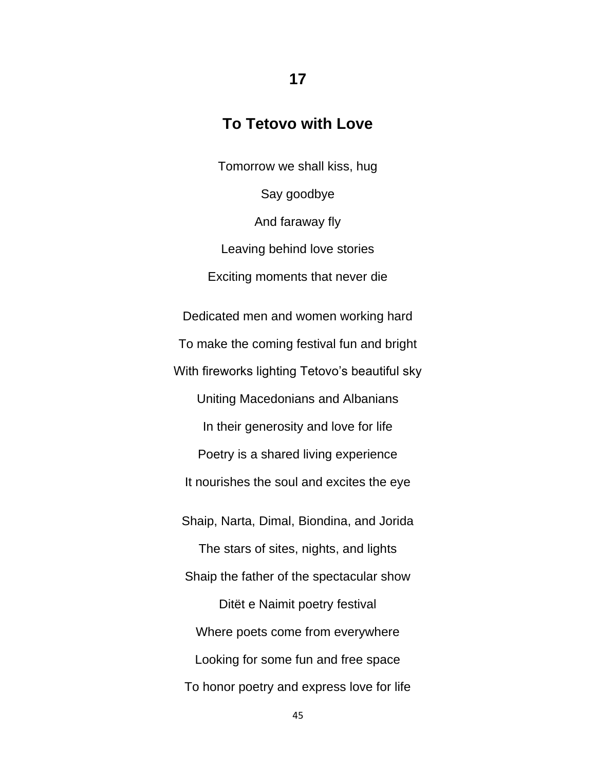## 17

## To Tetovo with Love

Tomorrow we shall kiss, hug

Say goodbye

And faraway fly

Leaving behind love stories

Exciting moments that never die

Dedicated men and women working hard

To make the coming festival fun and bright

With fireworks lighting Tetovo's beautiful sky

Uniting Macedonians and Albanians

In their generosity and love for life

Poetry is a shared living experience

It nourishes the soul and excites the eye

Shaip, Narta, Dimal, Biondina, and Jorida

The stars of sites, nights, and lights

Shaip the father of the spectacular show

Ditët e Naimit poetry festival

Where poets come from everywhere

Looking for some fun and free space

To honor poetry and express love for life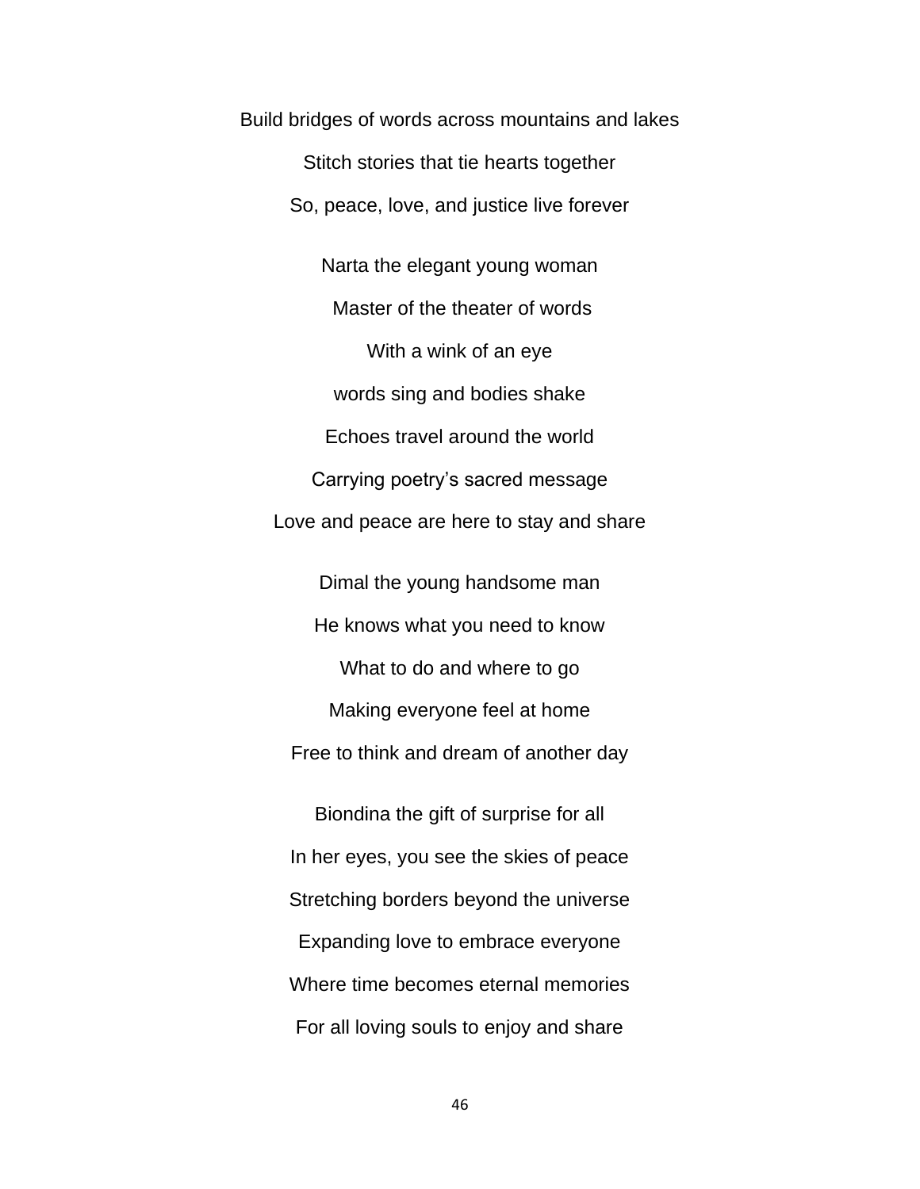Build bridges of words across mountains and lakes

Stitch stories that tie hearts together

So, peace, love, and justice live forever

Narta the elegant young woman

Master of the theater of words

With a wink of an eye

words sing and bodies shake

Echoes travel around the world

Carrying poetry's sacred message

Love and peace are here to stay and share

Dimal the young handsome man

He knows what you need to know

What to do and where to go

Making everyone feel at home

Free to think and dream of another day

Biondina the gift of surprise for all

In her eyes, you see the skies of peace

Stretching borders beyond the universe

Expanding love to embrace everyone

Where time becomes eternal memories

For all loving souls to enjoy and share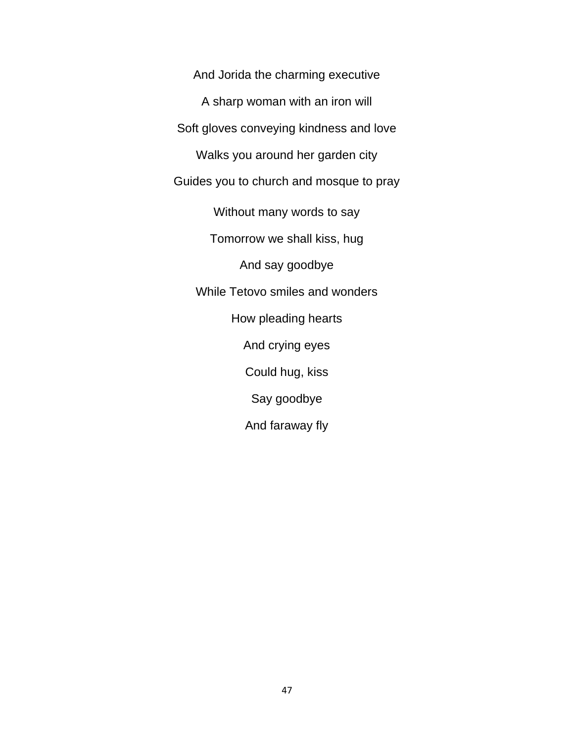And Jorida the charming executive

A sharp woman with an iron will

Soft gloves conveying kindness and love

Walks you around her garden city

Guides you to church and mosque to pray

Without many words to say

Tomorrow we shall kiss, hug

And say goodbye

While Tetovo smiles and wonders

How pleading hearts

And crying eyes

Could hug, kiss

Say goodbye

And faraway fly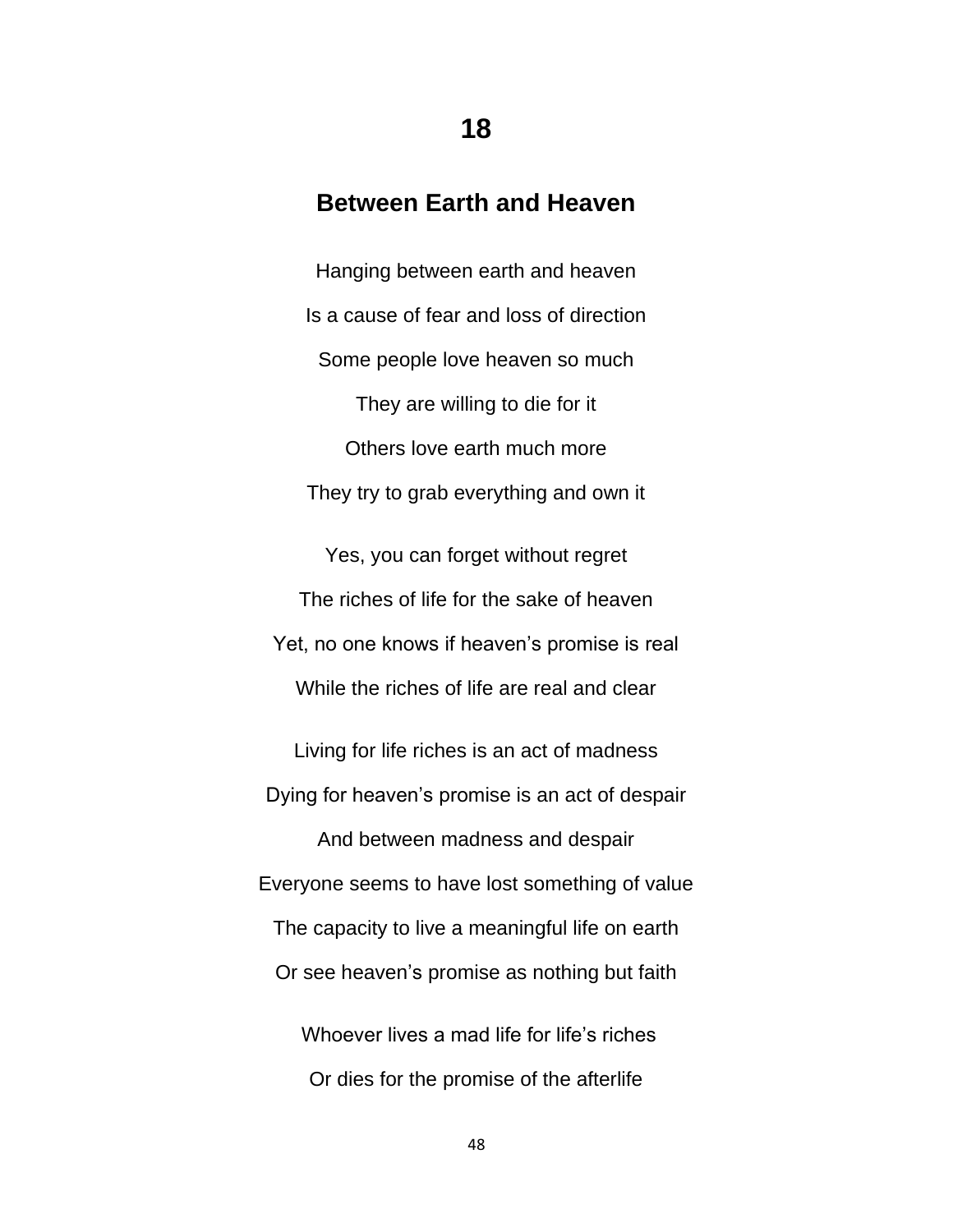## 18

## Between Earth and Heaven

Hanging between earth and heaven

Is a cause of fear and loss of direction

Some people love heaven so much

They are willing to die for it

Others love earth much more

They try to grab everything and own it

Yes, you can forget without regret

The riches of life for the sake of heaven

Yet, no one knows if heaven's promise is real

While the riches of life are real and clear

Living for life riches is an act of madness

Dying for heaven's promise is an act of despair

And between madness and despair

Everyone seems to have lost something of value

The capacity to live a meaningful life on earth

Or see heaven's promise as nothing but faith

Whoever lives a mad life for life's riches

Or dies for the promise of the afterlife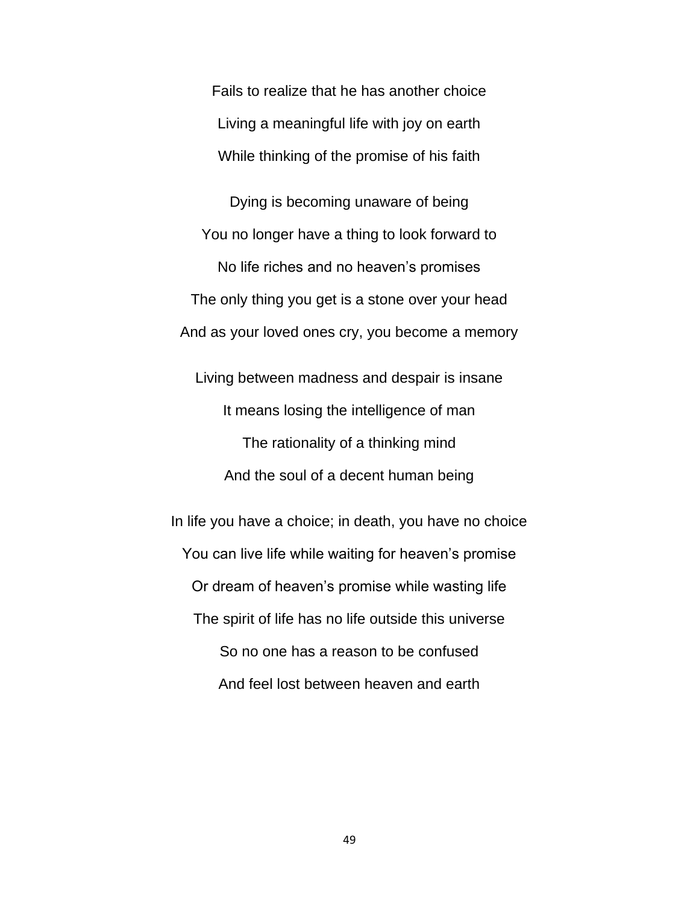Fails to realize that he has another choice  
Living a meaningful life with joy on earth  
While thinking of the promise of his faith

Dying is becoming unaware of being  
You no longer have a thing to look forward to  
No life riches and no heaven's promises  
The only thing you get is a stone over your head  
And as your loved ones cry, you become a memory

Living between madness and despair is insane  
It means losing the intelligence of man  
The rationality of a thinking mind  
And the soul of a decent human being

In life you have a choice; in death, you have no choice  
You can live life while waiting for heaven's promise  
Or dream of heaven's promise while wasting life  
The spirit of life has no life outside this universe  
So no one has a reason to be confused  
And feel lost between heaven and earth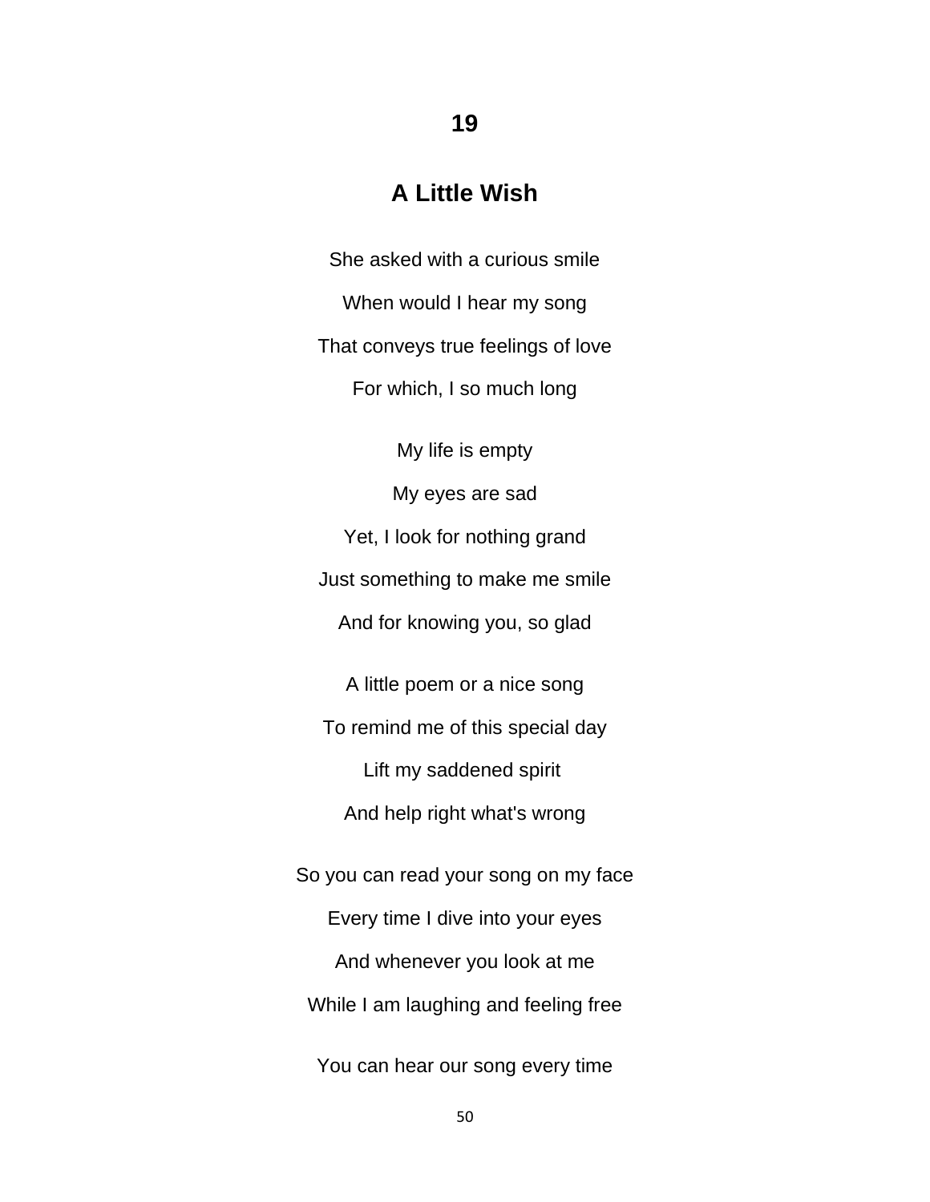## 19

## A Little Wish

She asked with a curious smile

When would I hear my song

That conveys true feelings of love

For which, I so much long

My life is empty

My eyes are sad

Yet, I look for nothing grand

Just something to make me smile

And for knowing you, so glad

A little poem or a nice song

To remind me of this special day

Lift my saddened spirit

And help right what's wrong

So you can read your song on my face

Every time I dive into your eyes

And whenever you look at me

While I am laughing and feeling free

You can hear our song every time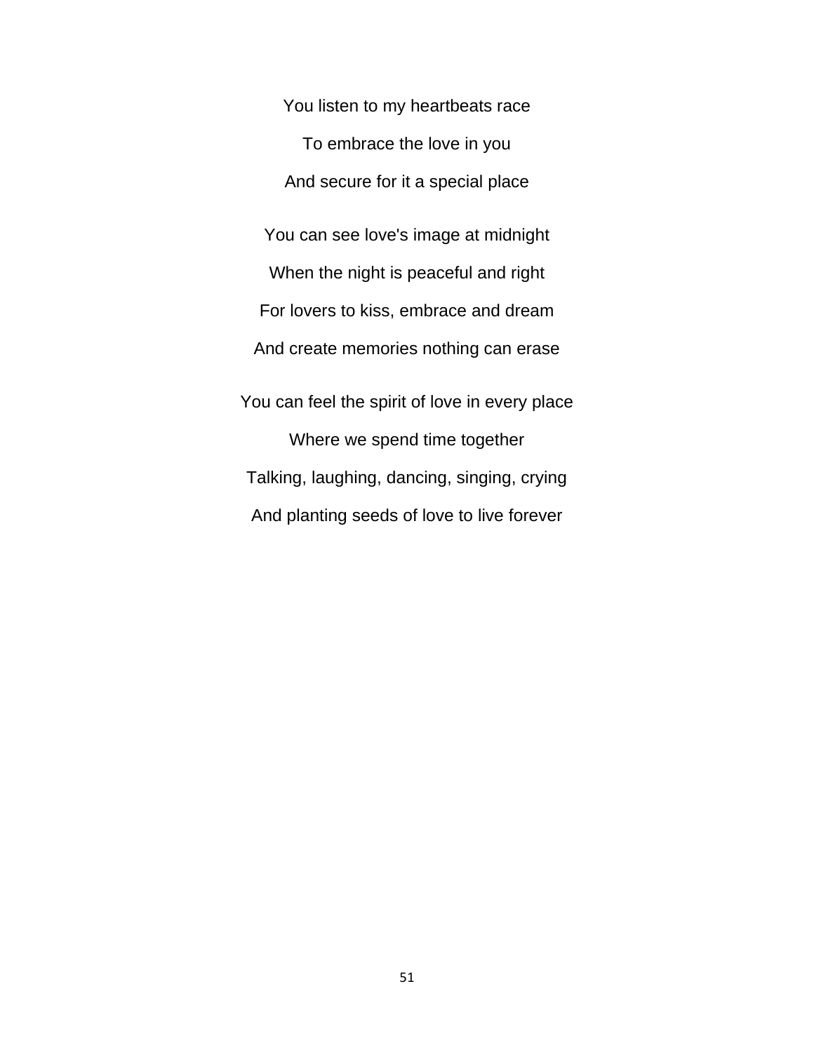You listen to my heartbeats race

To embrace the love in you

And secure for it a special place

You can see love's image at midnight

When the night is peaceful and right

For lovers to kiss, embrace and dream

And create memories nothing can erase

You can feel the spirit of love in every place

Where we spend time together

Talking, laughing, dancing, singing, crying

And planting seeds of love to live forever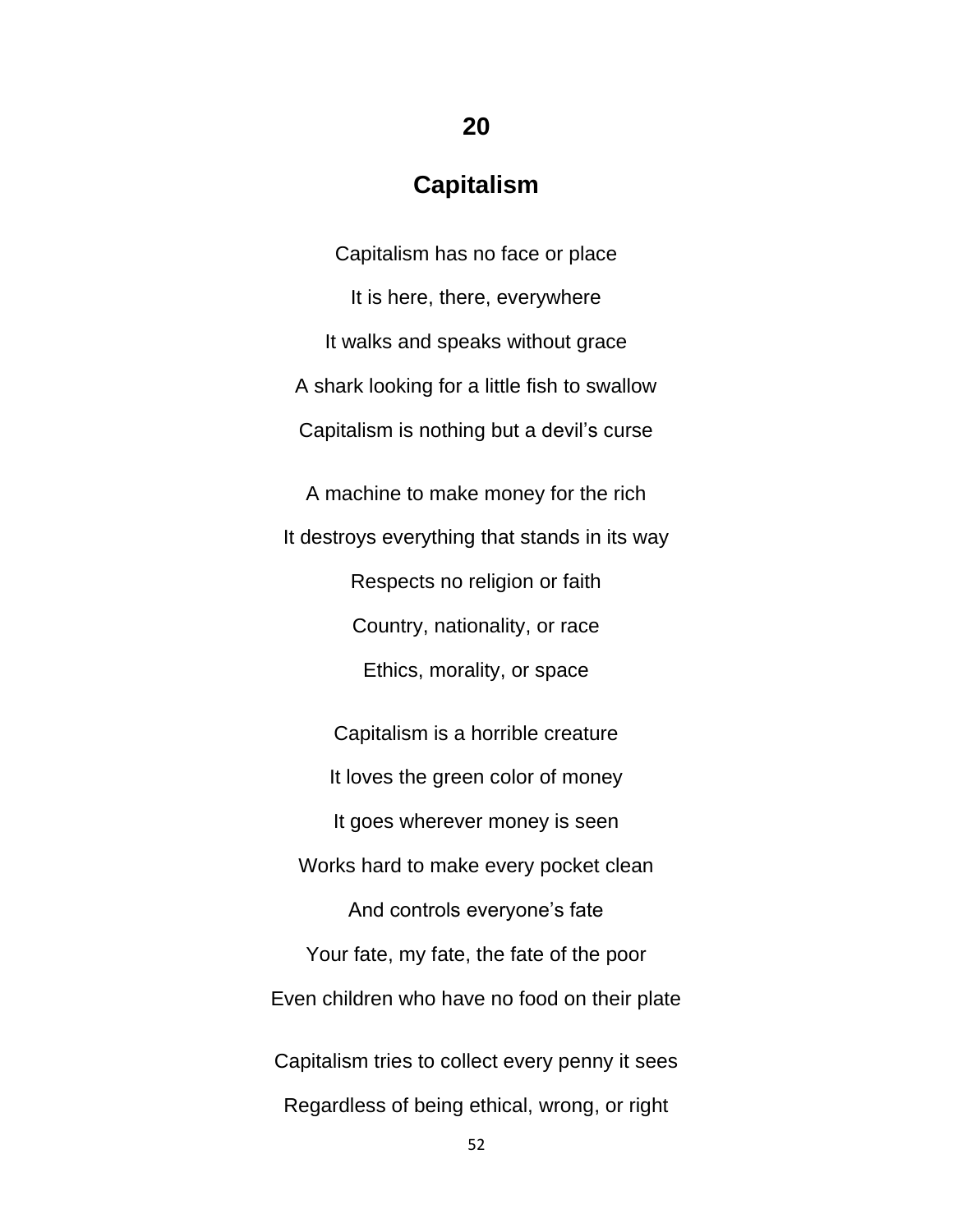## 20

## Capitalism

Capitalism has no face or place

It is here, there, everywhere

It walks and speaks without grace

A shark looking for a little fish to swallow

Capitalism is nothing but a devil's curse

A machine to make money for the rich

It destroys everything that stands in its way

Respects no religion or faith

Country, nationality, or race

Ethics, morality, or space

Capitalism is a horrible creature

It loves the green color of money

It goes wherever money is seen

Works hard to make every pocket clean

And controls everyone's fate

Your fate, my fate, the fate of the poor

Even children who have no food on their plate

Capitalism tries to collect every penny it sees

Regardless of being ethical, wrong, or right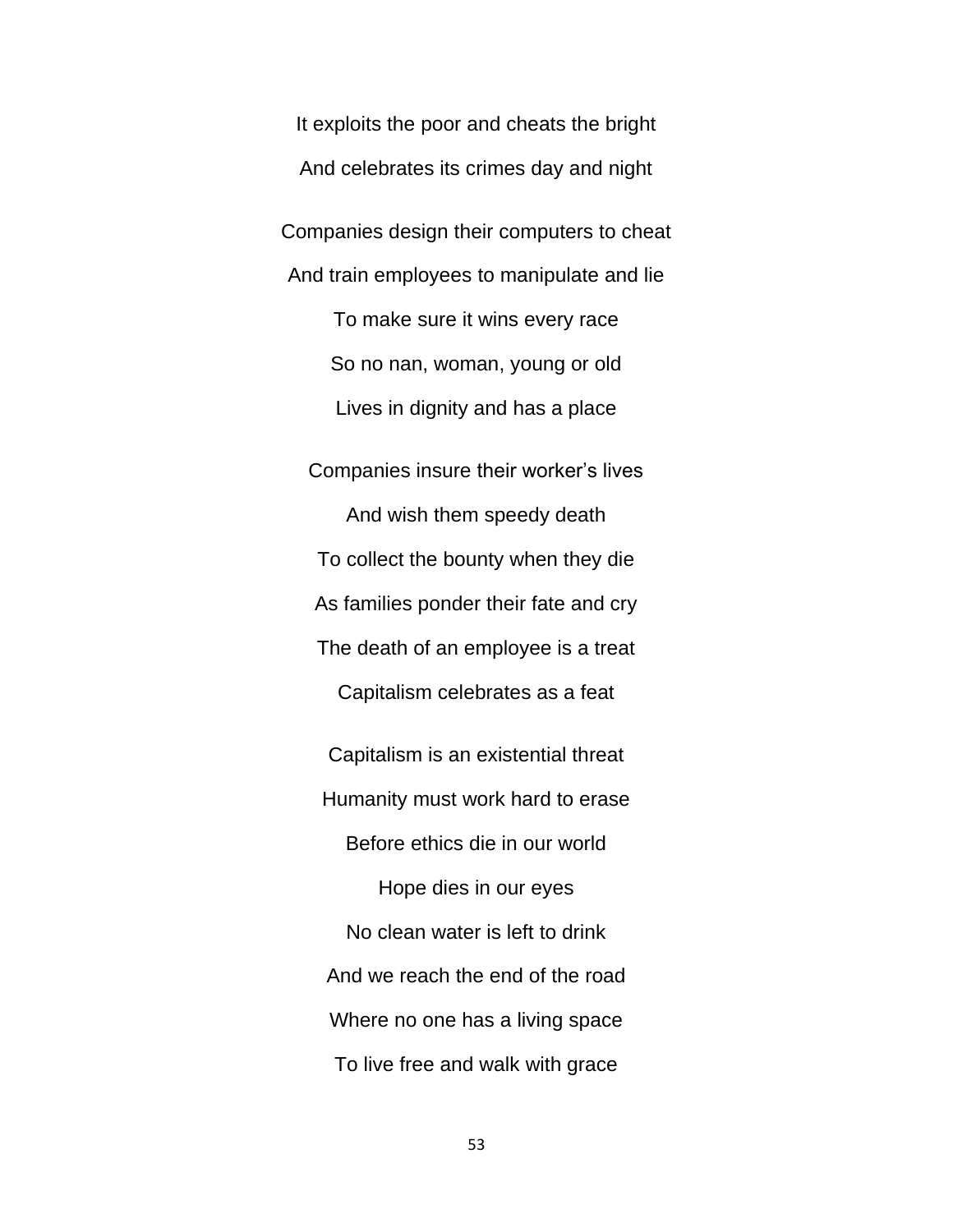It exploits the poor and cheats the bright
And celebrates its crimes day and night

Companies design their computers to cheat
And train employees to manipulate and lie
To make sure it wins every race
So no nan, woman, young or old
Lives in dignity and has a place

Companies insure their worker's lives
And wish them speedy death
To collect the bounty when they die
As families ponder their fate and cry
The death of an employee is a treat
Capitalism celebrates as a feat

Capitalism is an existential threat
Humanity must work hard to erase
Before ethics die in our world
Hope dies in our eyes
No clean water is left to drink
And we reach the end of the road
Where no one has a living space
To live free and walk with grace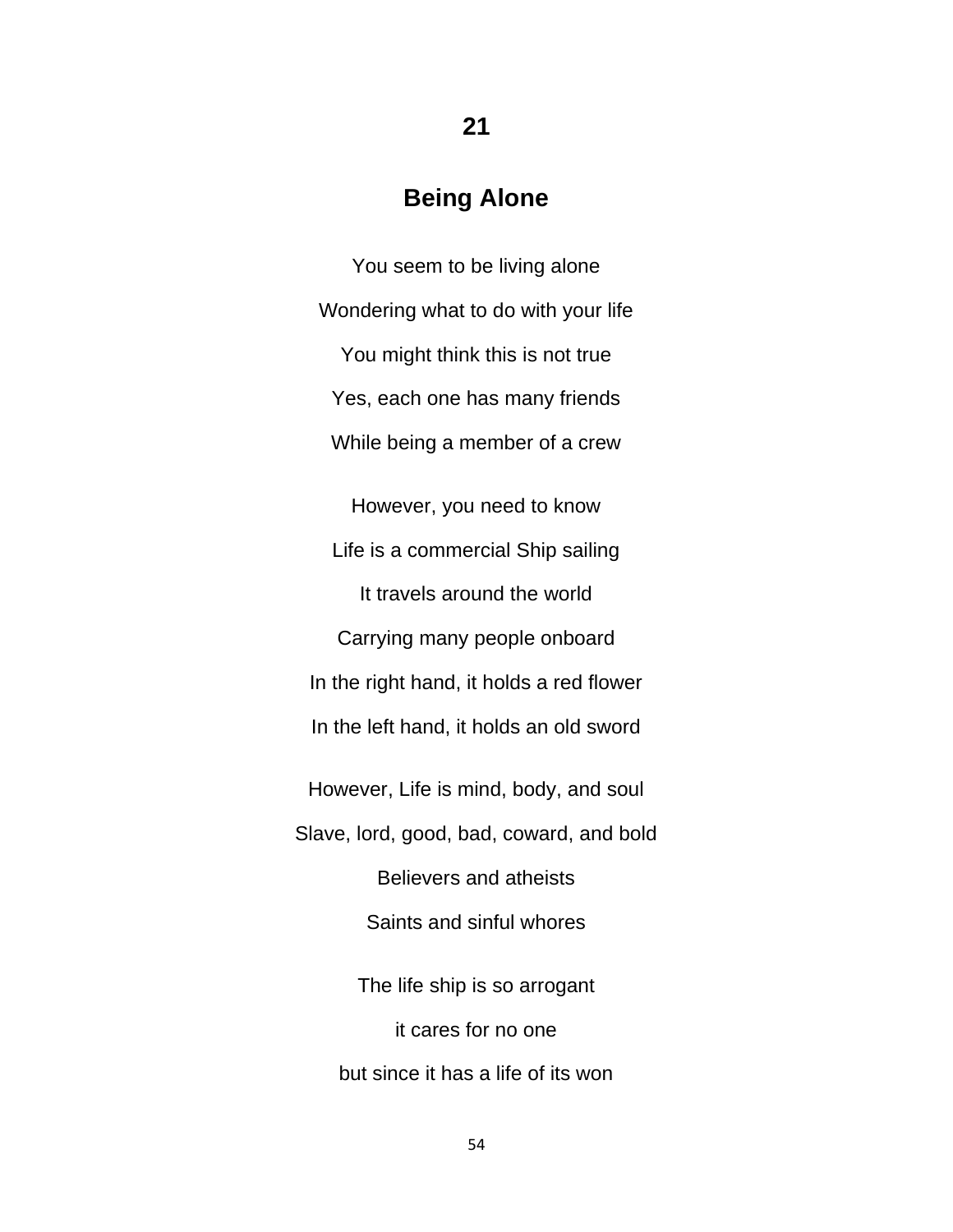## 21

## Being Alone

You seem to be living alone

Wondering what to do with your life

You might think this is not true

Yes, each one has many friends

While being a member of a crew

However, you need to know

Life is a commercial Ship sailing

It travels around the world

Carrying many people onboard

In the right hand, it holds a red flower

In the left hand, it holds an old sword

However, Life is mind, body, and soul

Slave, lord, good, bad, coward, and bold

Believers and atheists

Saints and sinful whores

The life ship is so arrogant

it cares for no one

but since it has a life of its won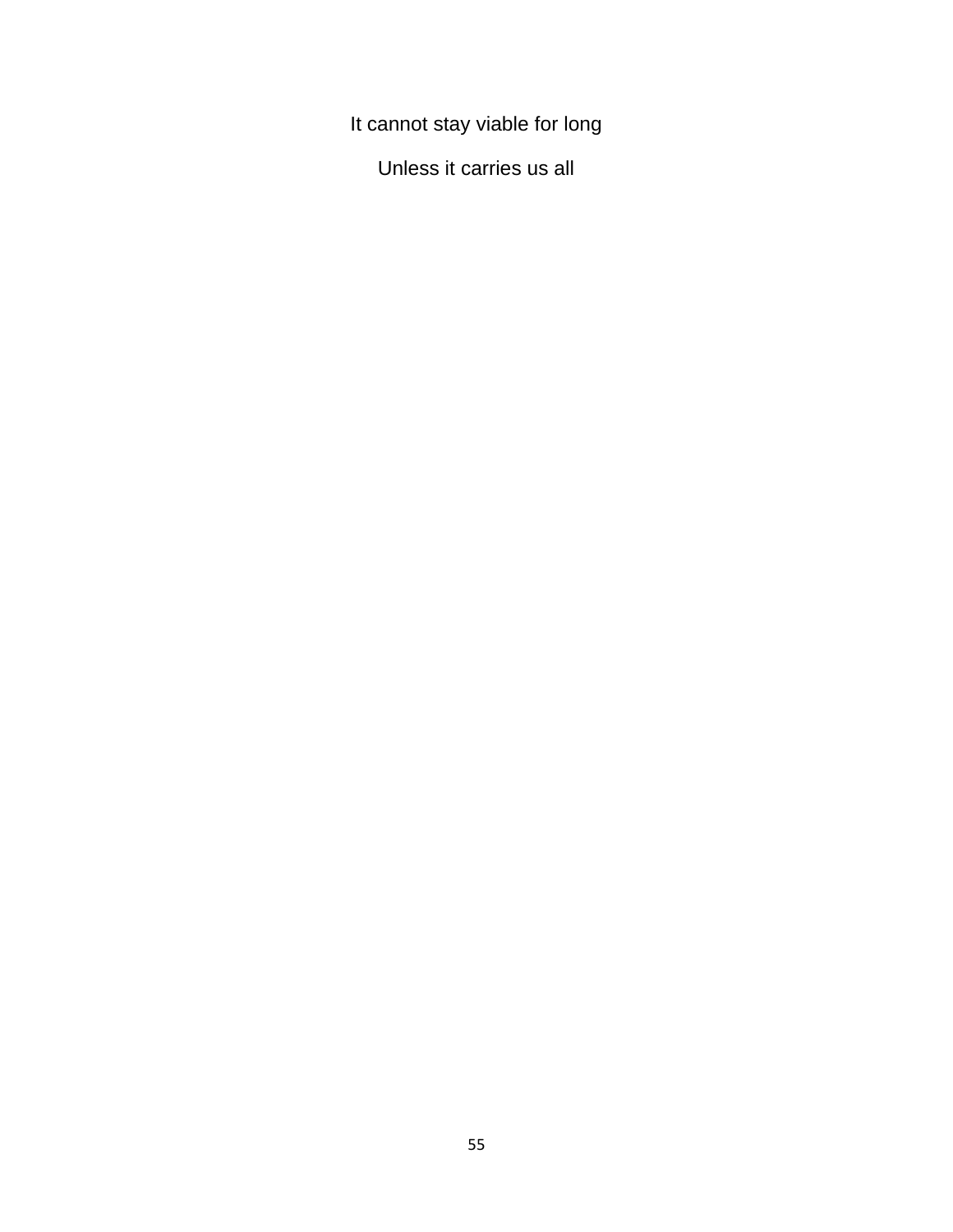It cannot stay viable for long

Unless it carries us all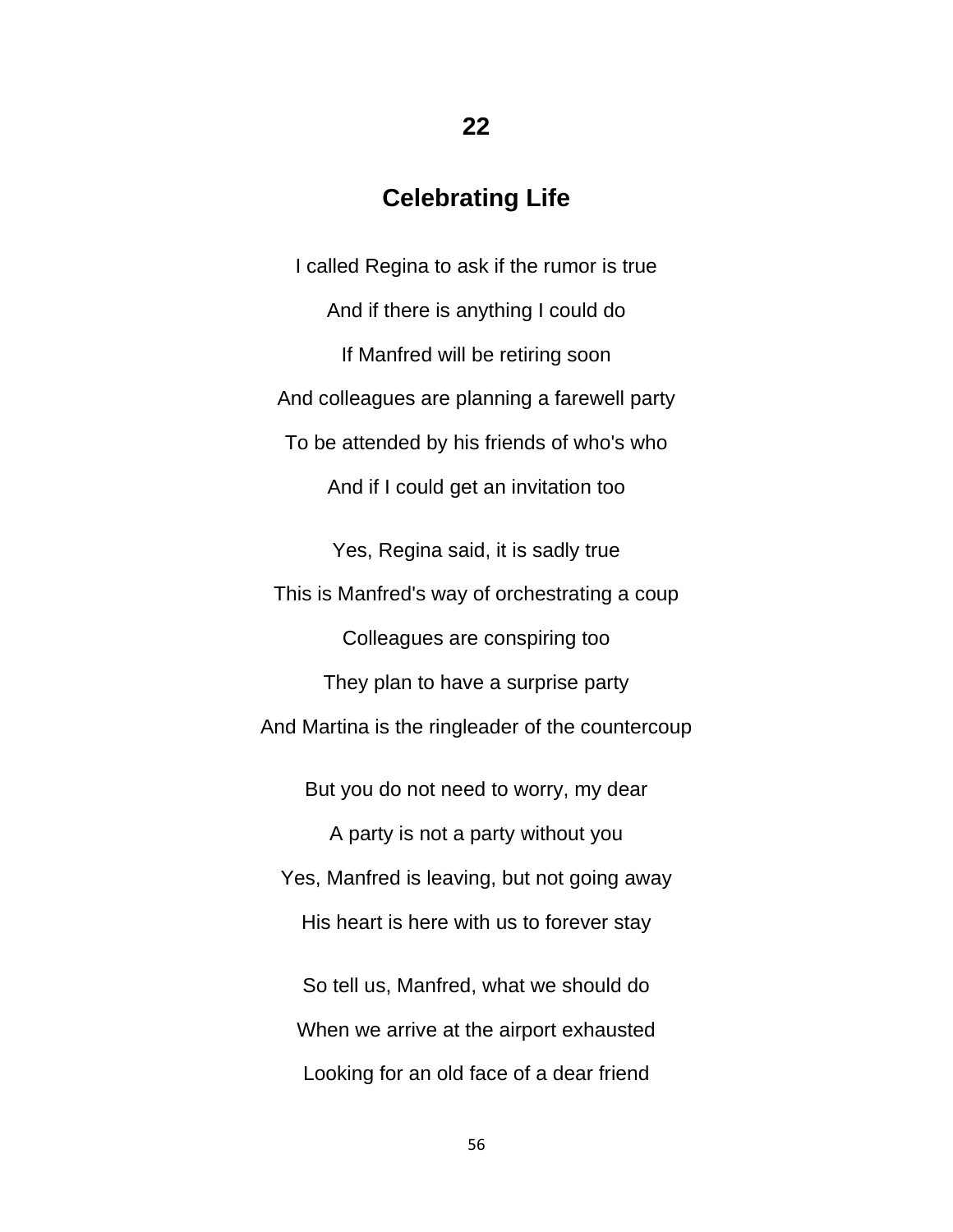# 22

## Celebrating Life

I called Regina to ask if the rumor is true

And if there is anything I could do

If Manfred will be retiring soon

And colleagues are planning a farewell party

To be attended by his friends of who's who

And if I could get an invitation too

Yes, Regina said, it is sadly true

This is Manfred's way of orchestrating a coup

Colleagues are conspiring too

They plan to have a surprise party

And Martina is the ringleader of the countercoup

But you do not need to worry, my dear

A party is not a party without you

Yes, Manfred is leaving, but not going away

His heart is here with us to forever stay

So tell us, Manfred, what we should do

When we arrive at the airport exhausted

Looking for an old face of a dear friend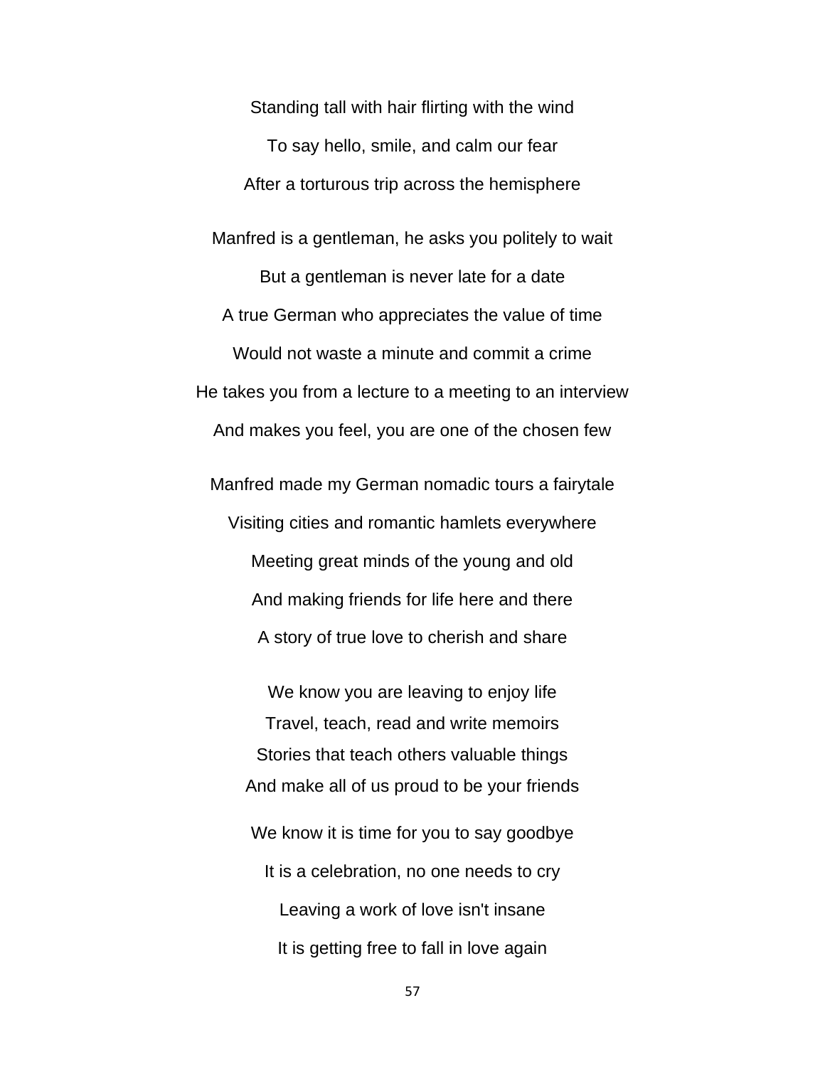Standing tall with hair flirting with the wind

To say hello, smile, and calm our fear

After a torturous trip across the hemisphere

Manfred is a gentleman, he asks you politely to wait

But a gentleman is never late for a date

A true German who appreciates the value of time

Would not waste a minute and commit a crime

He takes you from a lecture to a meeting to an interview

And makes you feel, you are one of the chosen few

Manfred made my German nomadic tours a fairytale

Visiting cities and romantic hamlets everywhere

Meeting great minds of the young and old

And making friends for life here and there

A story of true love to cherish and share

We know you are leaving to enjoy life  
Travel, teach, read and write memoirs  
Stories that teach others valuable things  
And make all of us proud to be your friends

We know it is time for you to say goodbye

It is a celebration, no one needs to cry

Leaving a work of love isn't insane

It is getting free to fall in love again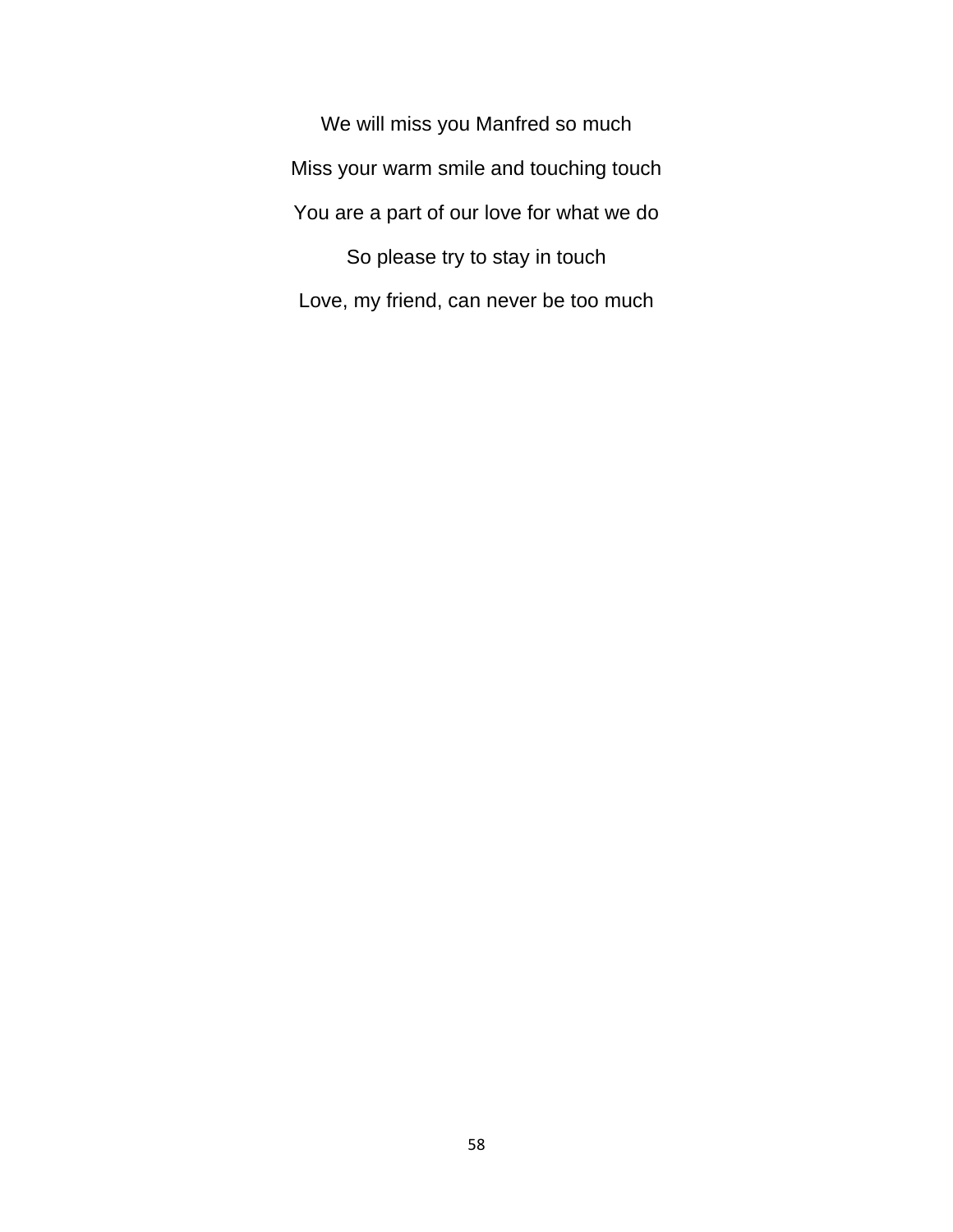We will miss you Manfred so much

Miss your warm smile and touching touch

You are a part of our love for what we do

So please try to stay in touch

Love, my friend, can never be too much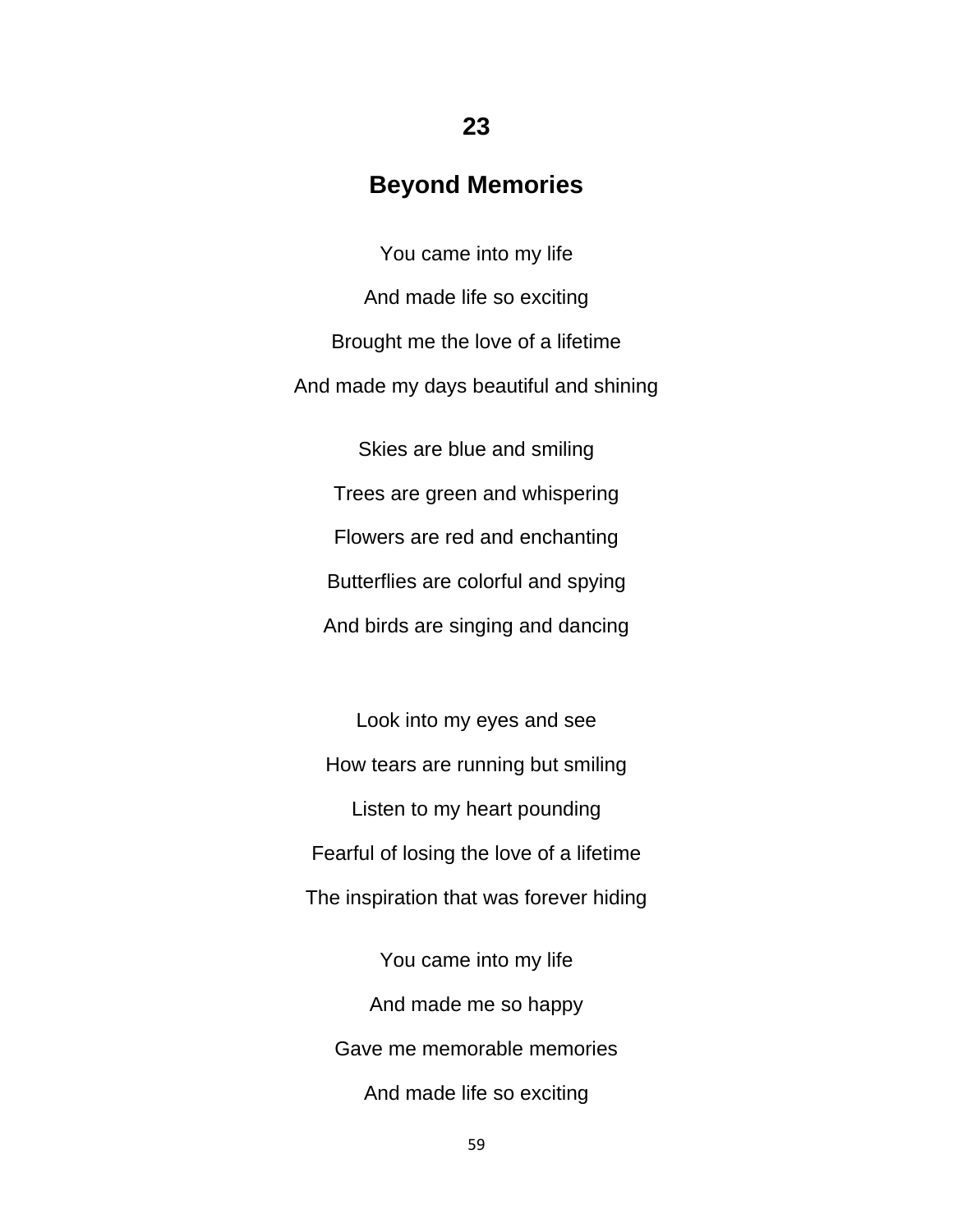## 23

## Beyond Memories

You came into my life

And made life so exciting

Brought me the love of a lifetime

And made my days beautiful and shining

Skies are blue and smiling

Trees are green and whispering

Flowers are red and enchanting

Butterflies are colorful and spying

And birds are singing and dancing

Look into my eyes and see

How tears are running but smiling

Listen to my heart pounding

Fearful of losing the love of a lifetime

The inspiration that was forever hiding

You came into my life

And made me so happy

Gave me memorable memories

And made life so exciting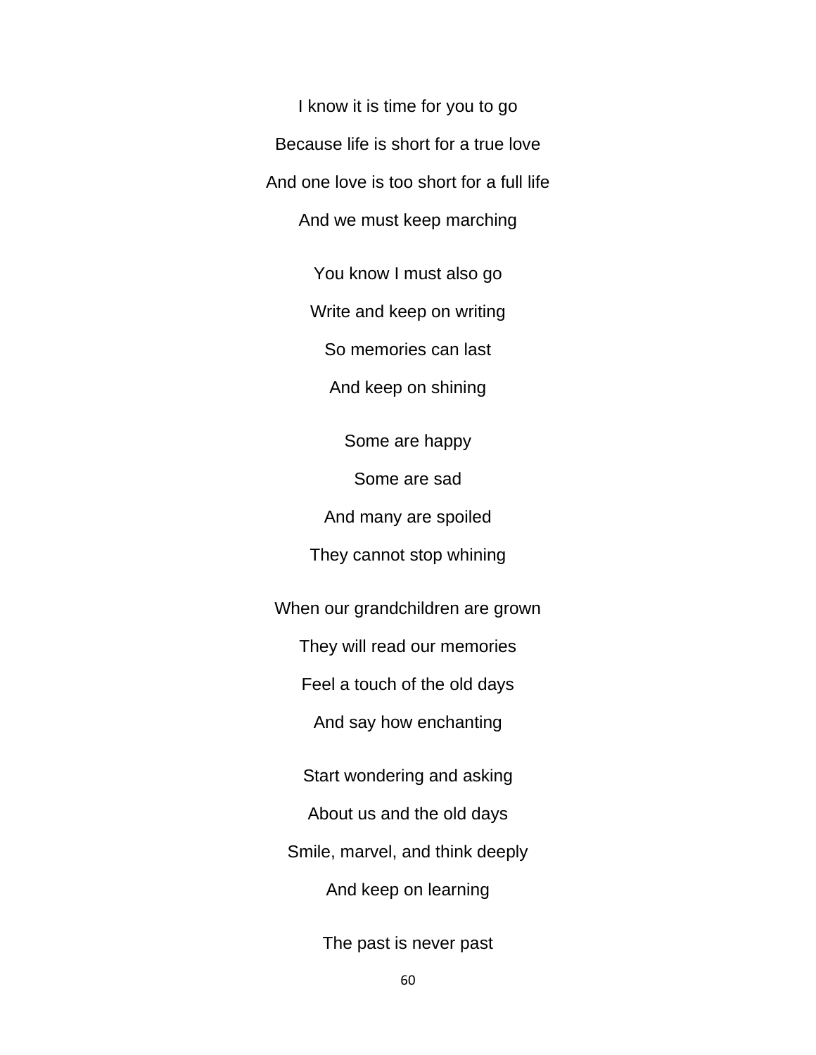I know it is time for you to go

Because life is short for a true love

And one love is too short for a full life

And we must keep marching

You know I must also go

Write and keep on writing

So memories can last

And keep on shining

Some are happy

Some are sad

And many are spoiled

They cannot stop whining

When our grandchildren are grown

They will read our memories

Feel a touch of the old days

And say how enchanting

Start wondering and asking

About us and the old days

Smile, marvel, and think deeply

And keep on learning

The past is never past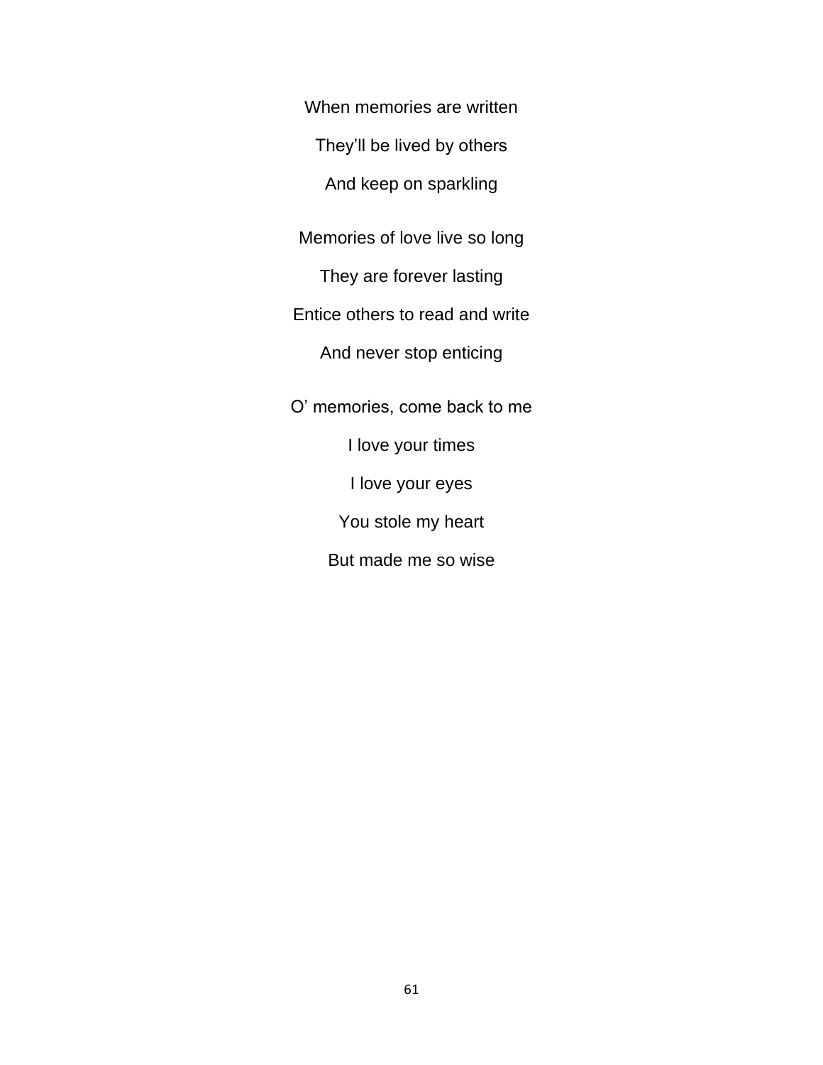When memories are written

They'll be lived by others

And keep on sparkling

Memories of love live so long

They are forever lasting

Entice others to read and write

And never stop enticing

O' memories, come back to me

I love your times

I love your eyes

You stole my heart

But made me so wise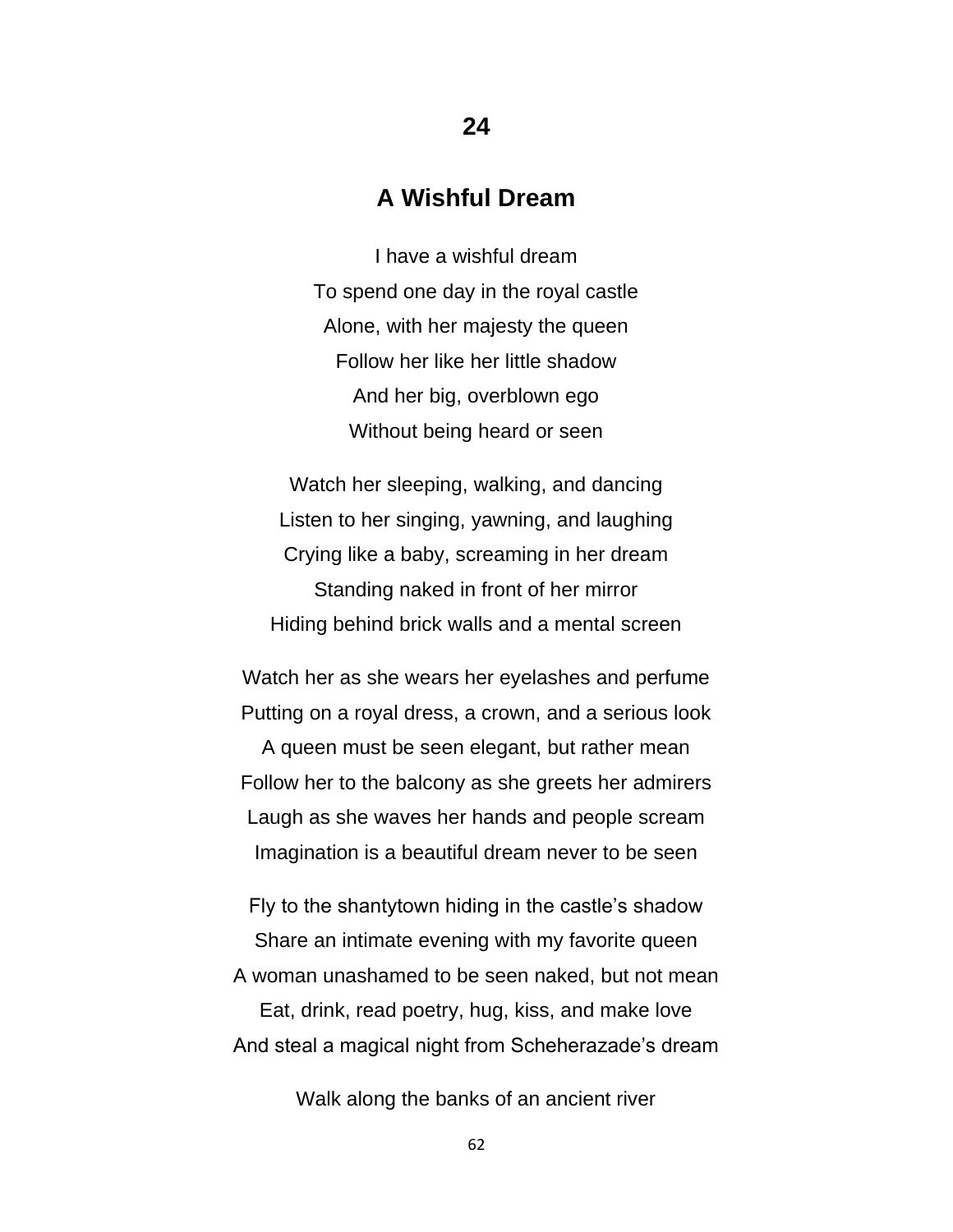## 24

## A Wishful Dream

I have a wishful dream  
To spend one day in the royal castle  
Alone, with her majesty the queen  
Follow her like her little shadow  
And her big, overblown ego  
Without being heard or seen

Watch her sleeping, walking, and dancing  
Listen to her singing, yawning, and laughing  
Crying like a baby, screaming in her dream  
Standing naked in front of her mirror  
Hiding behind brick walls and a mental screen

Watch her as she wears her eyelashes and perfume  
Putting on a royal dress, a crown, and a serious look  
A queen must be seen elegant, but rather mean  
Follow her to the balcony as she greets her admirers  
Laugh as she waves her hands and people scream  
Imagination is a beautiful dream never to be seen

Fly to the shantytown hiding in the castle's shadow  
Share an intimate evening with my favorite queen  
A woman unashamed to be seen naked, but not mean  
Eat, drink, read poetry, hug, kiss, and make love  
And steal a magical night from Scheherazade's dream

Walk along the banks of an ancient river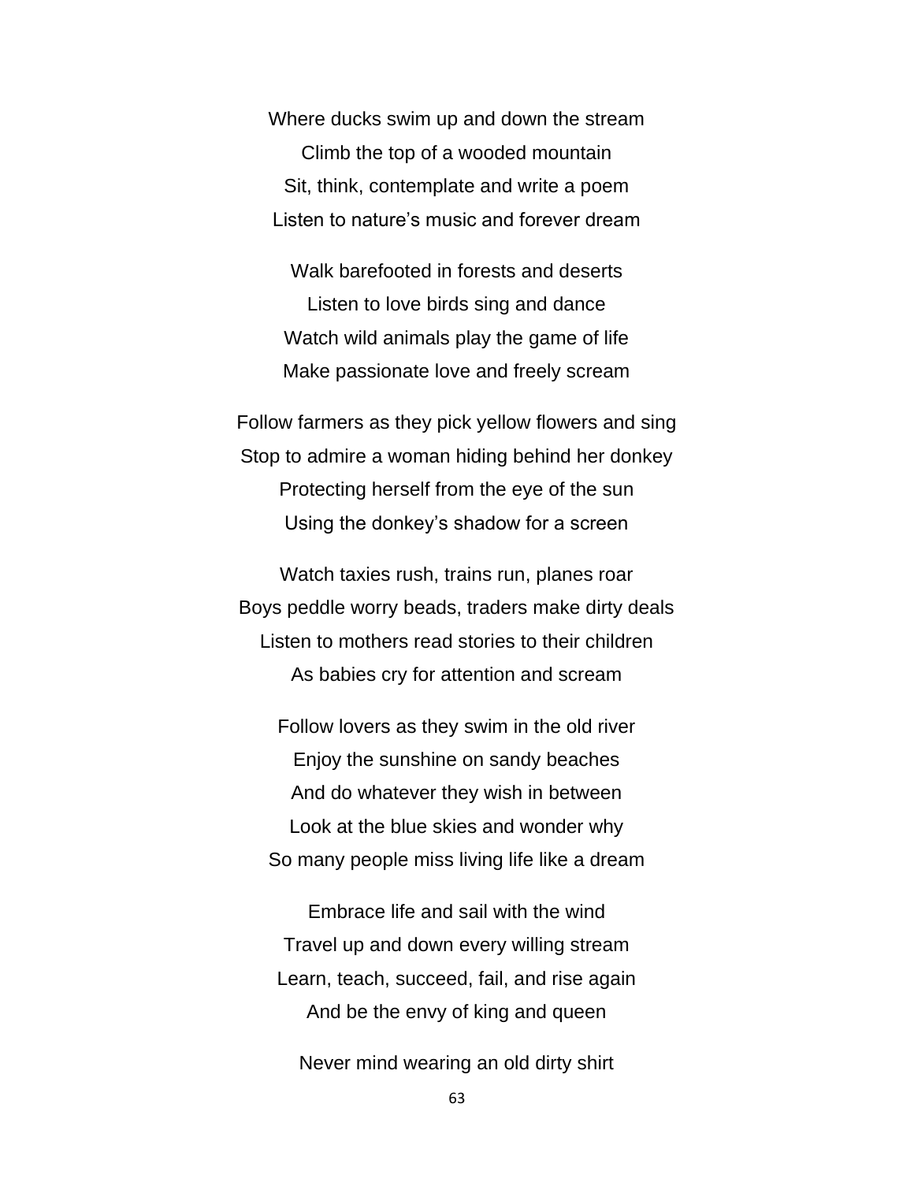Where ducks swim up and down the stream  
Climb the top of a wooded mountain  
Sit, think, contemplate and write a poem  
Listen to nature's music and forever dream

Walk barefooted in forests and deserts  
Listen to love birds sing and dance  
Watch wild animals play the game of life  
Make passionate love and freely scream

Follow farmers as they pick yellow flowers and sing  
Stop to admire a woman hiding behind her donkey  
Protecting herself from the eye of the sun  
Using the donkey's shadow for a screen

Watch taxies rush, trains run, planes roar  
Boys peddle worry beads, traders make dirty deals  
Listen to mothers read stories to their children  
As babies cry for attention and scream

Follow lovers as they swim in the old river  
Enjoy the sunshine on sandy beaches  
And do whatever they wish in between  
Look at the blue skies and wonder why  
So many people miss living life like a dream

Embrace life and sail with the wind  
Travel up and down every willing stream  
Learn, teach, succeed, fail, and rise again  
And be the envy of king and queen

Never mind wearing an old dirty shirt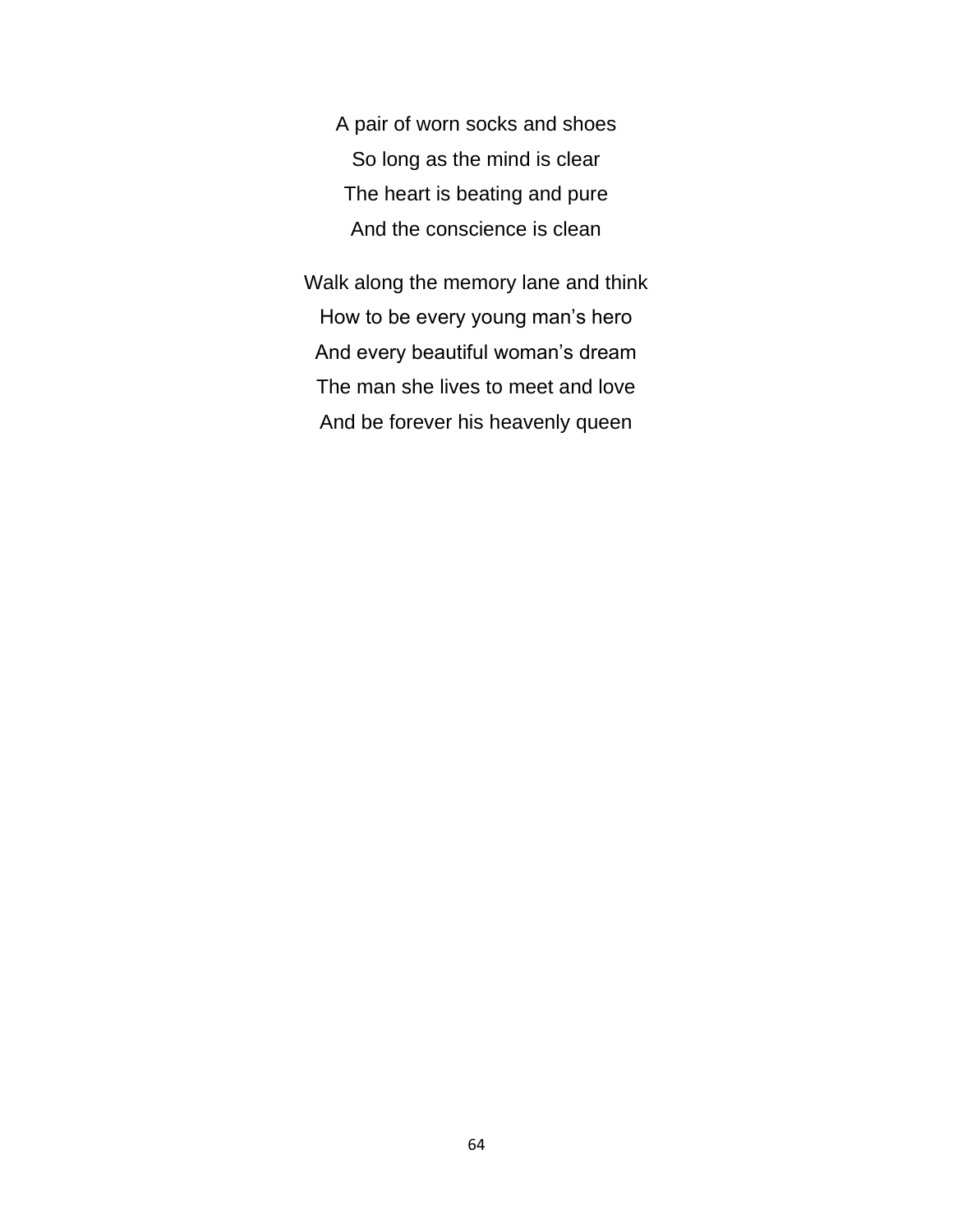A pair of worn socks and shoes  
So long as the mind is clear  
The heart is beating and pure  
And the conscience is clean

Walk along the memory lane and think  
How to be every young man's hero  
And every beautiful woman's dream  
The man she lives to meet and love  
And be forever his heavenly queen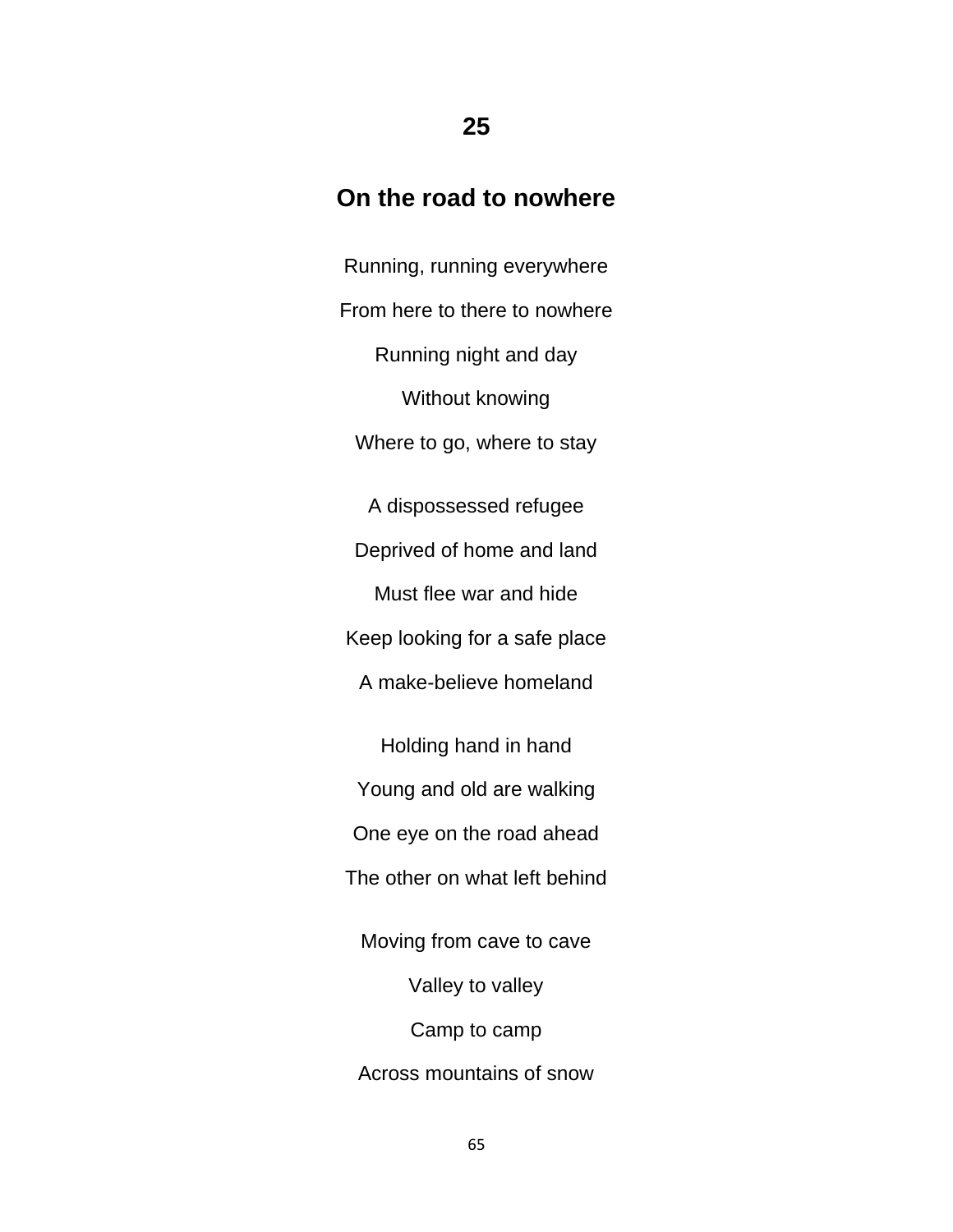## 25

## On the road to nowhere

Running, running everywhere

From here to there to nowhere

Running night and day

Without knowing

Where to go, where to stay

A dispossessed refugee

Deprived of home and land

Must flee war and hide

Keep looking for a safe place

A make-believe homeland

Holding hand in hand

Young and old are walking

One eye on the road ahead

The other on what left behind

Moving from cave to cave

Valley to valley

Camp to camp

Across mountains of snow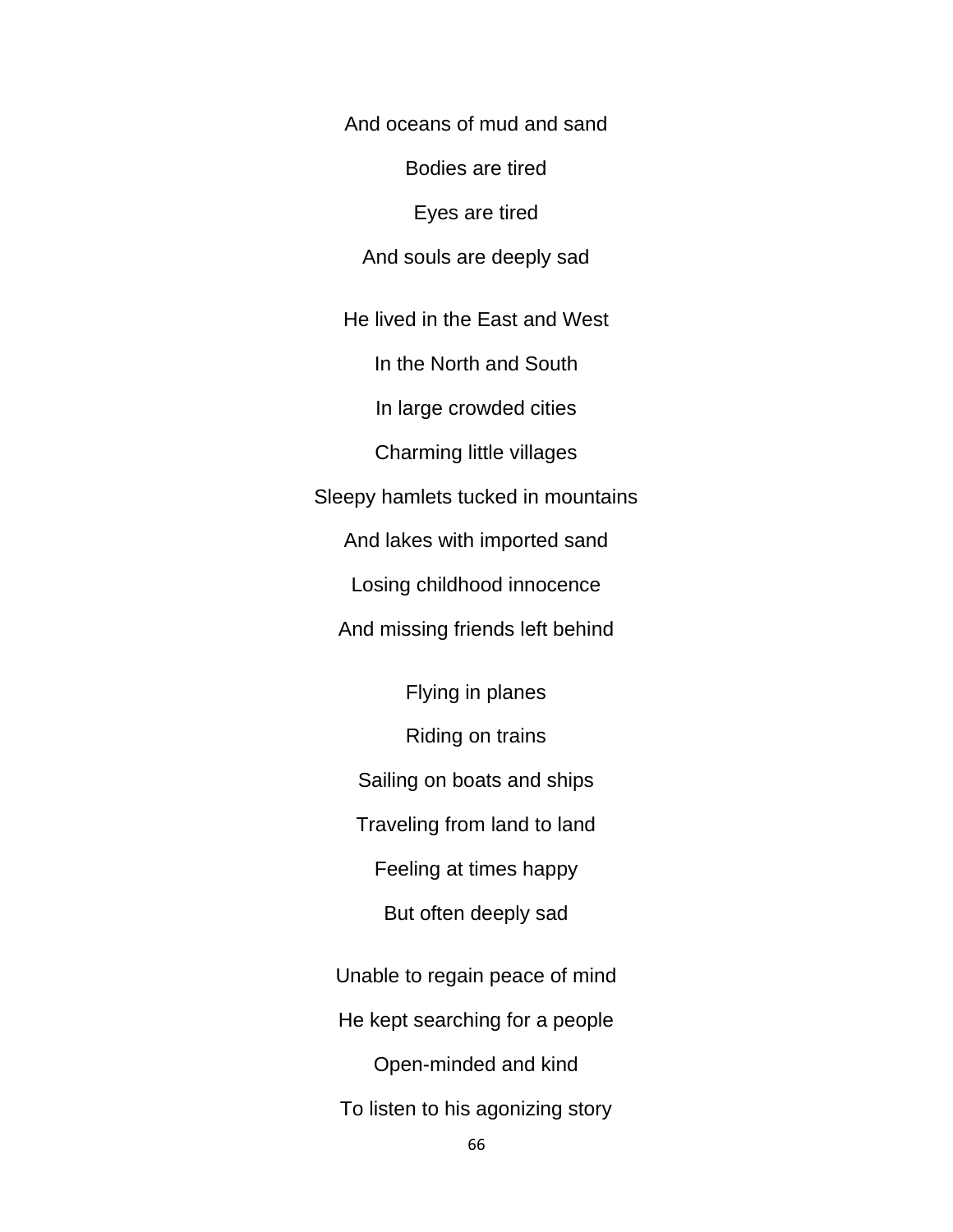And oceans of mud and sand

Bodies are tired

Eyes are tired

And souls are deeply sad

He lived in the East and West

In the North and South

In large crowded cities

Charming little villages

Sleepy hamlets tucked in mountains

And lakes with imported sand

Losing childhood innocence

And missing friends left behind

Flying in planes

Riding on trains

Sailing on boats and ships

Traveling from land to land

Feeling at times happy

But often deeply sad

Unable to regain peace of mind

He kept searching for a people

Open-minded and kind

To listen to his agonizing story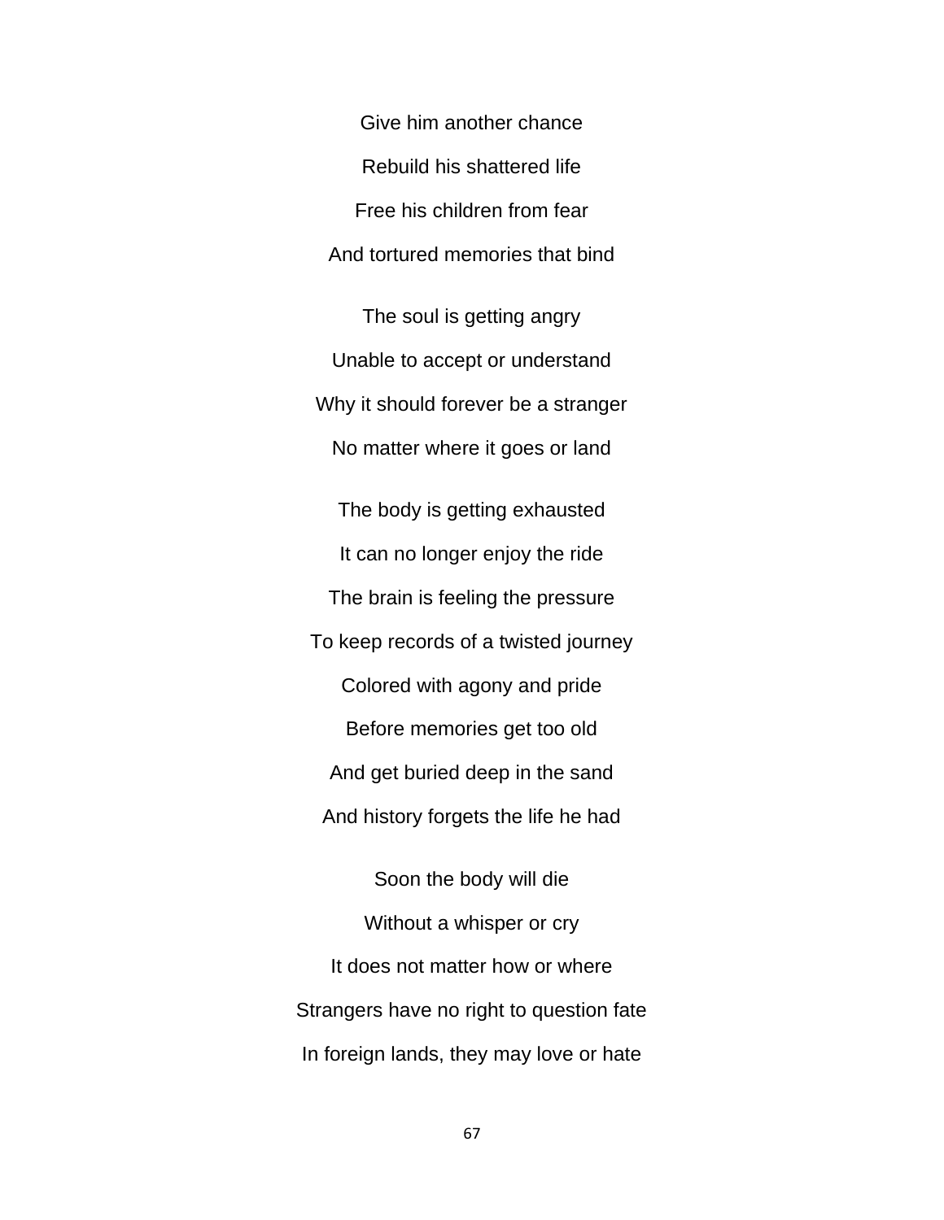Give him another chance

Rebuild his shattered life

Free his children from fear

And tortured memories that bind

The soul is getting angry

Unable to accept or understand

Why it should forever be a stranger

No matter where it goes or land

The body is getting exhausted

It can no longer enjoy the ride

The brain is feeling the pressure

To keep records of a twisted journey

Colored with agony and pride

Before memories get too old

And get buried deep in the sand

And history forgets the life he had

Soon the body will die

Without a whisper or cry

It does not matter how or where

Strangers have no right to question fate

In foreign lands, they may love or hate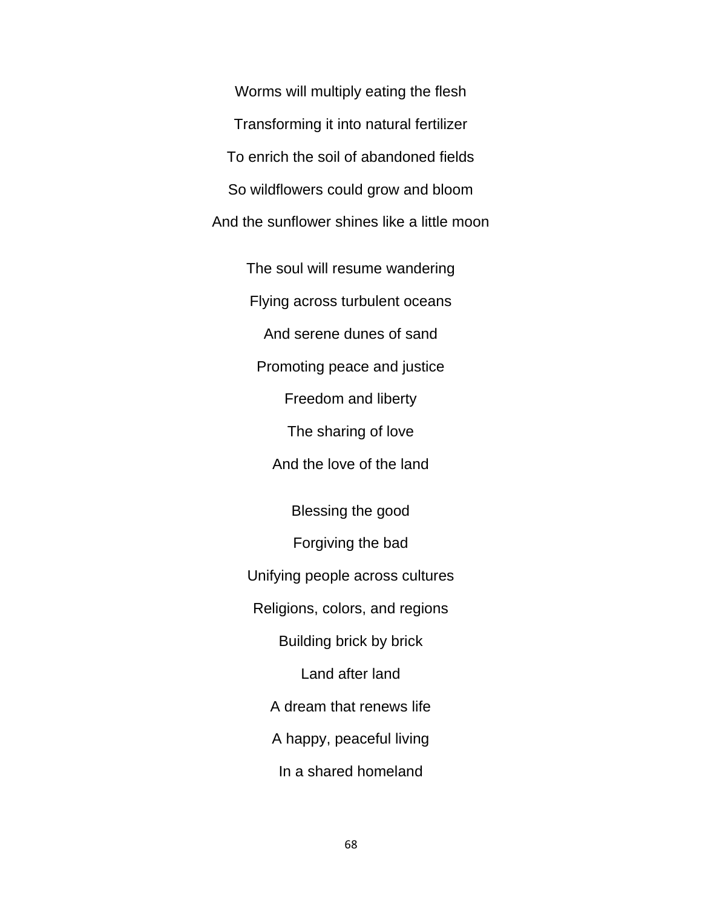Worms will multiply eating the flesh

Transforming it into natural fertilizer

To enrich the soil of abandoned fields

So wildflowers could grow and bloom

And the sunflower shines like a little moon

The soul will resume wandering

Flying across turbulent oceans

And serene dunes of sand

Promoting peace and justice

Freedom and liberty

The sharing of love

And the love of the land

Blessing the good

Forgiving the bad

Unifying people across cultures

Religions, colors, and regions

Building brick by brick

Land after land

A dream that renews life

A happy, peaceful living

In a shared homeland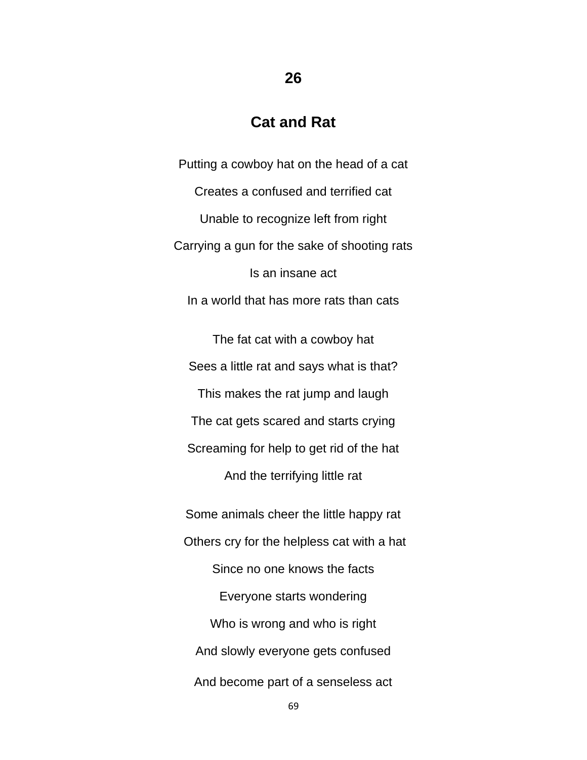## 26

## Cat and Rat

Putting a cowboy hat on the head of a cat

Creates a confused and terrified cat

Unable to recognize left from right

Carrying a gun for the sake of shooting rats

Is an insane act

In a world that has more rats than cats

The fat cat with a cowboy hat

Sees a little rat and says what is that?

This makes the rat jump and laugh

The cat gets scared and starts crying

Screaming for help to get rid of the hat

And the terrifying little rat

Some animals cheer the little happy rat

Others cry for the helpless cat with a hat

Since no one knows the facts

Everyone starts wondering

Who is wrong and who is right

And slowly everyone gets confused

And become part of a senseless act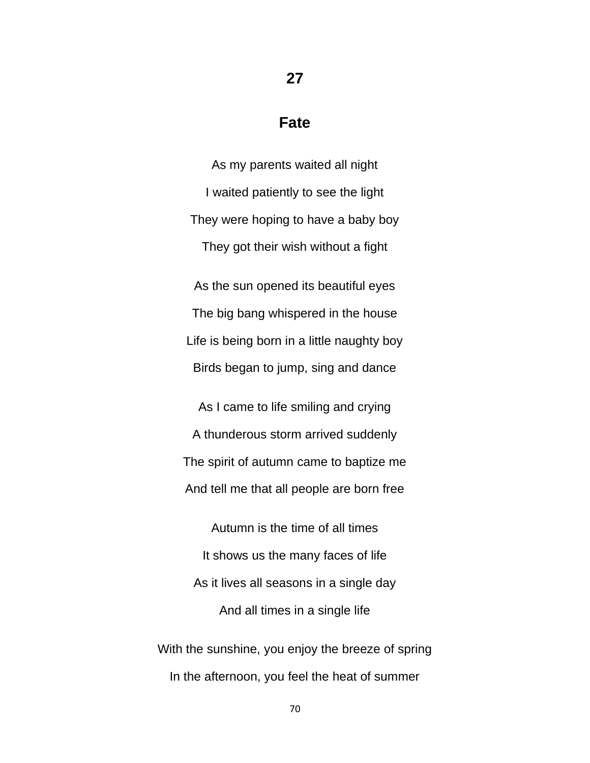## 27

## Fate

As my parents waited all night  
I waited patiently to see the light  
They were hoping to have a baby boy  
They got their wish without a fight

As the sun opened its beautiful eyes  
The big bang whispered in the house  
Life is being born in a little naughty boy  
Birds began to jump, sing and dance

As I came to life smiling and crying  
A thunderous storm arrived suddenly  
The spirit of autumn came to baptize me  
And tell me that all people are born free

Autumn is the time of all times  
It shows us the many faces of life  
As it lives all seasons in a single day  
And all times in a single life

With the sunshine, you enjoy the breeze of spring  
In the afternoon, you feel the heat of summer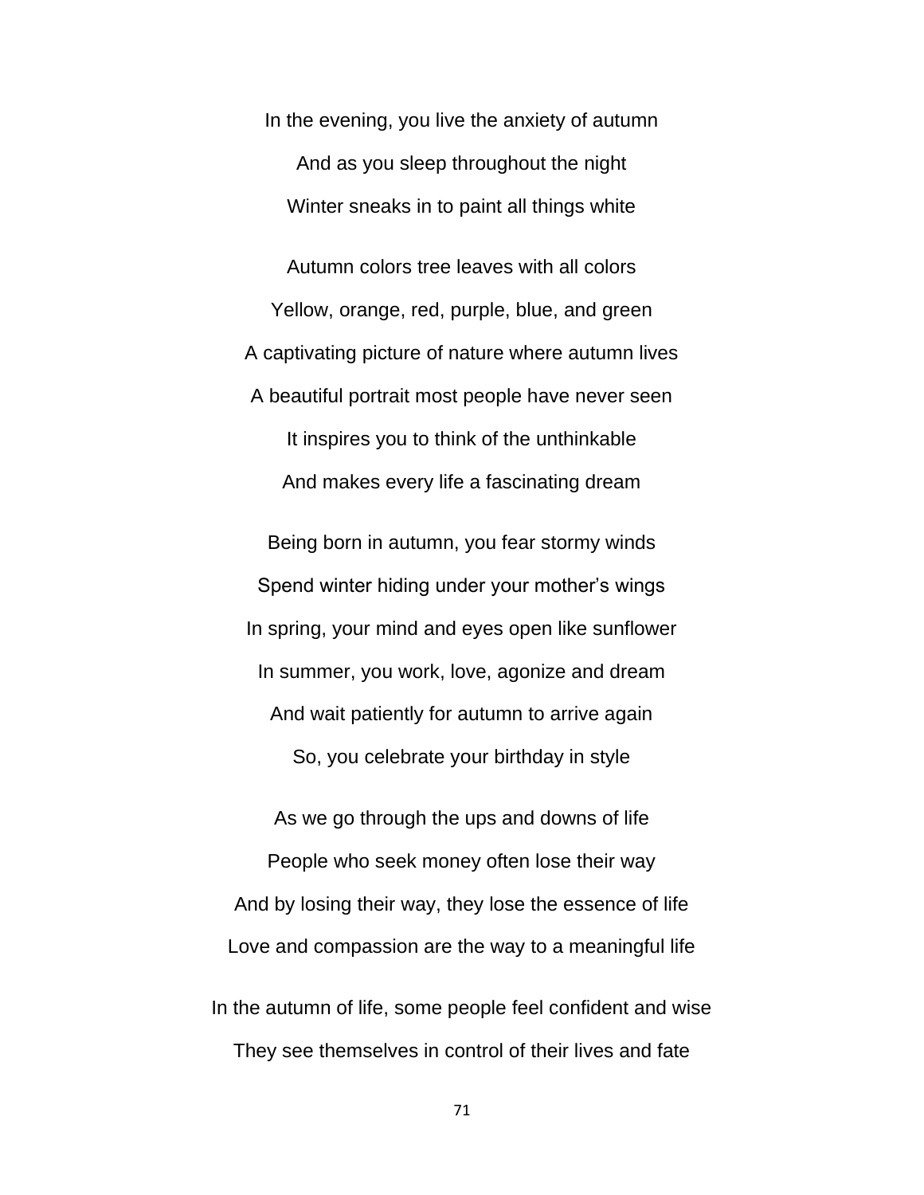In the evening, you live the anxiety of autumn

And as you sleep throughout the night

Winter sneaks in to paint all things white

Autumn colors tree leaves with all colors

Yellow, orange, red, purple, blue, and green

A captivating picture of nature where autumn lives

A beautiful portrait most people have never seen

It inspires you to think of the unthinkable

And makes every life a fascinating dream

Being born in autumn, you fear stormy winds

Spend winter hiding under your mother's wings

In spring, your mind and eyes open like sunflower

In summer, you work, love, agonize and dream

And wait patiently for autumn to arrive again

So, you celebrate your birthday in style

As we go through the ups and downs of life

People who seek money often lose their way

And by losing their way, they lose the essence of life

Love and compassion are the way to a meaningful life

In the autumn of life, some people feel confident and wise

They see themselves in control of their lives and fate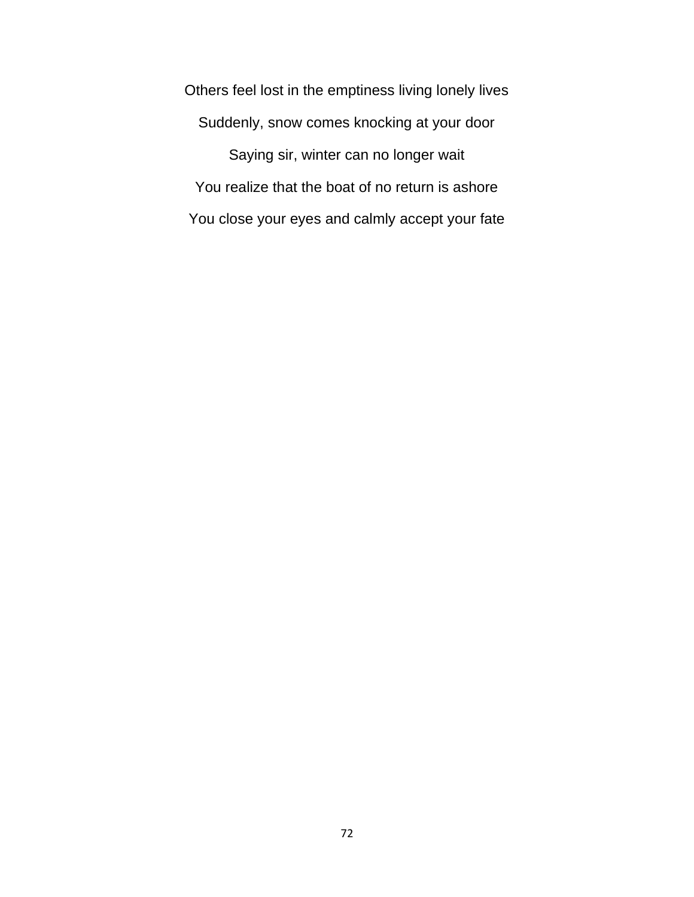Others feel lost in the emptiness living lonely lives

Suddenly, snow comes knocking at your door

Saying sir, winter can no longer wait

You realize that the boat of no return is ashore

You close your eyes and calmly accept your fate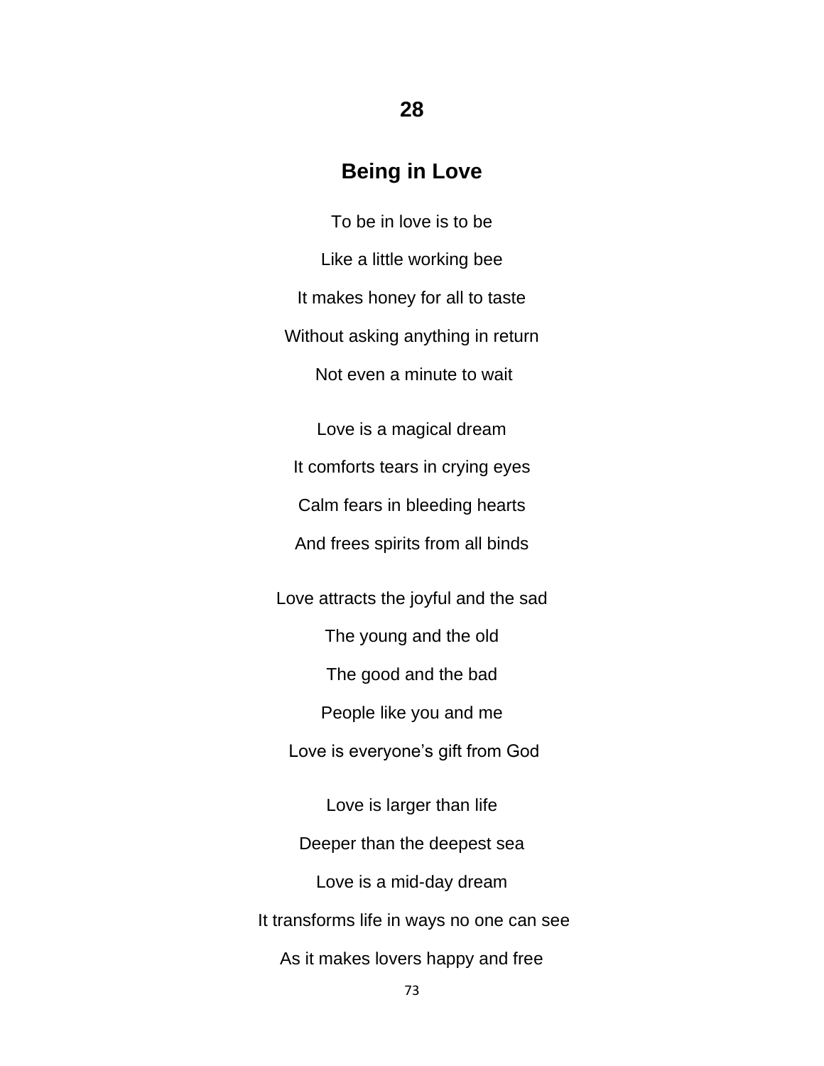## 28

## Being in Love

To be in love is to be

Like a little working bee

It makes honey for all to taste

Without asking anything in return

Not even a minute to wait

Love is a magical dream

It comforts tears in crying eyes

Calm fears in bleeding hearts

And frees spirits from all binds

Love attracts the joyful and the sad

The young and the old

The good and the bad

People like you and me

Love is everyone's gift from God

Love is larger than life

Deeper than the deepest sea

Love is a mid-day dream

It transforms life in ways no one can see

As it makes lovers happy and free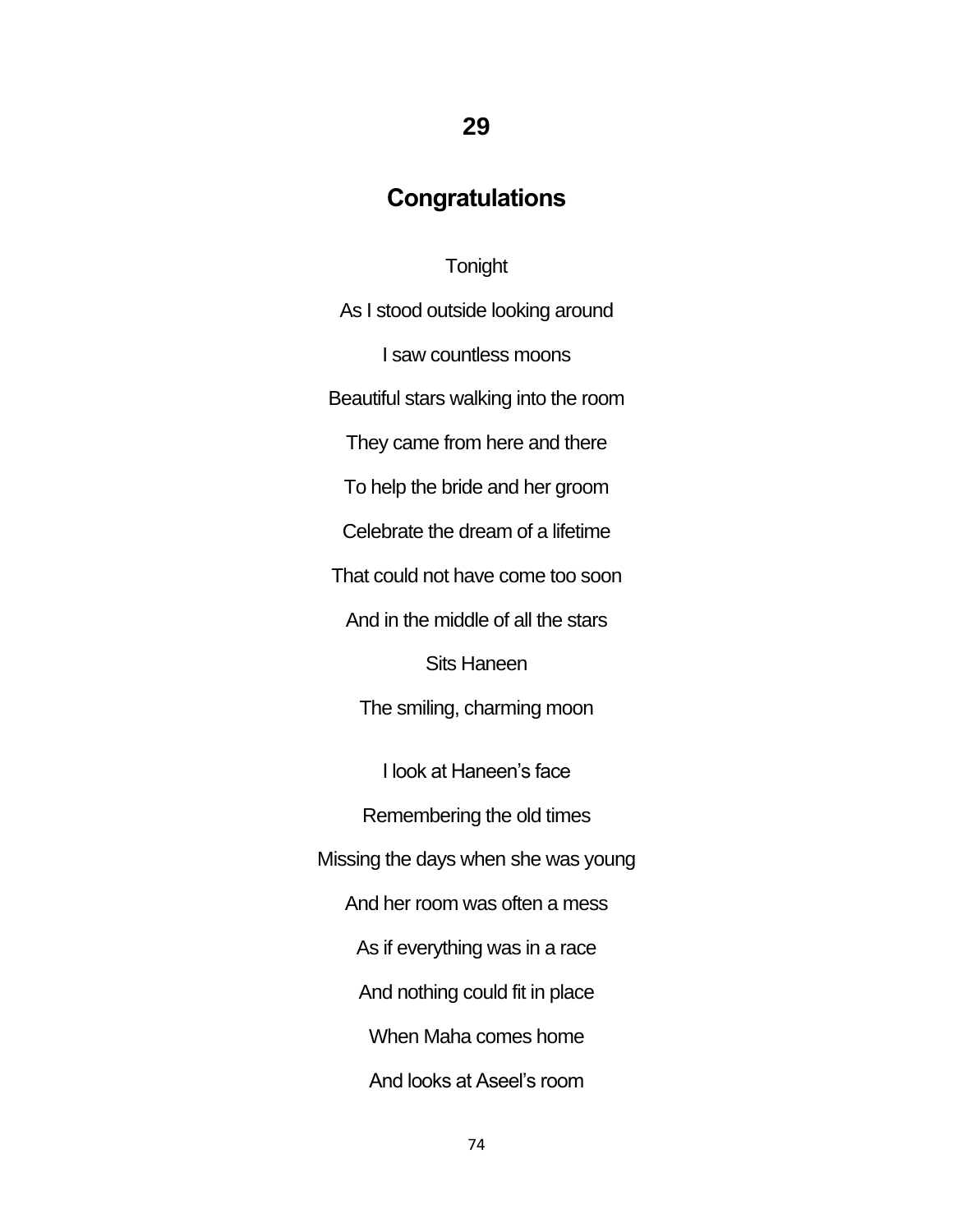## 29

## Congratulations

Tonight

As I stood outside looking around

I saw countless moons

Beautiful stars walking into the room

They came from here and there

To help the bride and her groom

Celebrate the dream of a lifetime

That could not have come too soon

And in the middle of all the stars

Sits Haneen

The smiling, charming moon

I look at Haneen's face

Remembering the old times

Missing the days when she was young

And her room was often a mess

As if everything was in a race

And nothing could fit in place

When Maha comes home

And looks at Aseel's room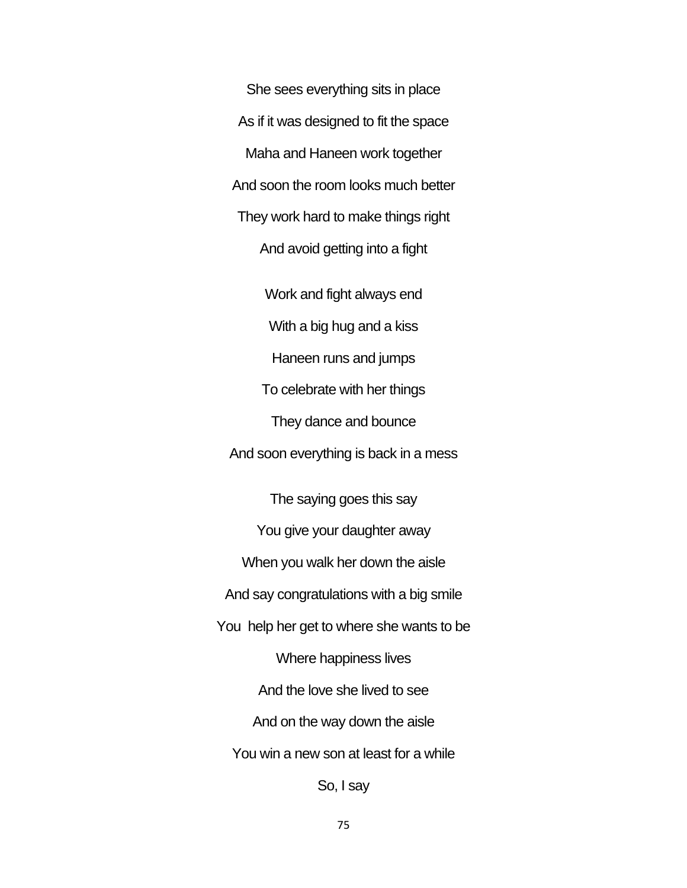She sees everything sits in place

As if it was designed to fit the space

Maha and Haneen work together

And soon the room looks much better

They work hard to make things right

And avoid getting into a fight

Work and fight always end

With a big hug and a kiss

Haneen runs and jumps

To celebrate with her things

They dance and bounce

And soon everything is back in a mess

The saying goes this say

You give your daughter away

When you walk her down the aisle

And say congratulations with a big smile

You help her get to where she wants to be

Where happiness lives

And the love she lived to see

And on the way down the aisle

You win a new son at least for a while

So, I say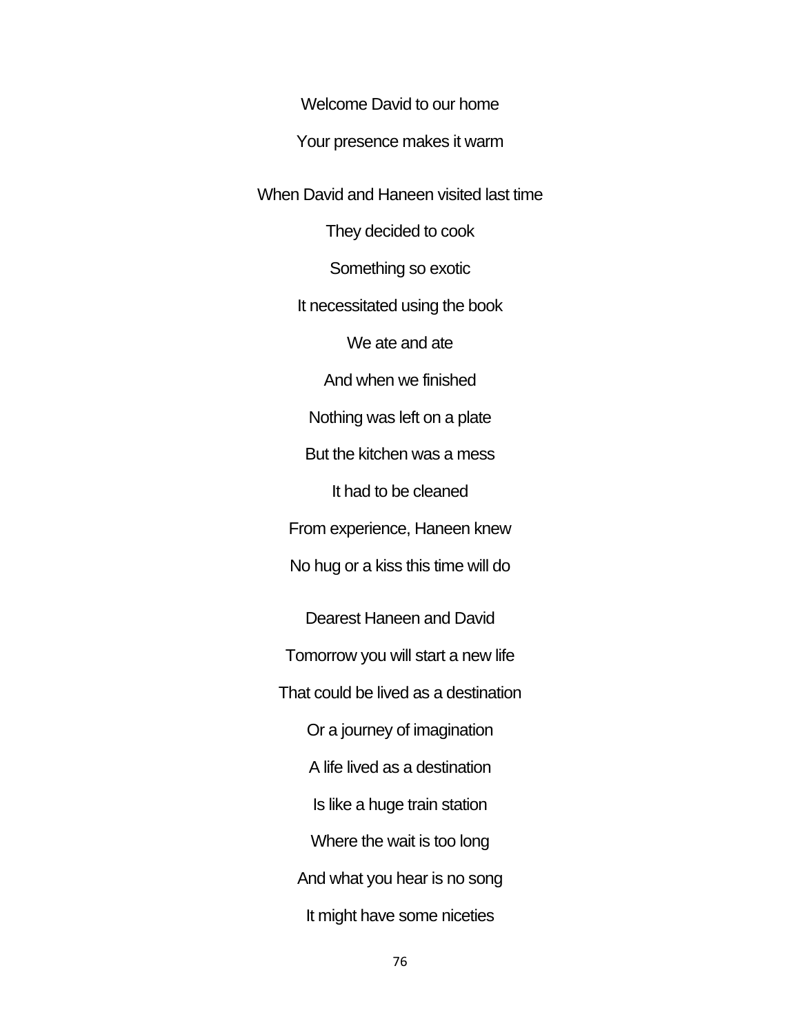Welcome David to our home

Your presence makes it warm

When David and Haneen visited last time

They decided to cook

Something so exotic

It necessitated using the book

We ate and ate

And when we finished

Nothing was left on a plate

But the kitchen was a mess

It had to be cleaned

From experience, Haneen knew

No hug or a kiss this time will do

Dearest Haneen and David

Tomorrow you will start a new life

That could be lived as a destination

Or a journey of imagination

A life lived as a destination

Is like a huge train station

Where the wait is too long

And what you hear is no song

It might have some niceties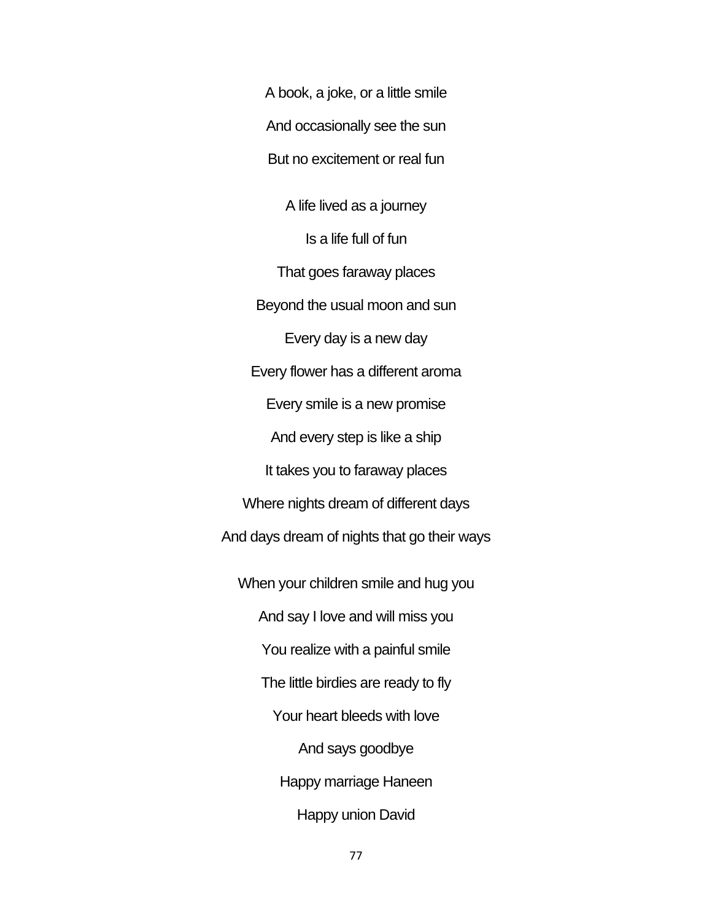A book, a joke, or a little smile

And occasionally see the sun

But no excitement or real fun

A life lived as a journey

Is a life full of fun

That goes faraway places

Beyond the usual moon and sun

Every day is a new day

Every flower has a different aroma

Every smile is a new promise

And every step is like a ship

It takes you to faraway places

Where nights dream of different days

And days dream of nights that go their ways

When your children smile and hug you

And say I love and will miss you

You realize with a painful smile

The little birdies are ready to fly

Your heart bleeds with love

And says goodbye

Happy marriage Haneen

Happy union David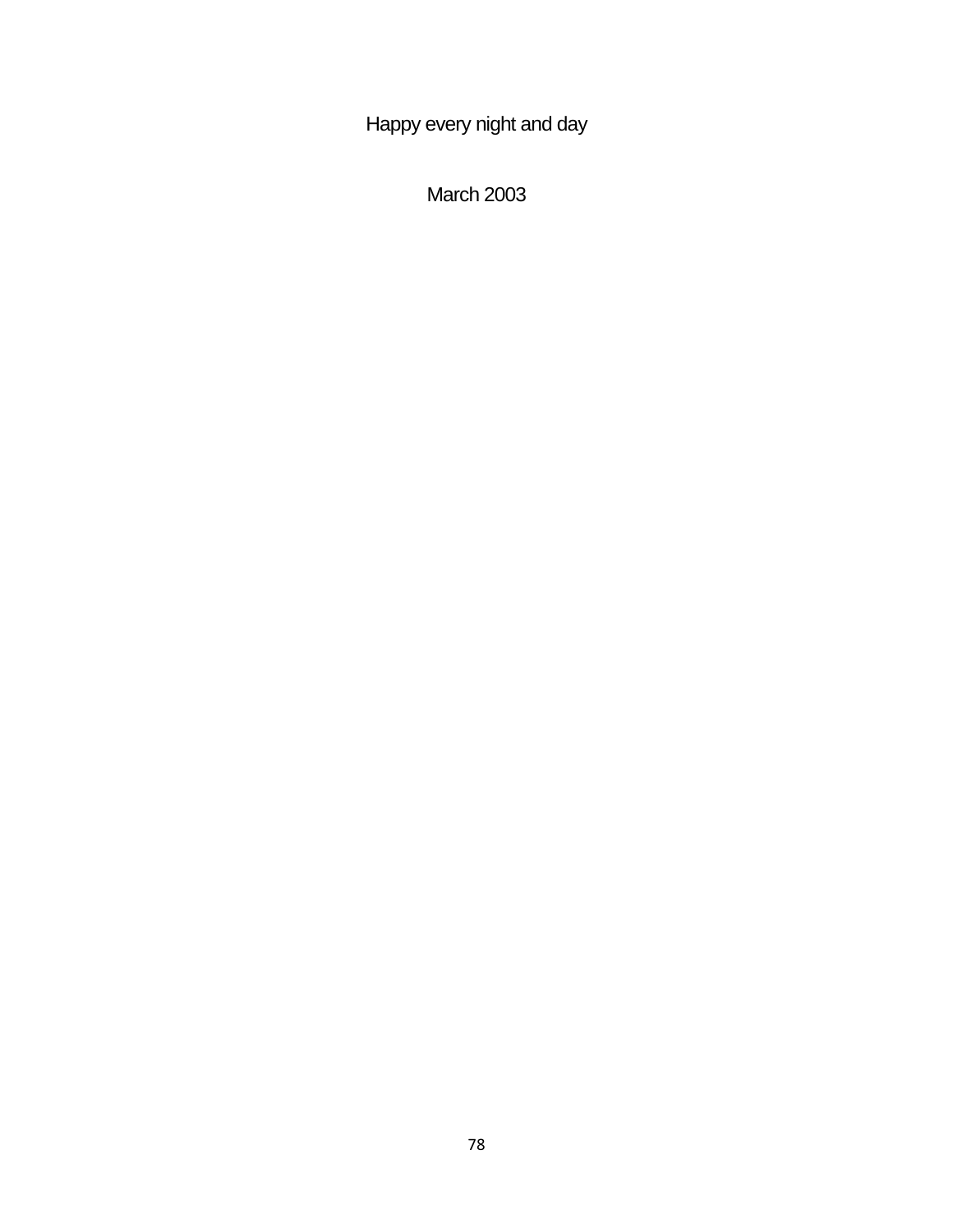Happy every night and day

March 2003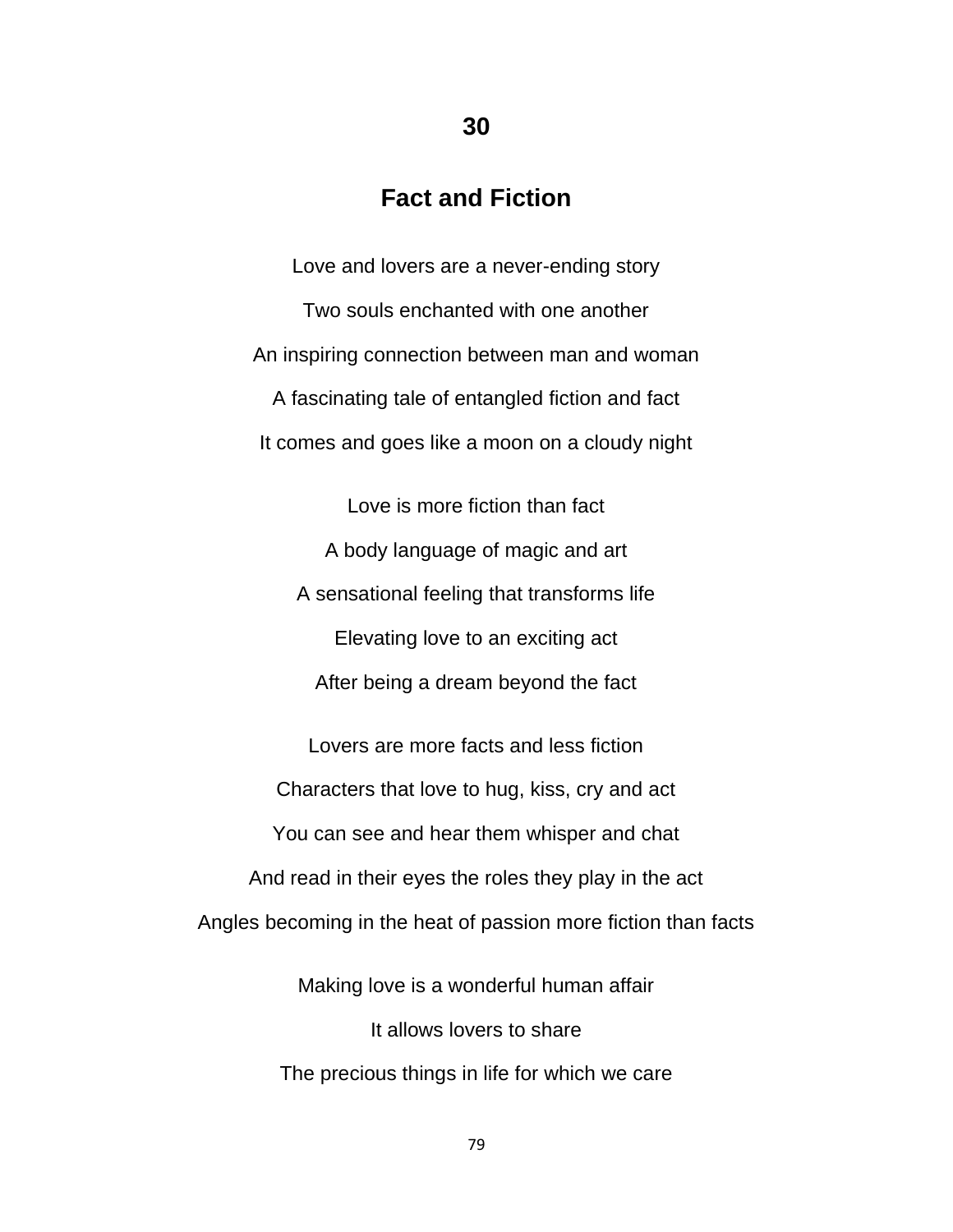## 30

## Fact and Fiction

Love and lovers are a never-ending story

Two souls enchanted with one another

An inspiring connection between man and woman

A fascinating tale of entangled fiction and fact

It comes and goes like a moon on a cloudy night

Love is more fiction than fact

A body language of magic and art

A sensational feeling that transforms life

Elevating love to an exciting act

After being a dream beyond the fact

Lovers are more facts and less fiction

Characters that love to hug, kiss, cry and act

You can see and hear them whisper and chat

And read in their eyes the roles they play in the act

Angles becoming in the heat of passion more fiction than facts

Making love is a wonderful human affair

It allows lovers to share

The precious things in life for which we care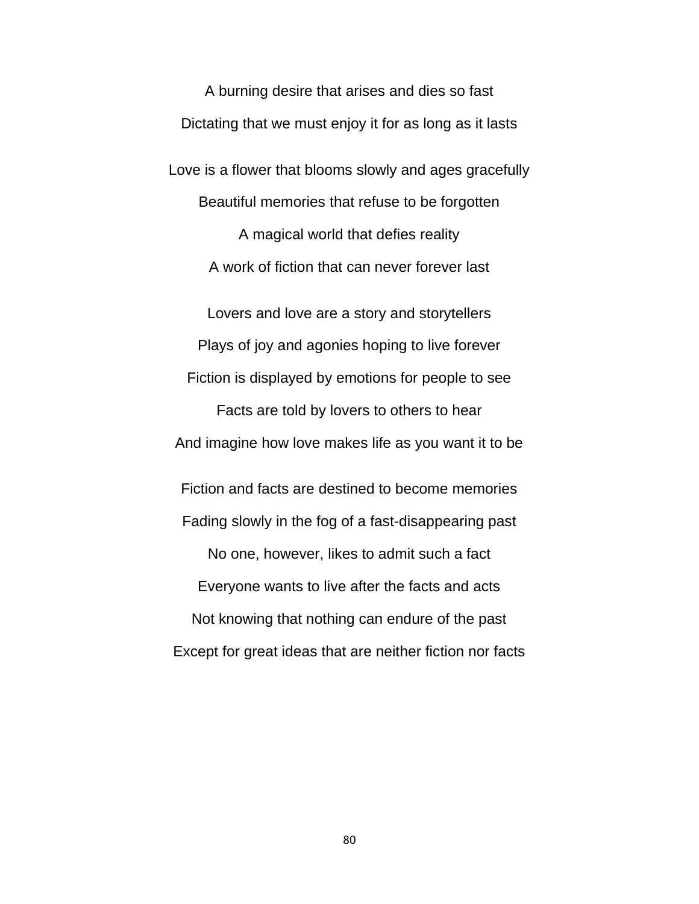A burning desire that arises and dies so fast  
Dictating that we must enjoy it for as long as it lasts

Love is a flower that blooms slowly and ages gracefully  
Beautiful memories that refuse to be forgotten  
A magical world that defies reality  
A work of fiction that can never forever last

Lovers and love are a story and storytellers  
Plays of joy and agonies hoping to live forever  
Fiction is displayed by emotions for people to see  
Facts are told by lovers to others to hear  
And imagine how love makes life as you want it to be

Fiction and facts are destined to become memories  
Fading slowly in the fog of a fast-disappearing past  
No one, however, likes to admit such a fact  
Everyone wants to live after the facts and acts  
Not knowing that nothing can endure of the past  
Except for great ideas that are neither fiction nor facts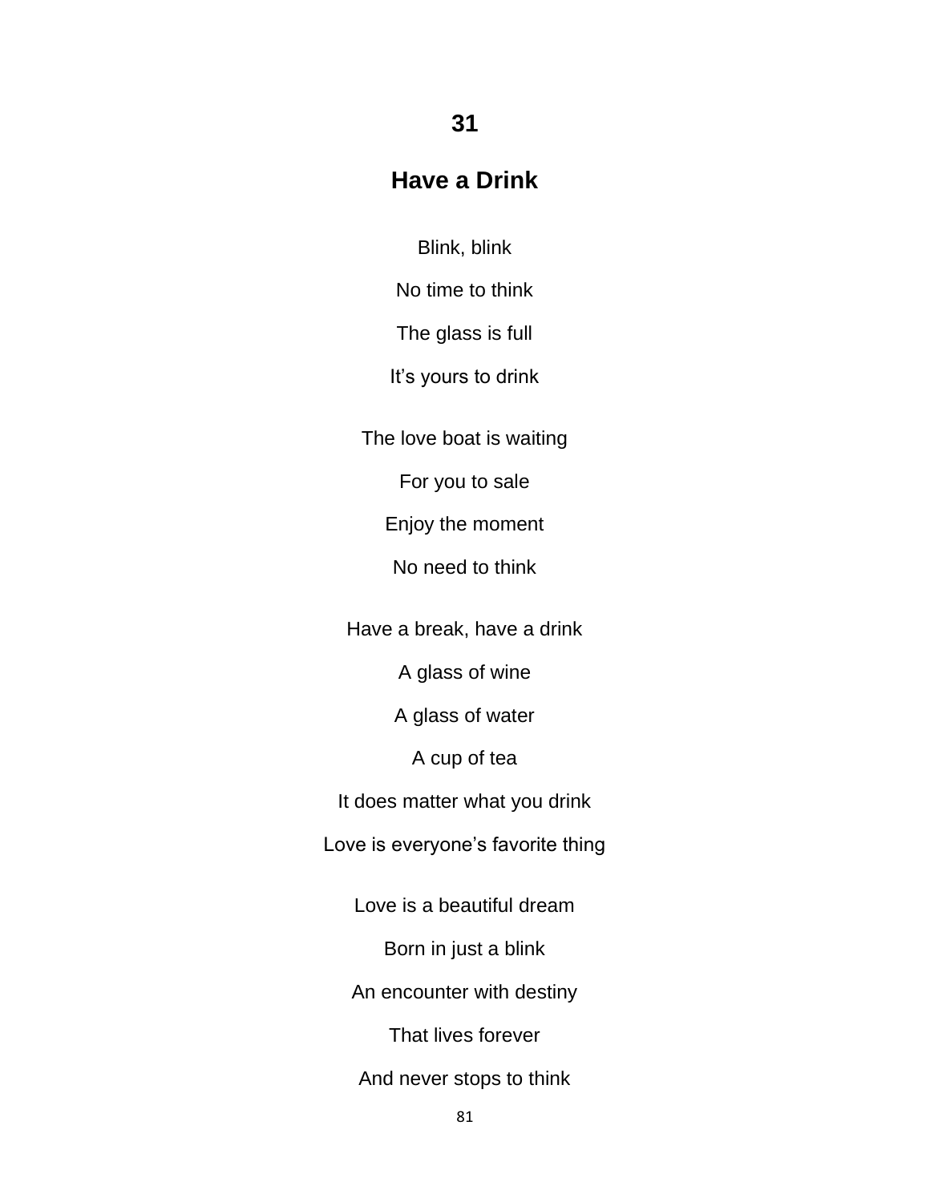## 31

## Have a Drink

Blink, blink

No time to think

The glass is full

It’s yours to drink

The love boat is waiting

For you to sale

Enjoy the moment

No need to think

Have a break, have a drink

A glass of wine

A glass of water

A cup of tea

It does matter what you drink

Love is everyone’s favorite thing

Love is a beautiful dream

Born in just a blink

An encounter with destiny

That lives forever

And never stops to think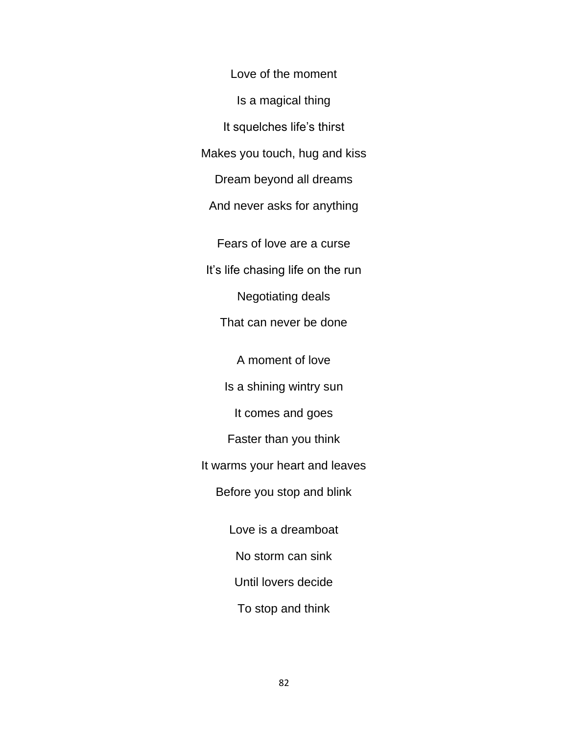Love of the moment

Is a magical thing

It squelches life's thirst

Makes you touch, hug and kiss

Dream beyond all dreams

And never asks for anything

Fears of love are a curse

It's life chasing life on the run

Negotiating deals

That can never be done

A moment of love

Is a shining wintry sun

It comes and goes

Faster than you think

It warms your heart and leaves

Before you stop and blink

Love is a dreamboat

No storm can sink

Until lovers decide

To stop and think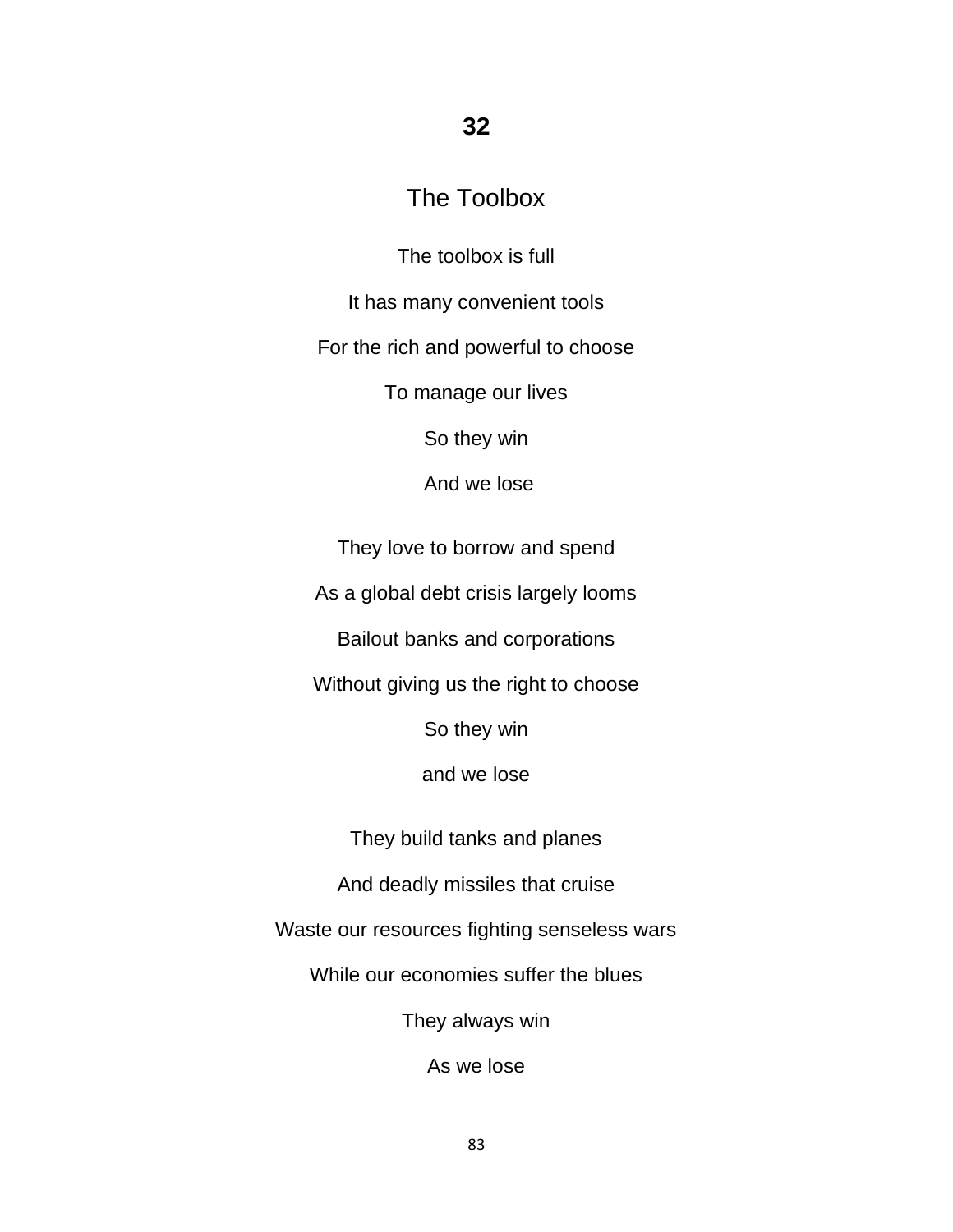# 32

## The Toolbox

The toolbox is full

It has many convenient tools

For the rich and powerful to choose

To manage our lives

So they win

And we lose

They love to borrow and spend

As a global debt crisis largely looms

Bailout banks and corporations

Without giving us the right to choose

So they win

and we lose

They build tanks and planes

And deadly missiles that cruise

Waste our resources fighting senseless wars

While our economies suffer the blues

They always win

As we lose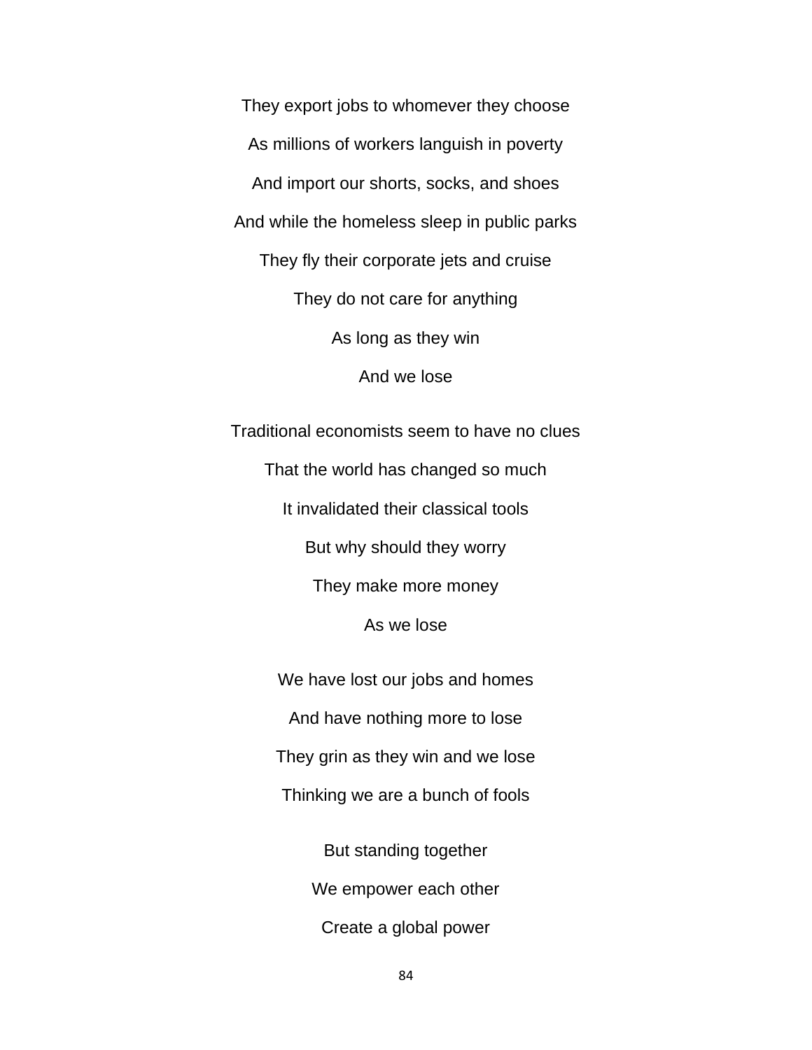They export jobs to whomever they choose

As millions of workers languish in poverty

And import our shorts, socks, and shoes

And while the homeless sleep in public parks

They fly their corporate jets and cruise

They do not care for anything

As long as they win

And we lose

Traditional economists seem to have no clues

That the world has changed so much

It invalidated their classical tools

But why should they worry

They make more money

As we lose

We have lost our jobs and homes

And have nothing more to lose

They grin as they win and we lose

Thinking we are a bunch of fools

But standing together

We empower each other

Create a global power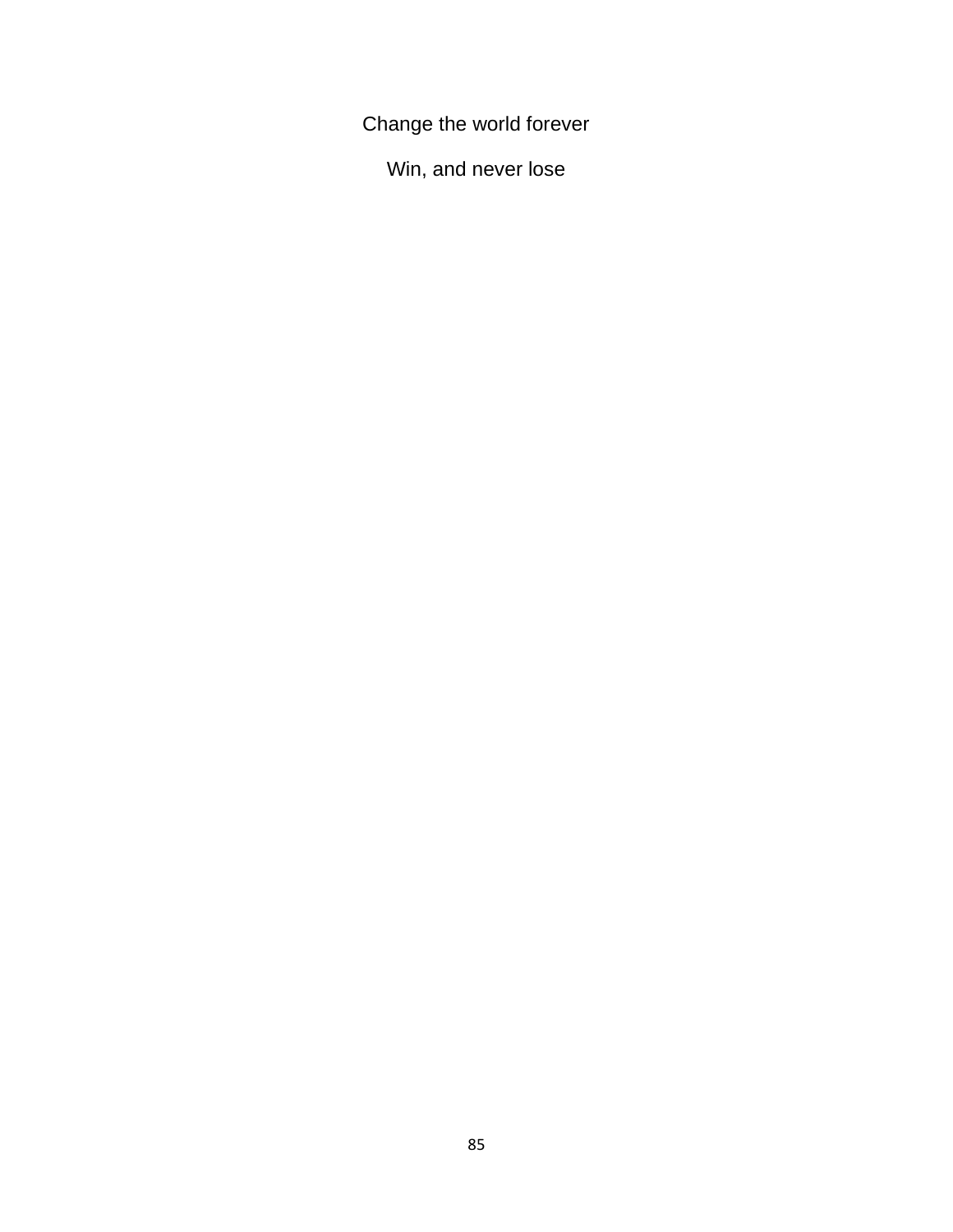Change the world forever

Win, and never lose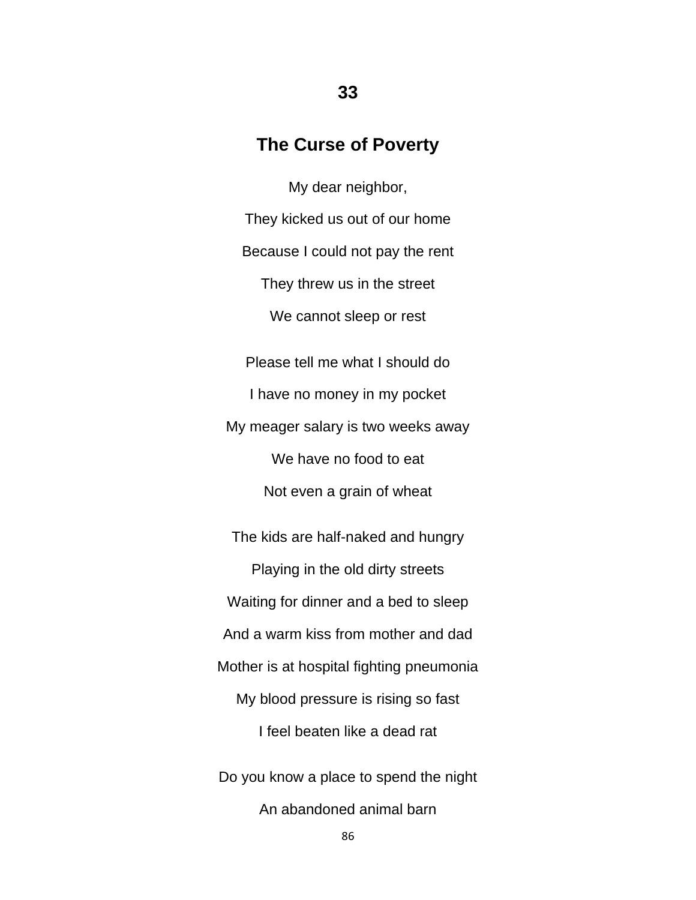## 33

## The Curse of Poverty

My dear neighbor,

They kicked us out of our home

Because I could not pay the rent

They threw us in the street

We cannot sleep or rest

Please tell me what I should do

I have no money in my pocket

My meager salary is two weeks away

We have no food to eat

Not even a grain of wheat

The kids are half-naked and hungry

Playing in the old dirty streets

Waiting for dinner and a bed to sleep

And a warm kiss from mother and dad

Mother is at hospital fighting pneumonia

My blood pressure is rising so fast

I feel beaten like a dead rat

Do you know a place to spend the night

An abandoned animal barn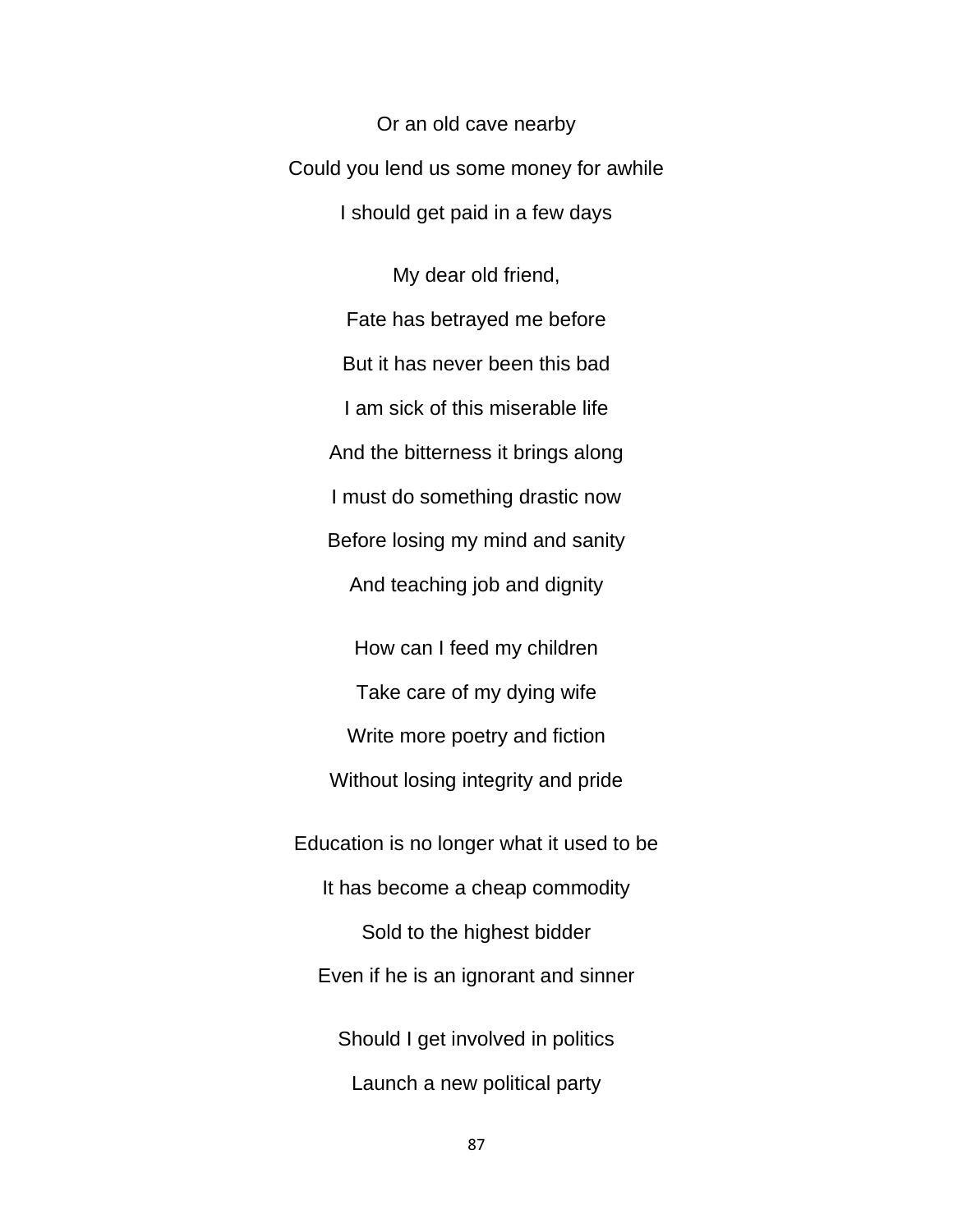Or an old cave nearby

Could you lend us some money for awhile

I should get paid in a few days

My dear old friend,

Fate has betrayed me before

But it has never been this bad

I am sick of this miserable life

And the bitterness it brings along

I must do something drastic now

Before losing my mind and sanity

And teaching job and dignity

How can I feed my children

Take care of my dying wife

Write more poetry and fiction

Without losing integrity and pride

Education is no longer what it used to be

It has become a cheap commodity

Sold to the highest bidder

Even if he is an ignorant and sinner

Should I get involved in politics

Launch a new political party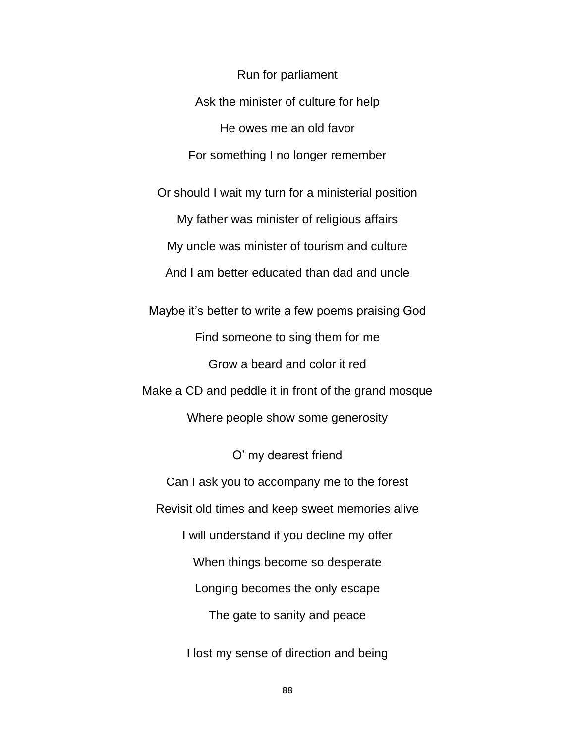Run for parliament

Ask the minister of culture for help

He owes me an old favor

For something I no longer remember

Or should I wait my turn for a ministerial position

My father was minister of religious affairs

My uncle was minister of tourism and culture

And I am better educated than dad and uncle

Maybe it's better to write a few poems praising God

Find someone to sing them for me

Grow a beard and color it red

Make a CD and peddle it in front of the grand mosque

Where people show some generosity

O' my dearest friend

Can I ask you to accompany me to the forest

Revisit old times and keep sweet memories alive

I will understand if you decline my offer

When things become so desperate

Longing becomes the only escape

The gate to sanity and peace

I lost my sense of direction and being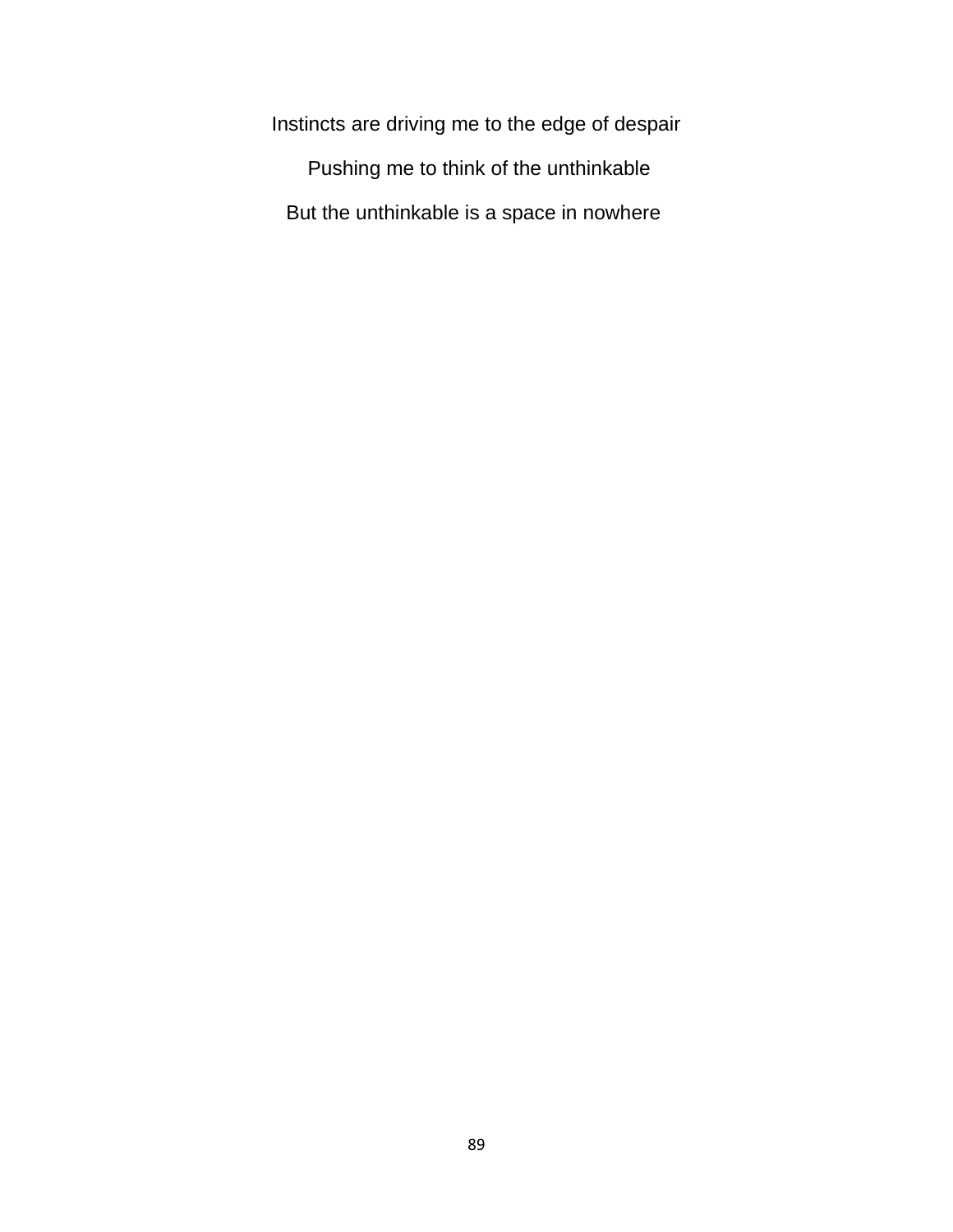Instincts are driving me to the edge of despair

Pushing me to think of the unthinkable

But the unthinkable is a space in nowhere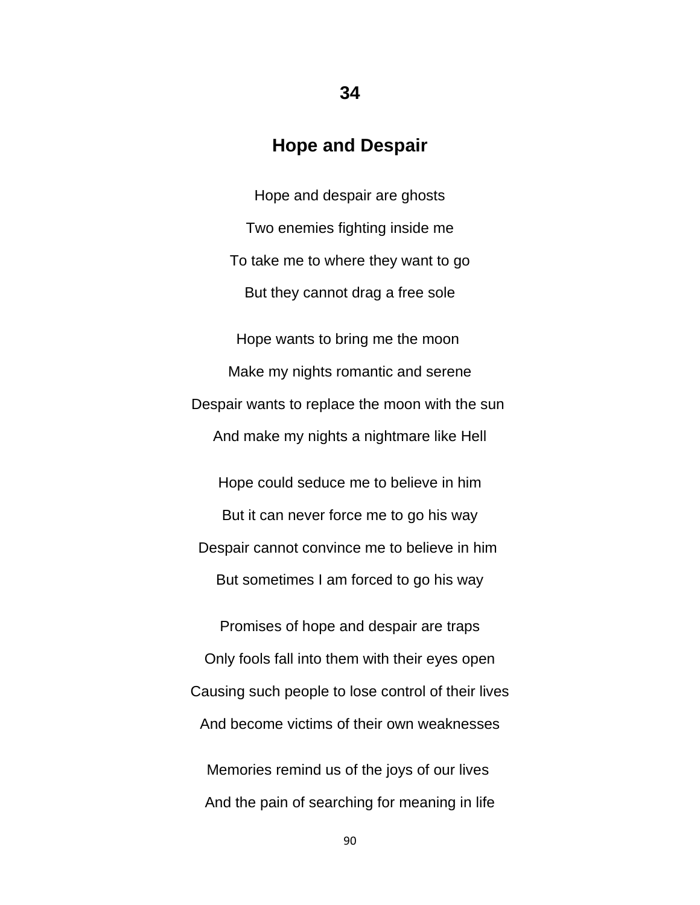# 34

## Hope and Despair

Hope and despair are ghosts

Two enemies fighting inside me

To take me to where they want to go

But they cannot drag a free sole

Hope wants to bring me the moon

Make my nights romantic and serene

Despair wants to replace the moon with the sun

And make my nights a nightmare like Hell

Hope could seduce me to believe in him

But it can never force me to go his way

Despair cannot convince me to believe in him

But sometimes I am forced to go his way

Promises of hope and despair are traps

Only fools fall into them with their eyes open

Causing such people to lose control of their lives

And become victims of their own weaknesses

Memories remind us of the joys of our lives

And the pain of searching for meaning in life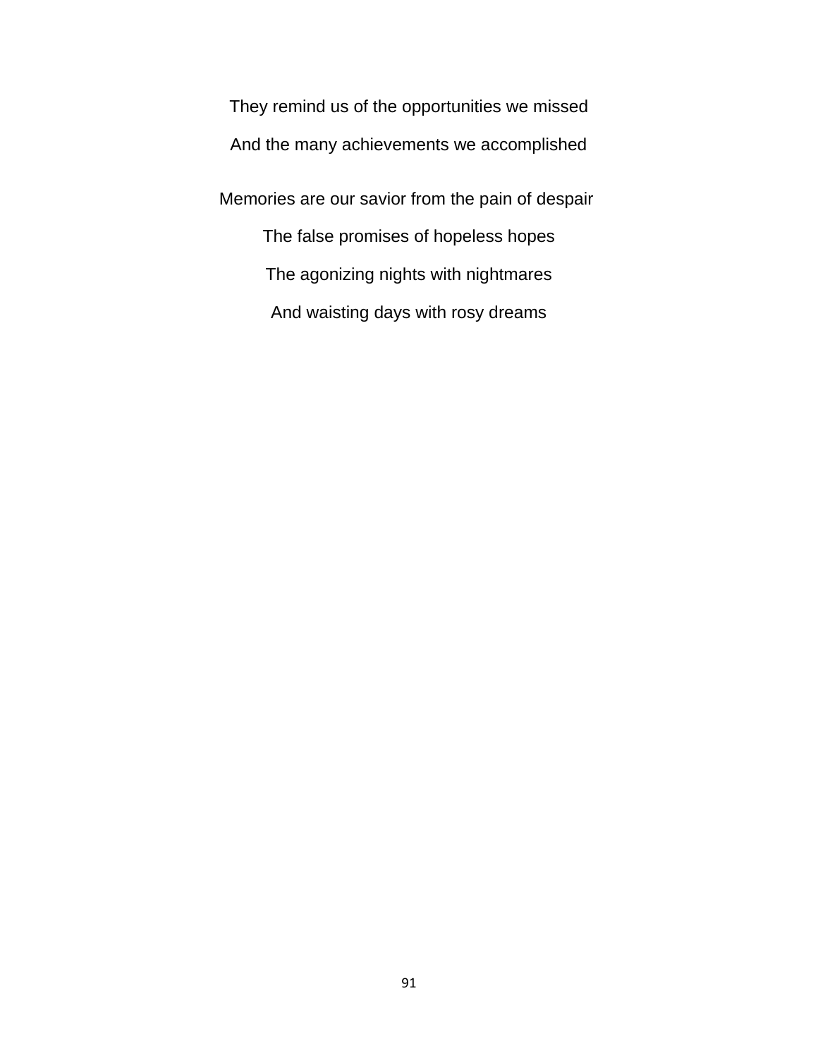They remind us of the opportunities we missed

And the many achievements we accomplished

Memories are our savior from the pain of despair

The false promises of hopeless hopes

The agonizing nights with nightmares

And waisting days with rosy dreams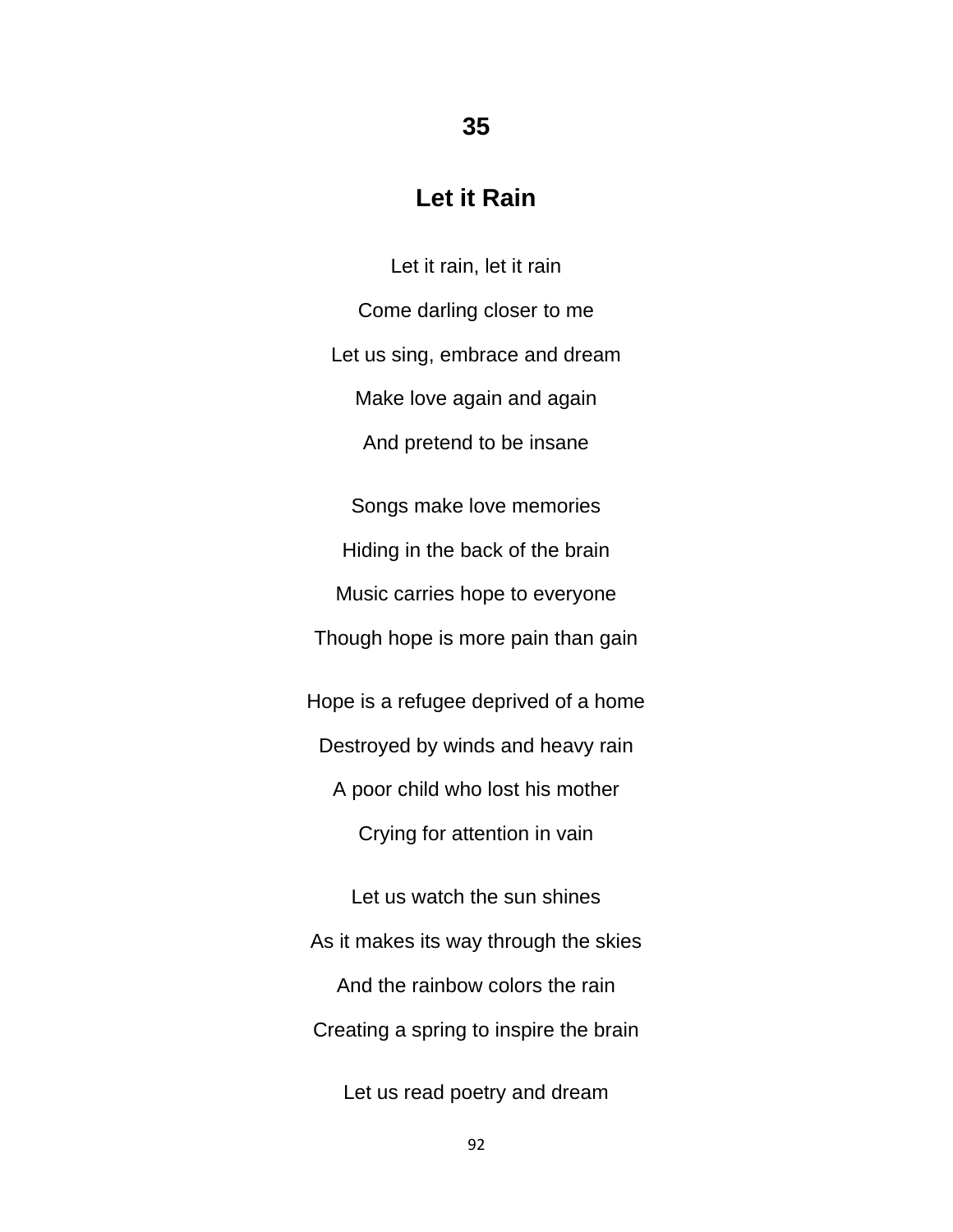## 35

## Let it Rain

Let it rain, let it rain

Come darling closer to me

Let us sing, embrace and dream

Make love again and again

And pretend to be insane

Songs make love memories

Hiding in the back of the brain

Music carries hope to everyone

Though hope is more pain than gain

Hope is a refugee deprived of a home

Destroyed by winds and heavy rain

A poor child who lost his mother

Crying for attention in vain

Let us watch the sun shines

As it makes its way through the skies

And the rainbow colors the rain

Creating a spring to inspire the brain

Let us read poetry and dream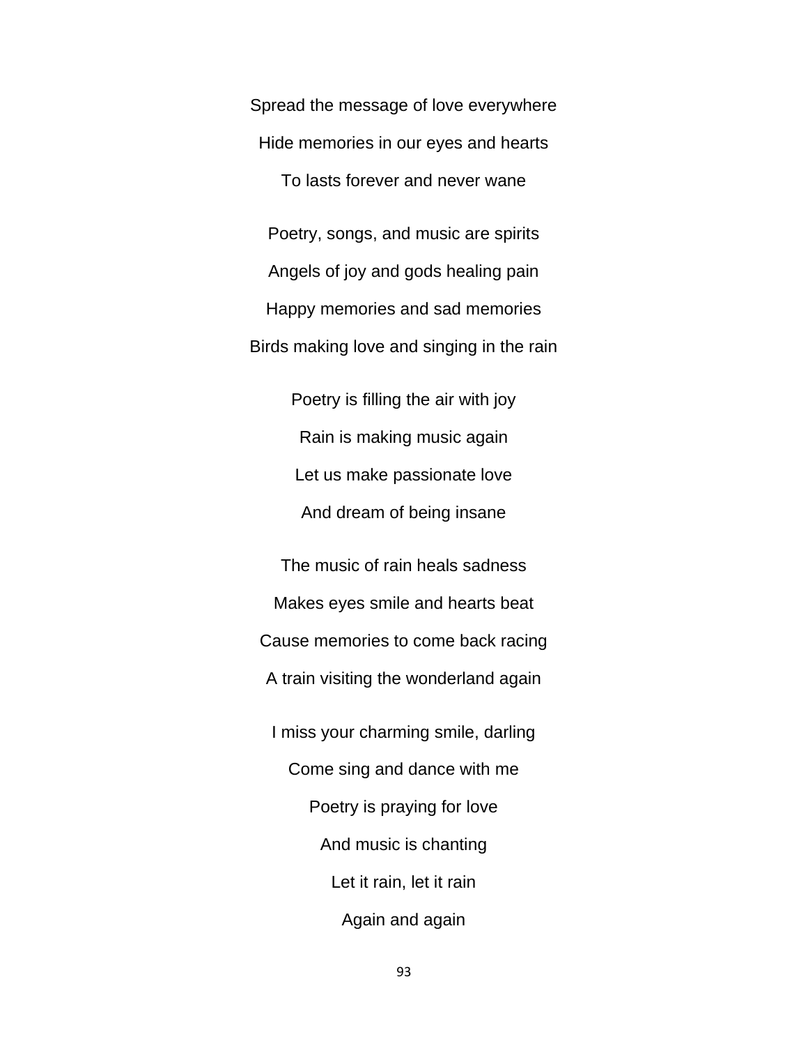Spread the message of love everywhere

Hide memories in our eyes and hearts

To lasts forever and never wane

Poetry, songs, and music are spirits

Angels of joy and gods healing pain

Happy memories and sad memories

Birds making love and singing in the rain

Poetry is filling the air with joy

Rain is making music again

Let us make passionate love

And dream of being insane

The music of rain heals sadness

Makes eyes smile and hearts beat

Cause memories to come back racing

A train visiting the wonderland again

I miss your charming smile, darling

Come sing and dance with me

Poetry is praying for love

And music is chanting

Let it rain, let it rain

Again and again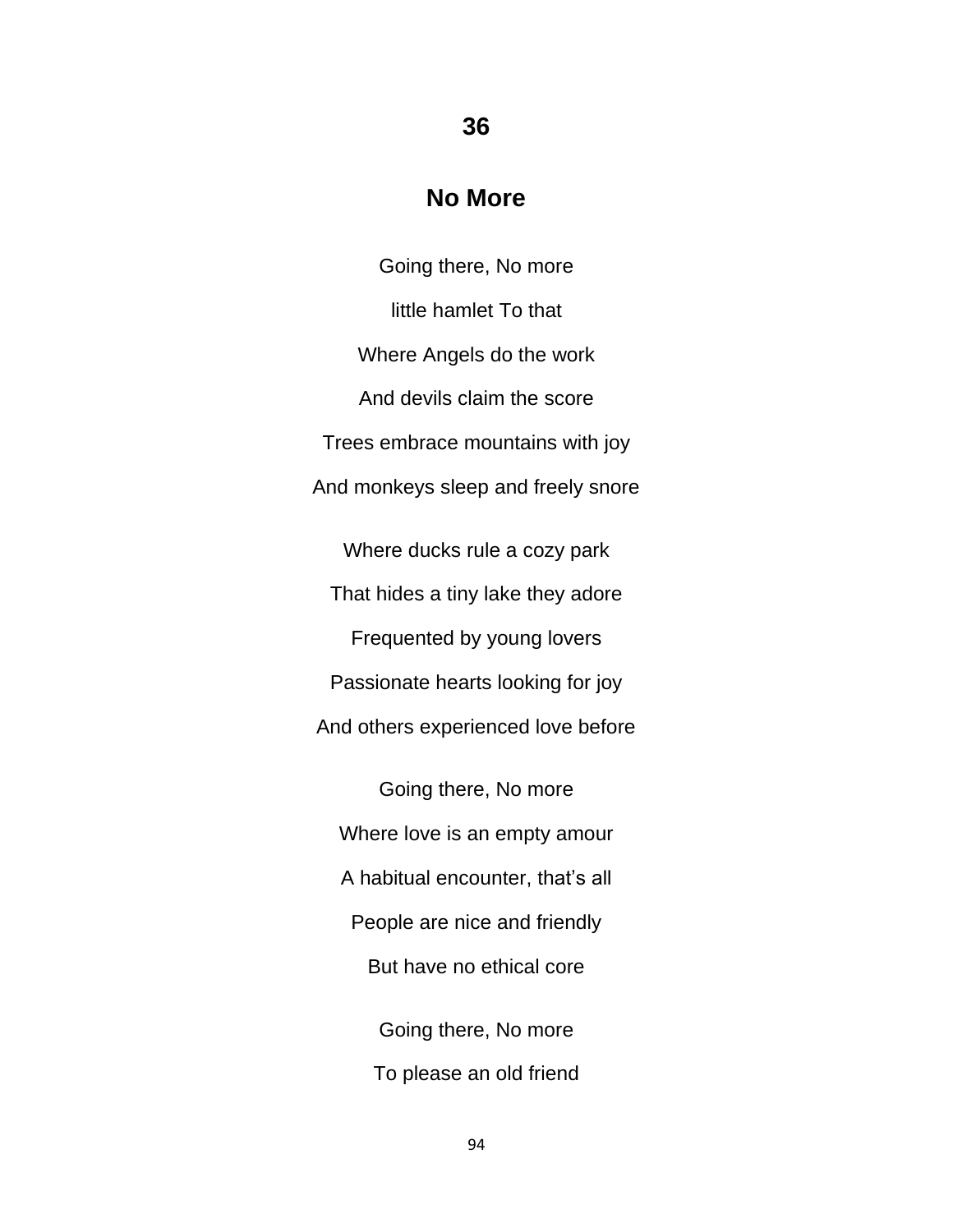## 36

## No More

Going there, No more

little hamlet To that

Where Angels do the work

And devils claim the score

Trees embrace mountains with joy

And monkeys sleep and freely snore

Where ducks rule a cozy park

That hides a tiny lake they adore

Frequented by young lovers

Passionate hearts looking for joy

And others experienced love before

Going there, No more

Where love is an empty amour

A habitual encounter, that's all

People are nice and friendly

But have no ethical core

Going there, No more

To please an old friend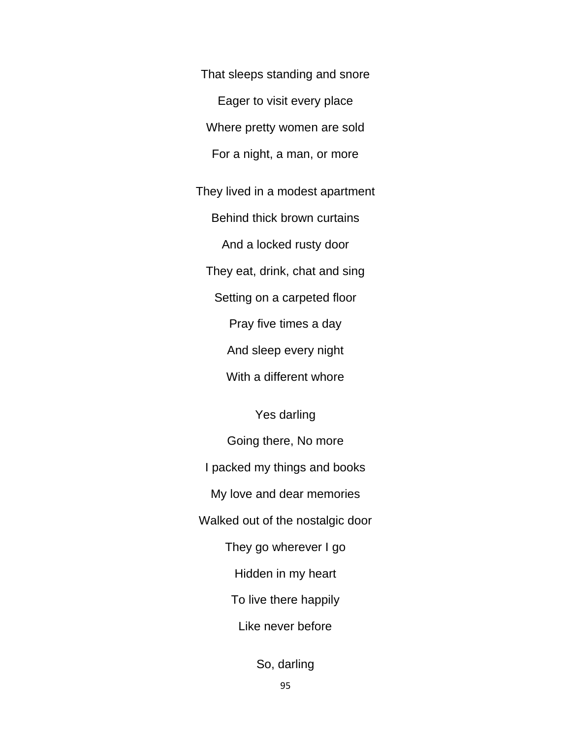That sleeps standing and snore

Eager to visit every place

Where pretty women are sold

For a night, a man, or more

They lived in a modest apartment

Behind thick brown curtains

And a locked rusty door

They eat, drink, chat and sing

Setting on a carpeted floor

Pray five times a day

And sleep every night

With a different whore

Yes darling

Going there, No more

I packed my things and books

My love and dear memories

Walked out of the nostalgic door

They go wherever I go

Hidden in my heart

To live there happily

Like never before

So, darling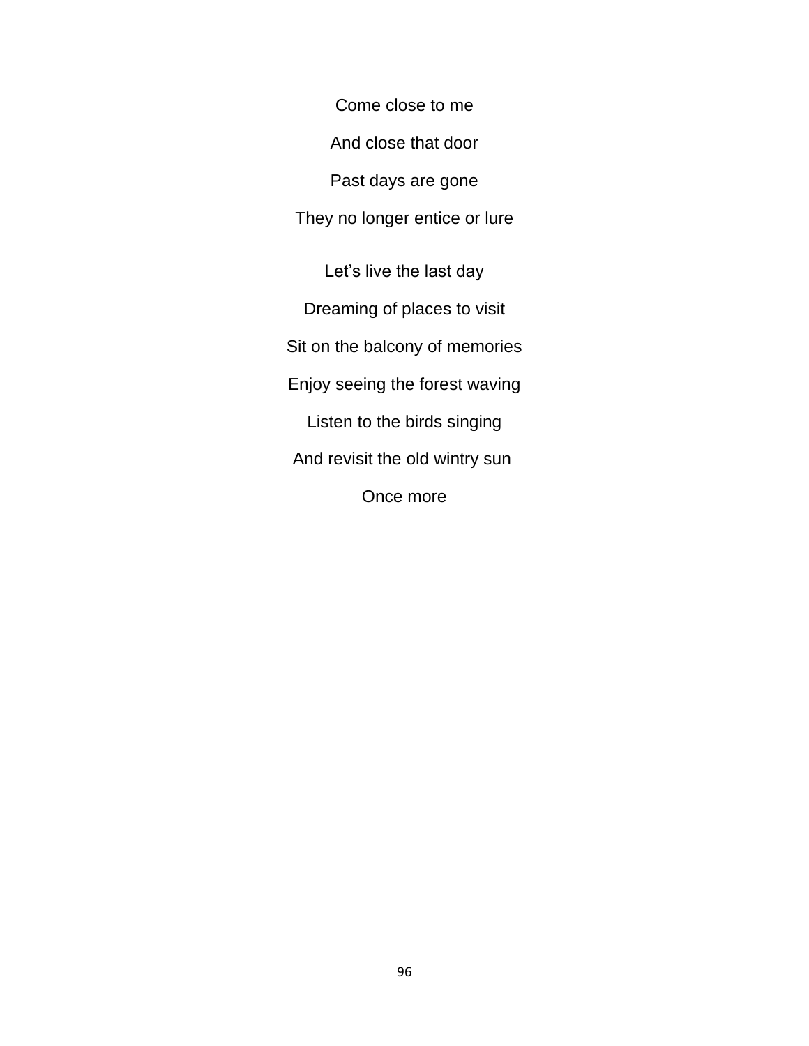Come close to me

And close that door

Past days are gone

They no longer entice or lure

Let's live the last day

Dreaming of places to visit

Sit on the balcony of memories

Enjoy seeing the forest waving

Listen to the birds singing

And revisit the old wintry sun

Once more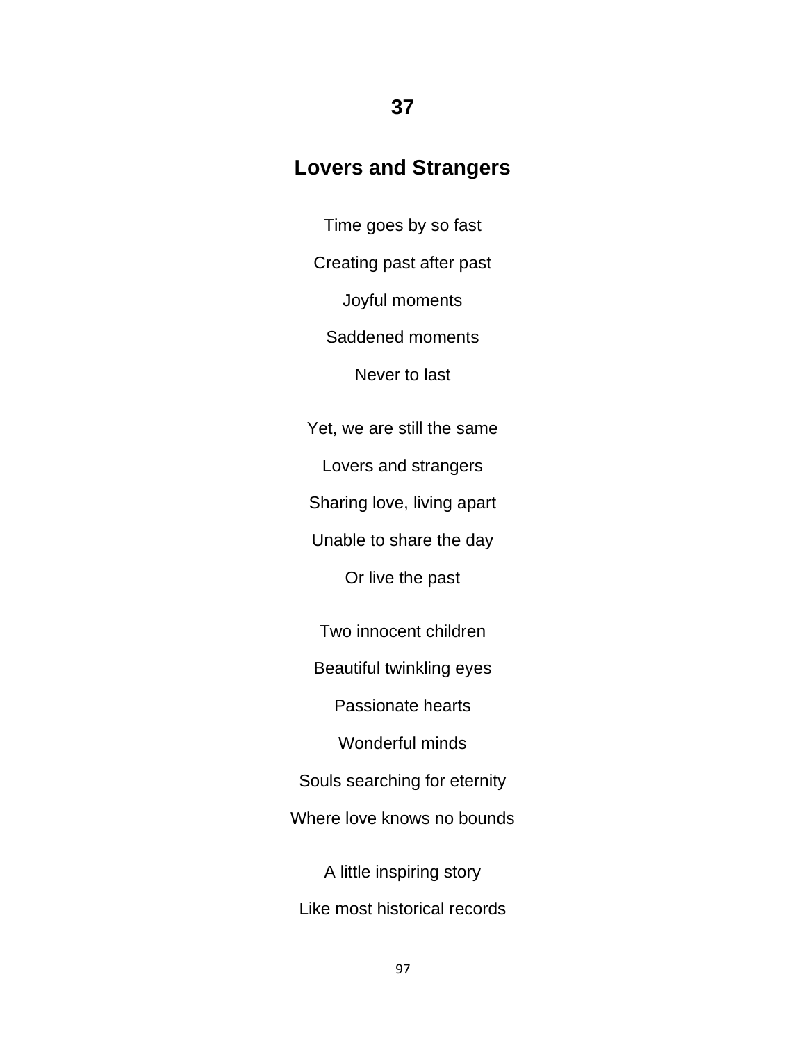## 37

## Lovers and Strangers

Time goes by so fast

Creating past after past

Joyful moments

Saddened moments

Never to last

Yet, we are still the same

Lovers and strangers

Sharing love, living apart

Unable to share the day

Or live the past

Two innocent children

Beautiful twinkling eyes

Passionate hearts

Wonderful minds

Souls searching for eternity

Where love knows no bounds

A little inspiring story

Like most historical records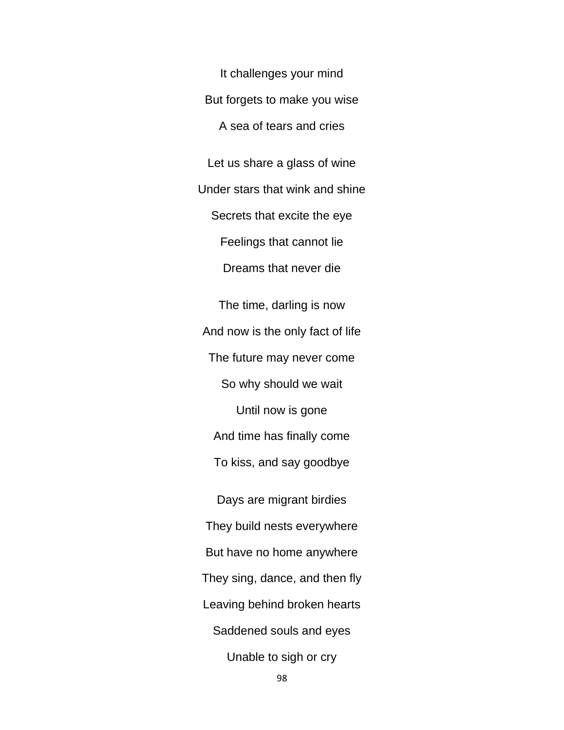It challenges your mind

But forgets to make you wise

A sea of tears and cries

Let us share a glass of wine

Under stars that wink and shine

Secrets that excite the eye

Feelings that cannot lie

Dreams that never die

The time, darling is now

And now is the only fact of life

The future may never come

So why should we wait

Until now is gone

And time has finally come

To kiss, and say goodbye

Days are migrant birdies

They build nests everywhere

But have no home anywhere

They sing, dance, and then fly

Leaving behind broken hearts

Saddened souls and eyes

Unable to sigh or cry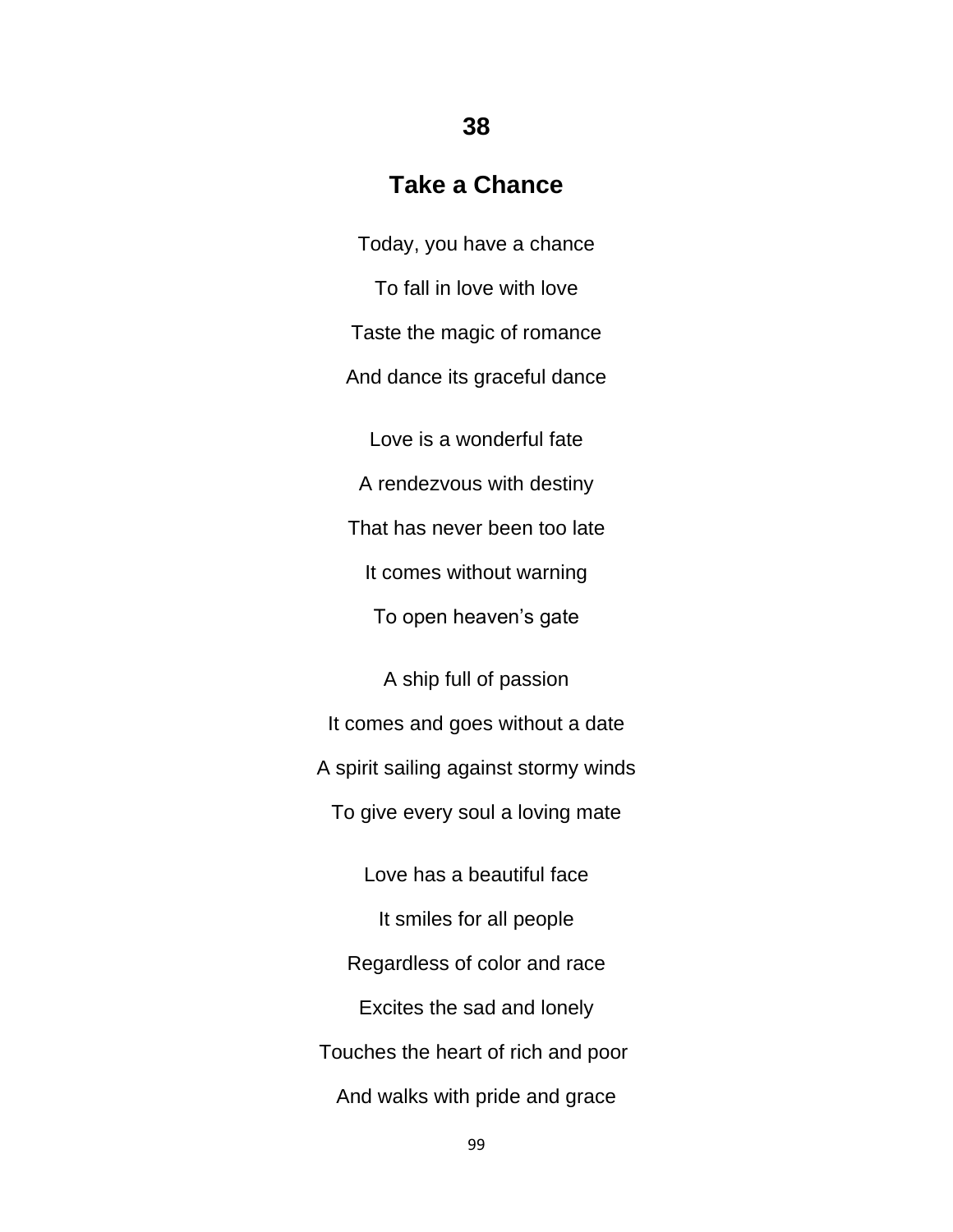## 38

## Take a Chance

Today, you have a chance

To fall in love with love

Taste the magic of romance

And dance its graceful dance

Love is a wonderful fate

A rendezvous with destiny

That has never been too late

It comes without warning

To open heaven's gate

A ship full of passion

It comes and goes without a date

A spirit sailing against stormy winds

To give every soul a loving mate

Love has a beautiful face

It smiles for all people

Regardless of color and race

Excites the sad and lonely

Touches the heart of rich and poor

And walks with pride and grace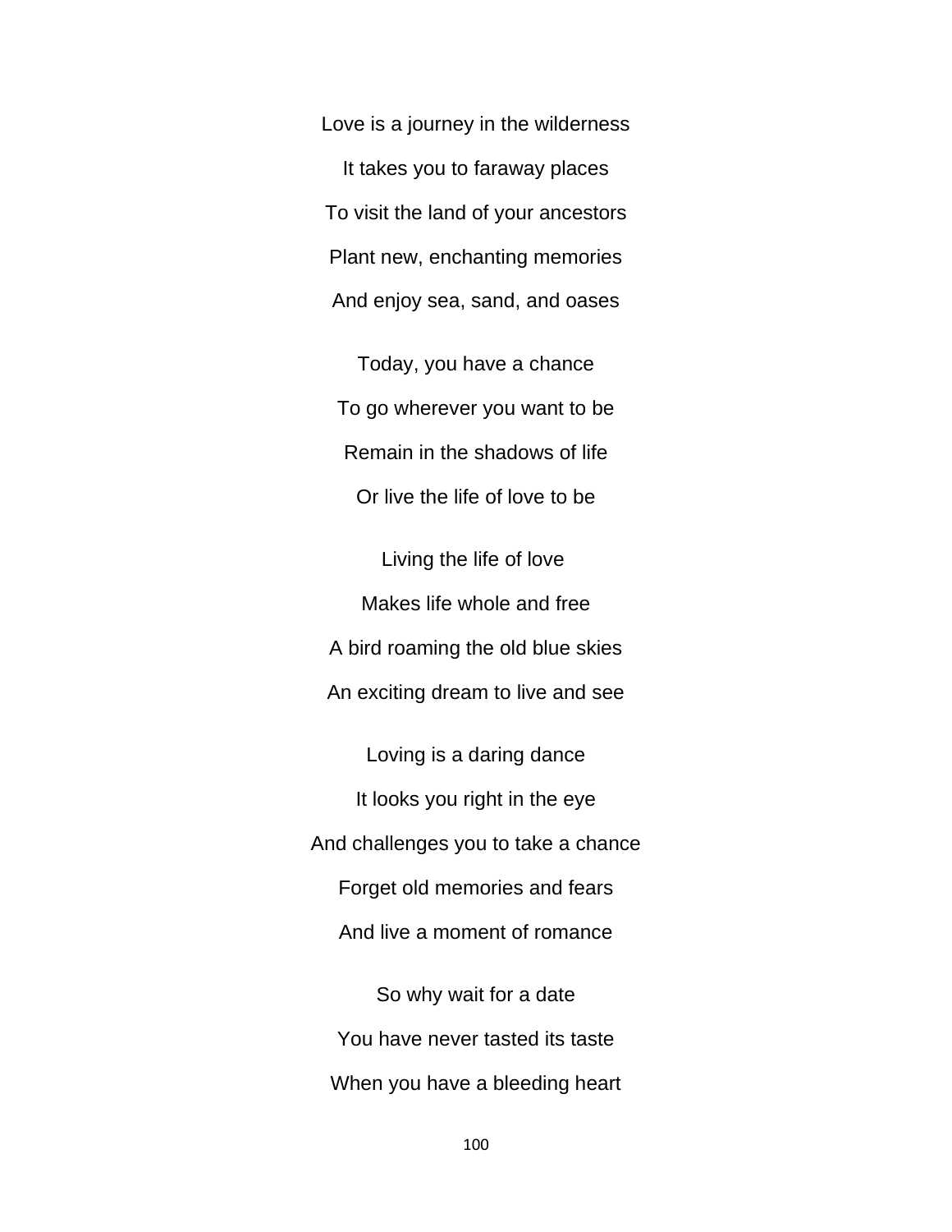Love is a journey in the wilderness

It takes you to faraway places

To visit the land of your ancestors

Plant new, enchanting memories

And enjoy sea, sand, and oases

Today, you have a chance

To go wherever you want to be

Remain in the shadows of life

Or live the life of love to be

Living the life of love

Makes life whole and free

A bird roaming the old blue skies

An exciting dream to live and see

Loving is a daring dance

It looks you right in the eye

And challenges you to take a chance

Forget old memories and fears

And live a moment of romance

So why wait for a date

You have never tasted its taste

When you have a bleeding heart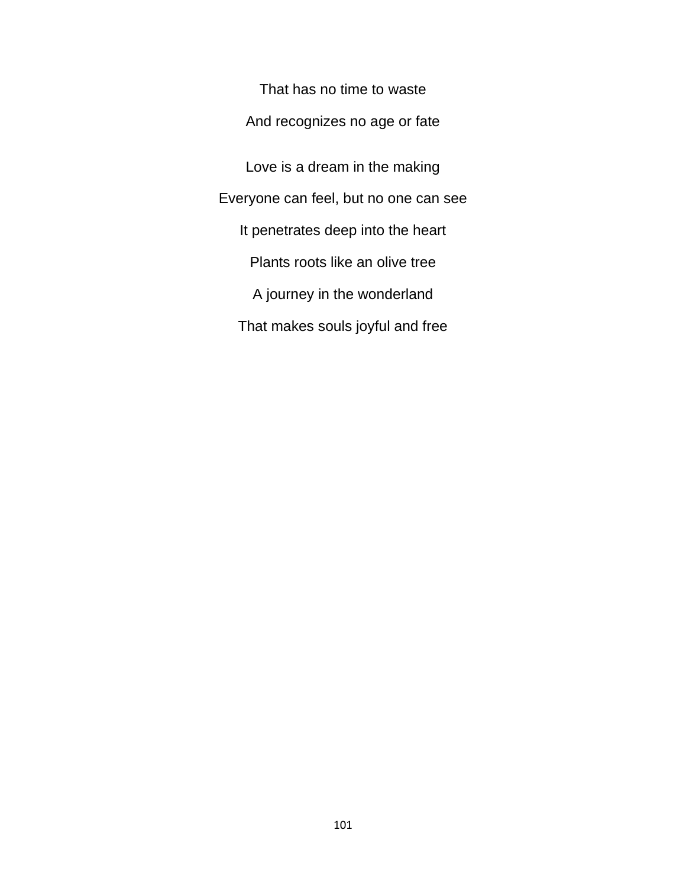That has no time to waste

And recognizes no age or fate

Love is a dream in the making

Everyone can feel, but no one can see

It penetrates deep into the heart

Plants roots like an olive tree

A journey in the wonderland

That makes souls joyful and free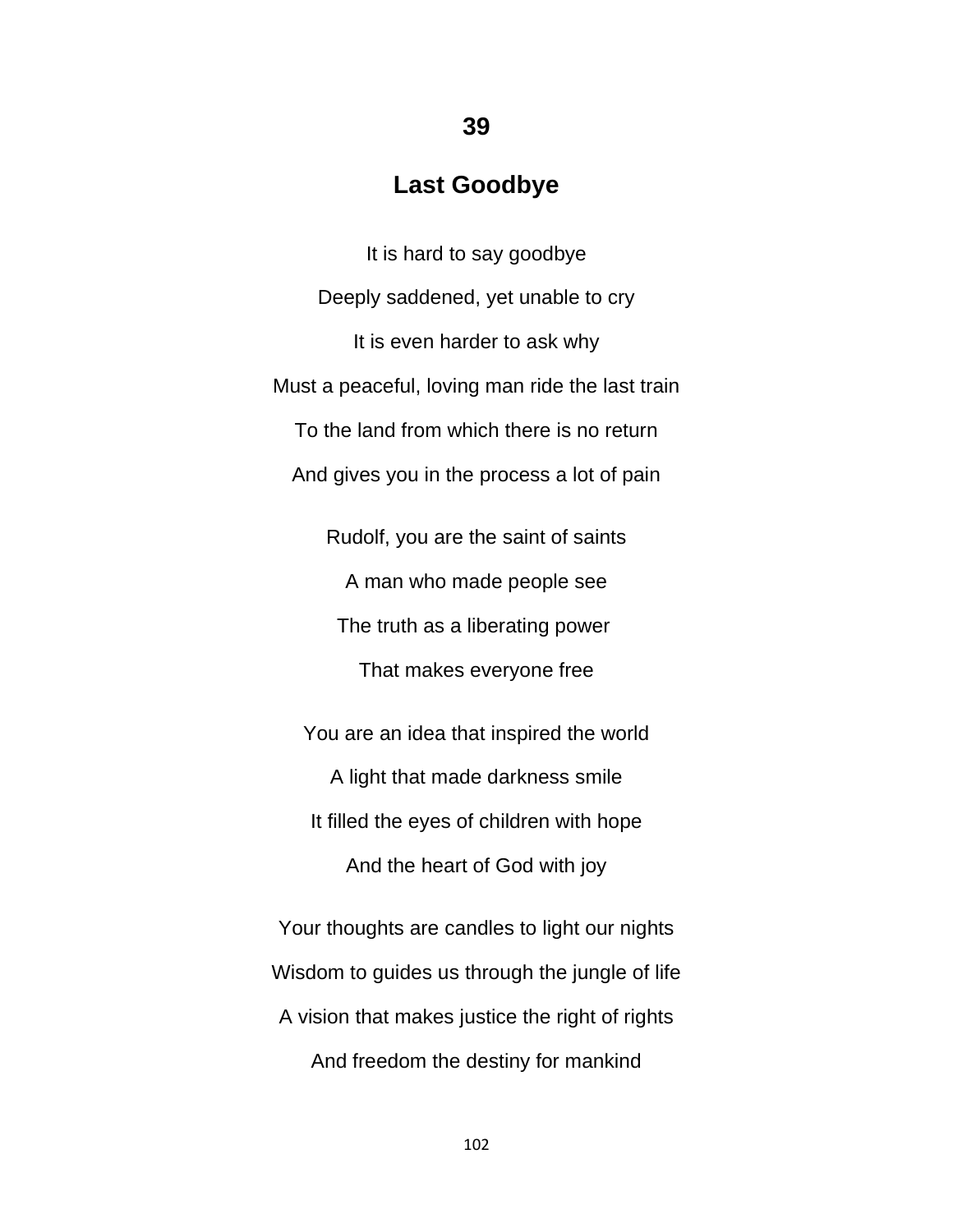# 39

## Last Goodbye

It is hard to say goodbye

Deeply saddened, yet unable to cry

It is even harder to ask why

Must a peaceful, loving man ride the last train

To the land from which there is no return

And gives you in the process a lot of pain

Rudolf, you are the saint of saints

A man who made people see

The truth as a liberating power

That makes everyone free

You are an idea that inspired the world

A light that made darkness smile

It filled the eyes of children with hope

And the heart of God with joy

Your thoughts are candles to light our nights

Wisdom to guides us through the jungle of life

A vision that makes justice the right of rights

And freedom the destiny for mankind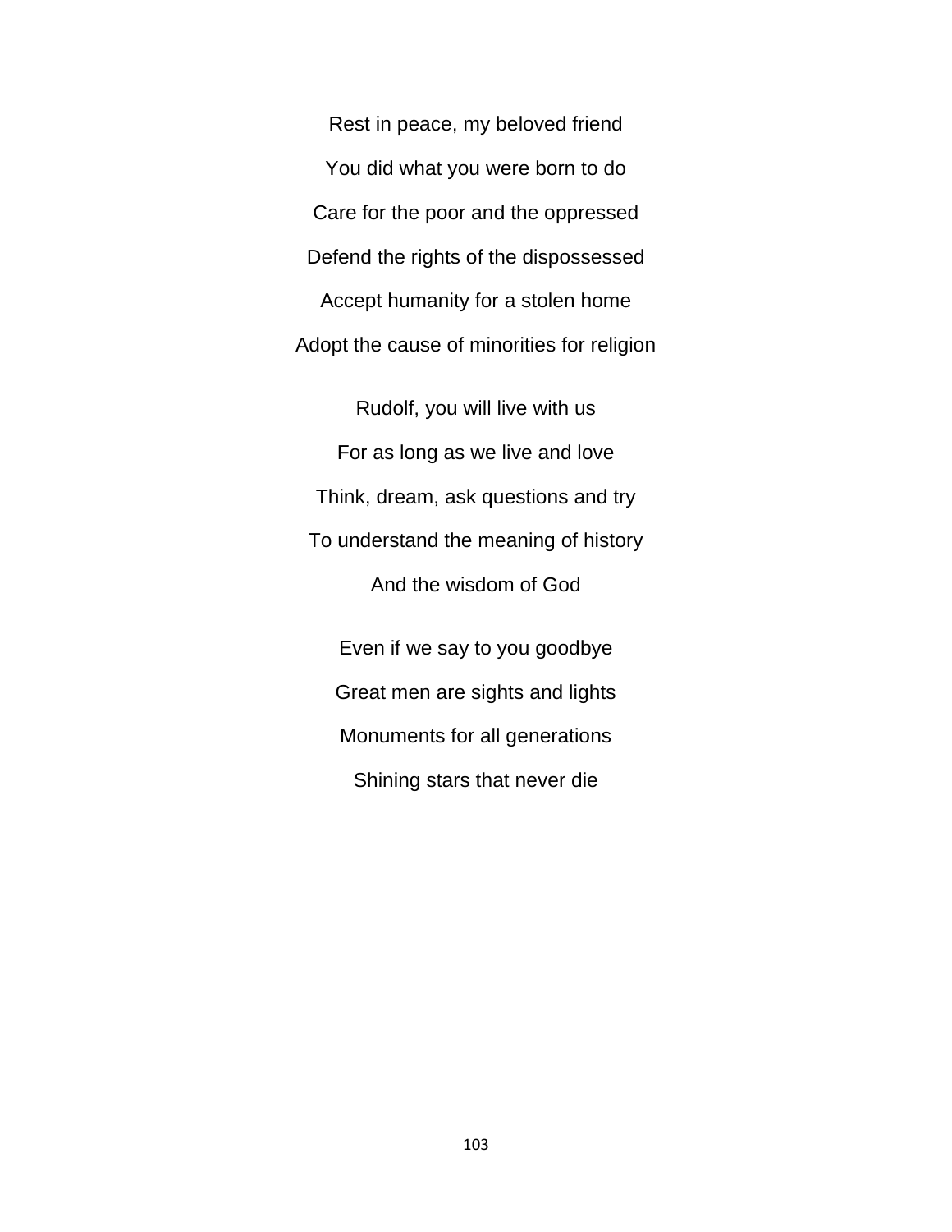Rest in peace, my beloved friend

You did what you were born to do

Care for the poor and the oppressed

Defend the rights of the dispossessed

Accept humanity for a stolen home

Adopt the cause of minorities for religion

Rudolf, you will live with us

For as long as we live and love

Think, dream, ask questions and try

To understand the meaning of history

And the wisdom of God

Even if we say to you goodbye

Great men are sights and lights

Monuments for all generations

Shining stars that never die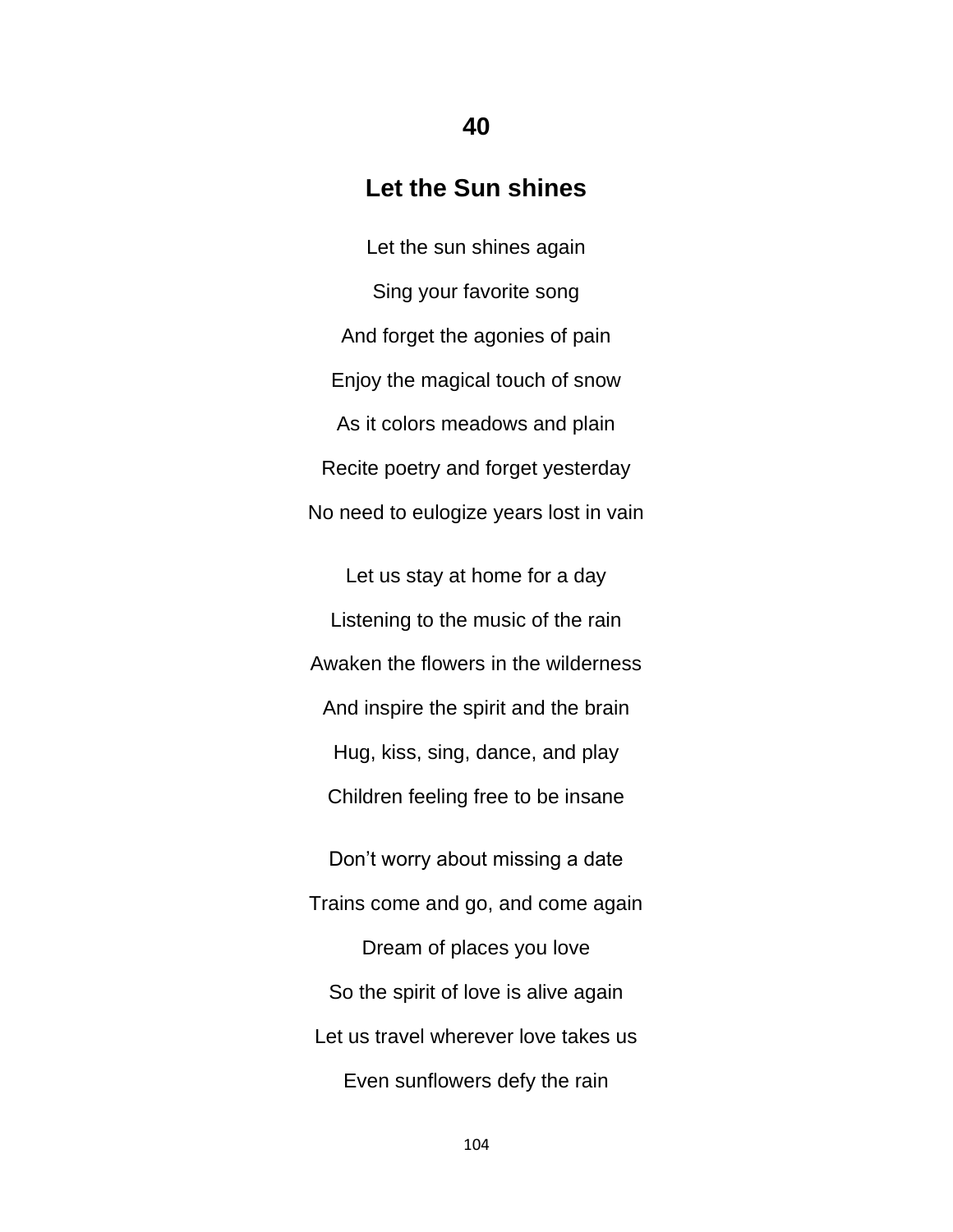## 40

## Let the Sun shines

Let the sun shines again

Sing your favorite song

And forget the agonies of pain

Enjoy the magical touch of snow

As it colors meadows and plain

Recite poetry and forget yesterday

No need to eulogize years lost in vain

Let us stay at home for a day

Listening to the music of the rain

Awaken the flowers in the wilderness

And inspire the spirit and the brain

Hug, kiss, sing, dance, and play

Children feeling free to be insane

Don't worry about missing a date

Trains come and go, and come again

Dream of places you love

So the spirit of love is alive again

Let us travel wherever love takes us

Even sunflowers defy the rain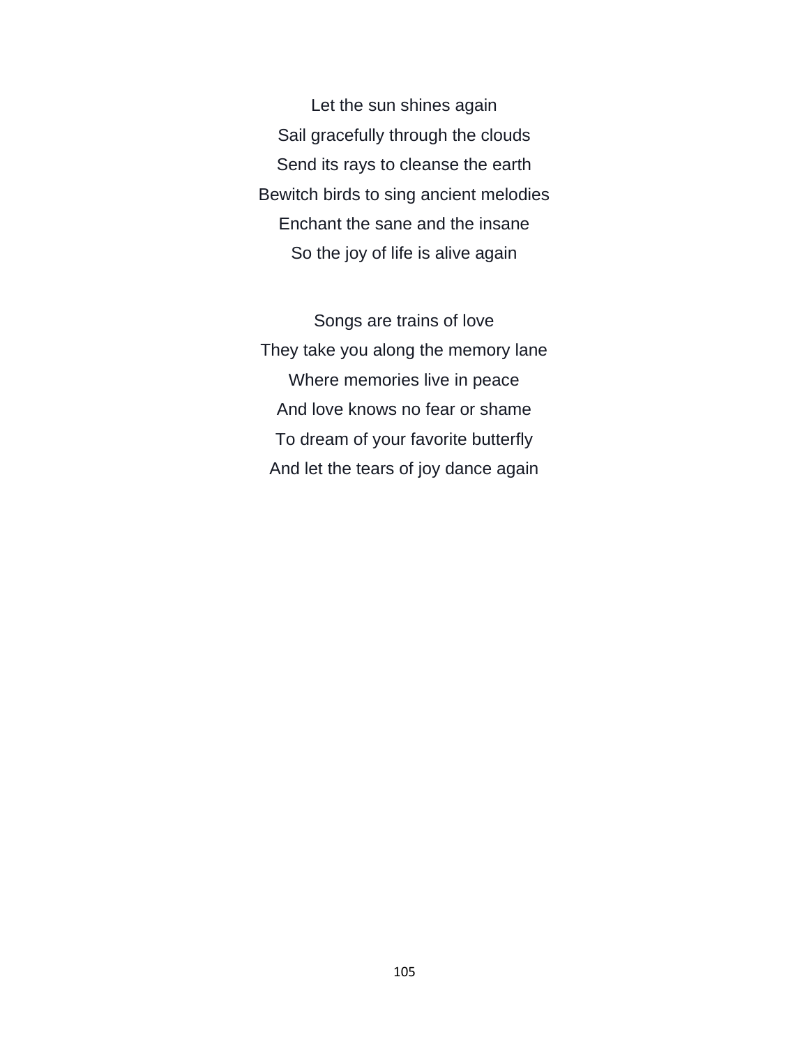Let the sun shines again
Sail gracefully through the clouds
Send its rays to cleanse the earth
Bewitch birds to sing ancient melodies
Enchant the sane and the insane
So the joy of life is alive again

Songs are trains of love
They take you along the memory lane
Where memories live in peace
And love knows no fear or shame
To dream of your favorite butterfly
And let the tears of joy dance again